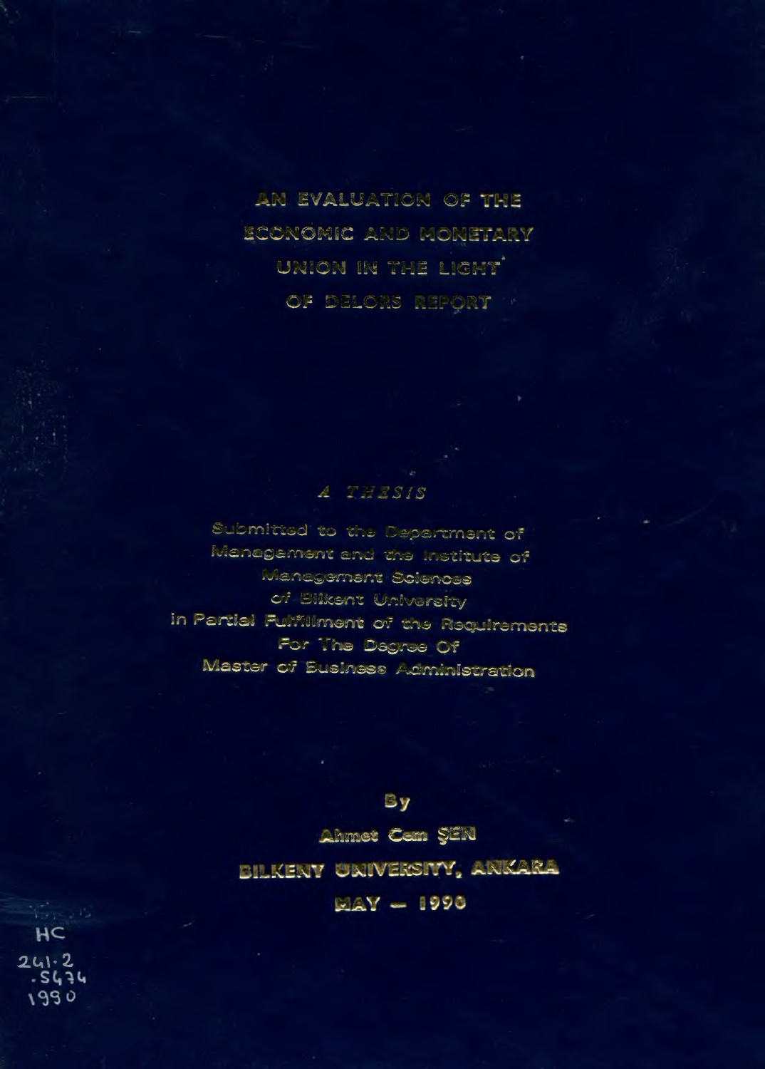# AN EVALUATION OF THE ECONOMIC AND MONETARY UNION IN THE LIGHT OF DELORS REPORT

*A THESIS*

Submitted to the Department of Management and the Institute of Management Sciences of Bilkent University in Partial Fulfillment of the Requirements For The Degree Of Master of Business Administration

By

Ahmet Cem ŞEN

BILKENT UNIVERSITY, ANKARA

MAY — 1990

HC
241.2
.S474
1990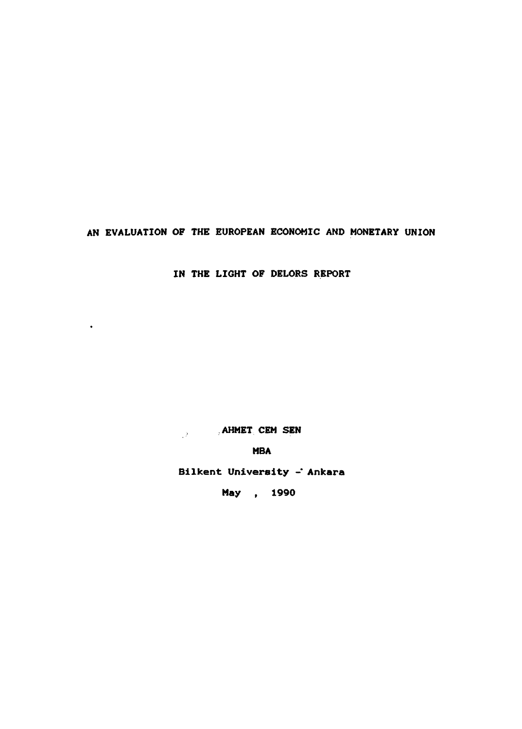# AN EVALUATION OF THE EUROPEAN ECONOMIC AND MONETARY UNION

# IN THE LIGHT OF DELORS REPORT

AHMET CEM SEN

MBA

Bilkent University - Ankara

May , 1990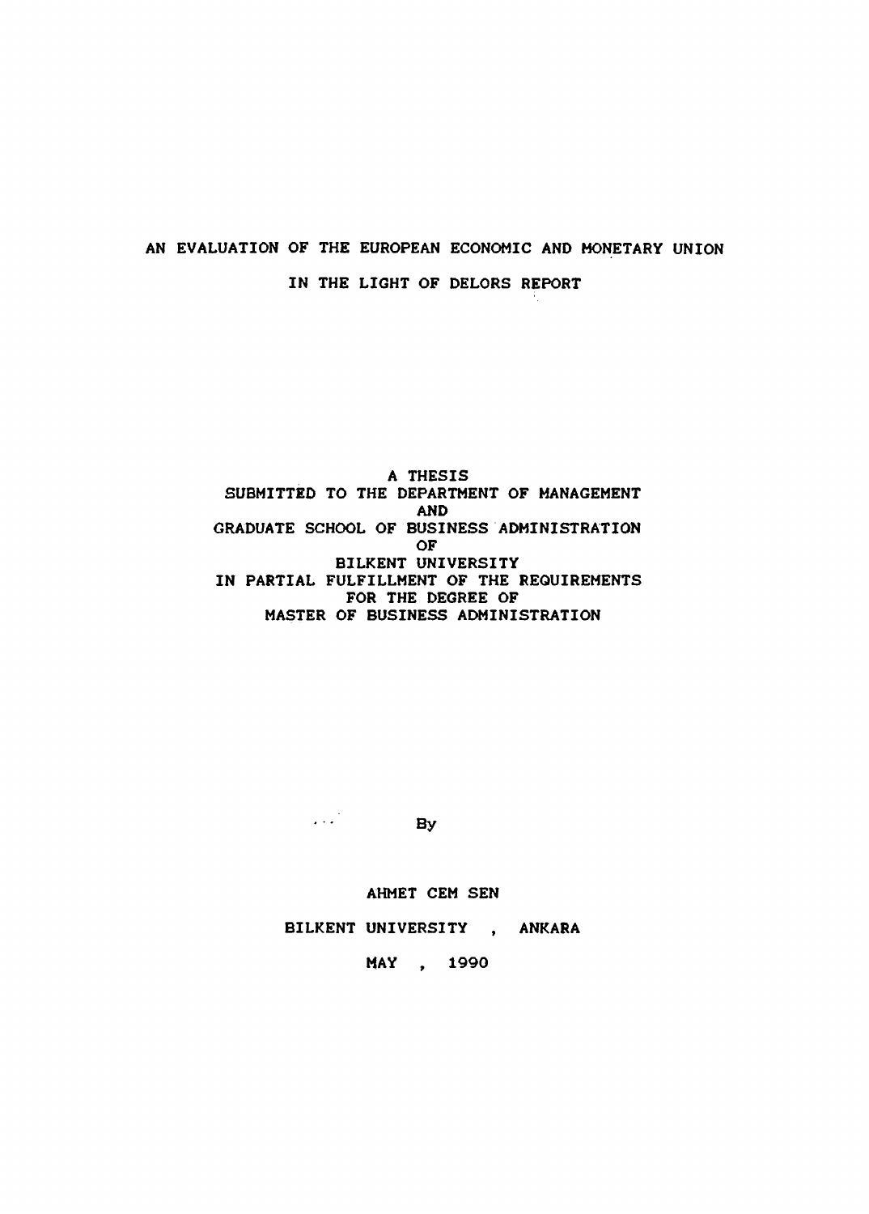# AN EVALUATION OF THE EUROPEAN ECONOMIC AND MONETARY UNION IN THE LIGHT OF DELORS REPORT

A THESIS
SUBMITTED TO THE DEPARTMENT OF MANAGEMENT
AND
GRADUATE SCHOOL OF BUSINESS ADMINISTRATION
OF
BILKENT UNIVERSITY
IN PARTIAL FULFILLMENT OF THE REQUIREMENTS
FOR THE DEGREE OF
MASTER OF BUSINESS ADMINISTRATION

By

AHMET CEM SEN

BILKENT UNIVERSITY , ANKARA

MAY , 1990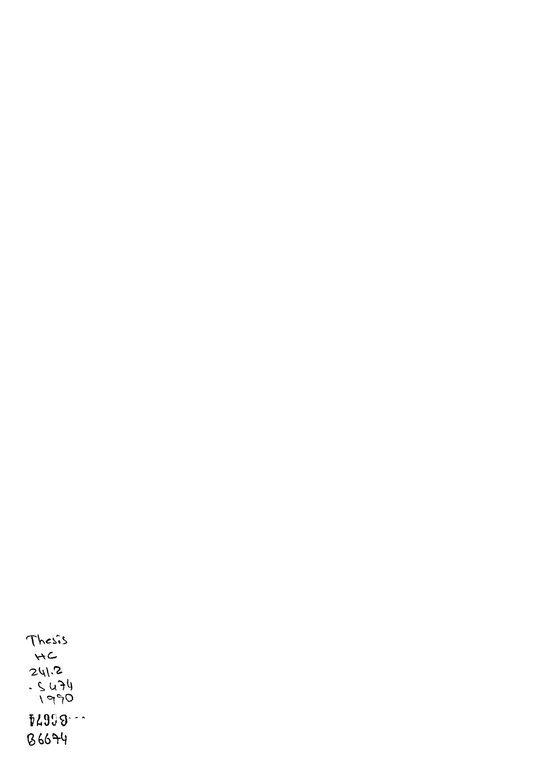Thesis
HC
241.2
.S474
1990

B6674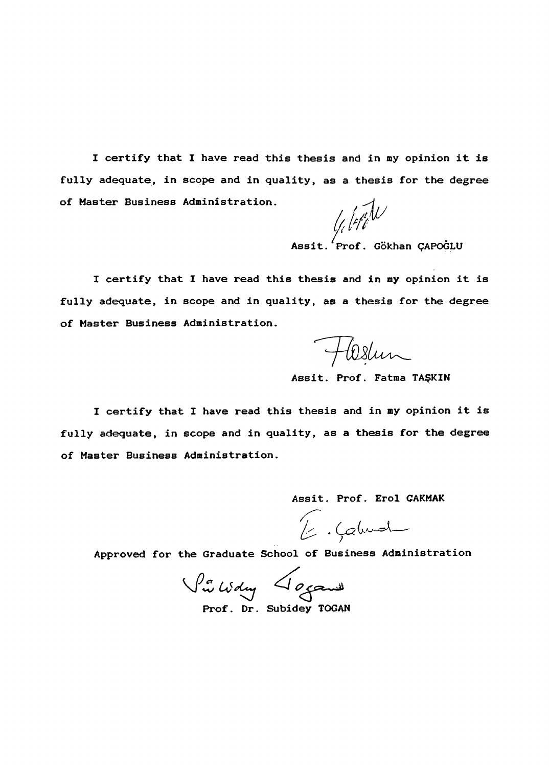I certify that I have read this thesis and in my opinion it is fully adequate, in scope and in quality, as a thesis for the degree of Master Business Administration.

Assit. Prof. Gökhan ÇAPOĞLU

I certify that I have read this thesis and in my opinion it is fully adequate, in scope and in quality, as a thesis for the degree of Master Business Administration.

Assit. Prof. Fatma TAŞKIN

I certify that I have read this thesis and in my opinion it is fully adequate, in scope and in quality, as a thesis for the degree of Master Business Administration.

Assit. Prof. Erol ÇAKMAK

Approved for the Graduate School of Business Administration

Prof. Dr. Subidey TOGAN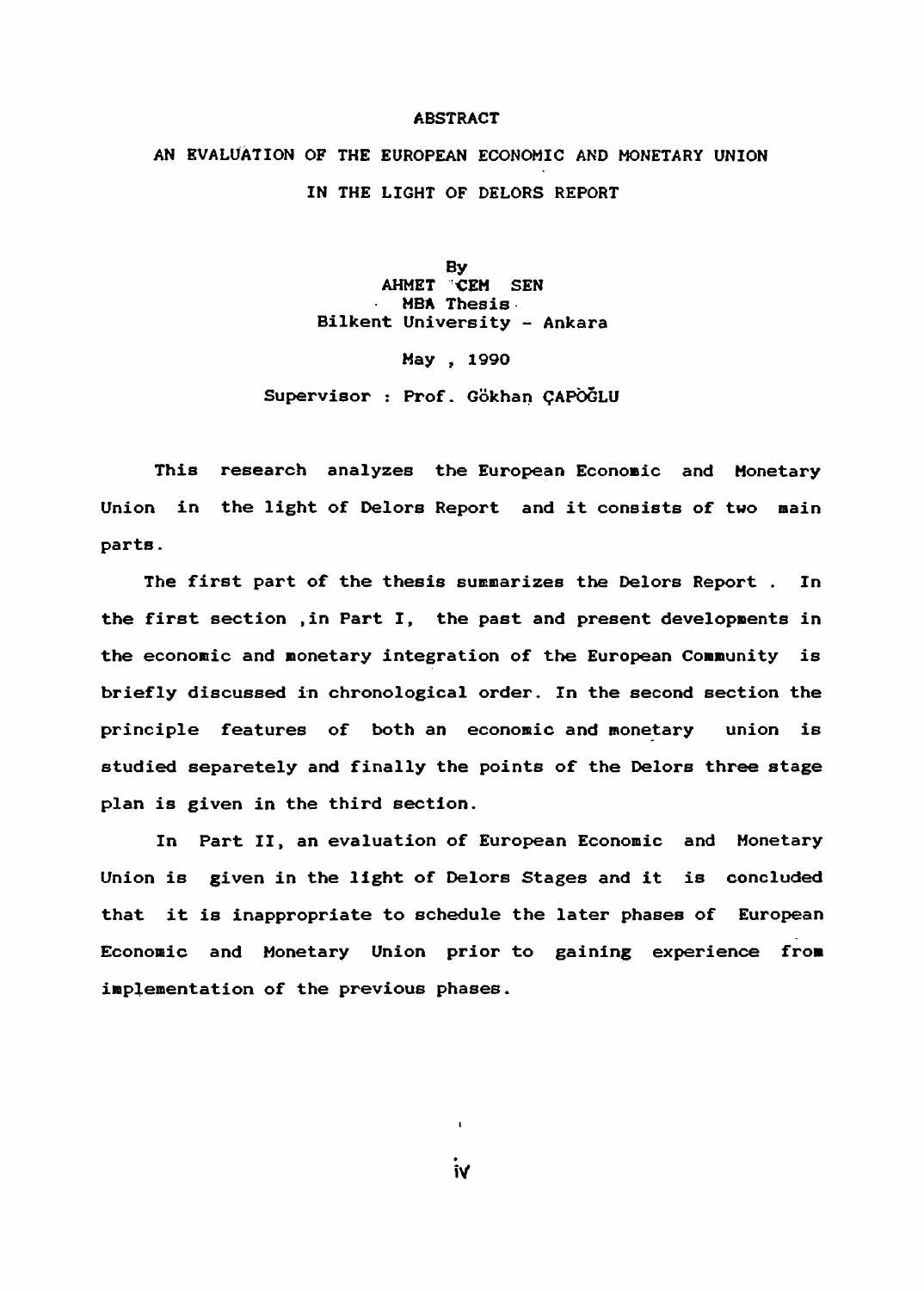# ABSTRACT

## AN EVALUATION OF THE EUROPEAN ECONOMIC AND MONETARY UNION IN THE LIGHT OF DELORS REPORT

By
AHMET CEM SEN
MBA Thesis
Bilkent University - Ankara

May , 1990

Supervisor : Prof. Gökhan ÇAPOĞLU

This research analyzes the European Economic and Monetary Union in the light of Delors Report and it consists of two main parts.

The first part of the thesis summarizes the Delors Report . In the first section ,in Part I, the past and present developments in the economic and monetary integration of the European Community is briefly discussed in chronological order. In the second section the principle features of both an economic and monetary union is studied separetely and finally the points of the Delors three stage plan is given in the third section.

In Part II, an evaluation of European Economic and Monetary Union is given in the light of Delors Stages and it is concluded that it is inappropriate to schedule the later phases of European Economic and Monetary Union prior to gaining experience from implementation of the previous phases.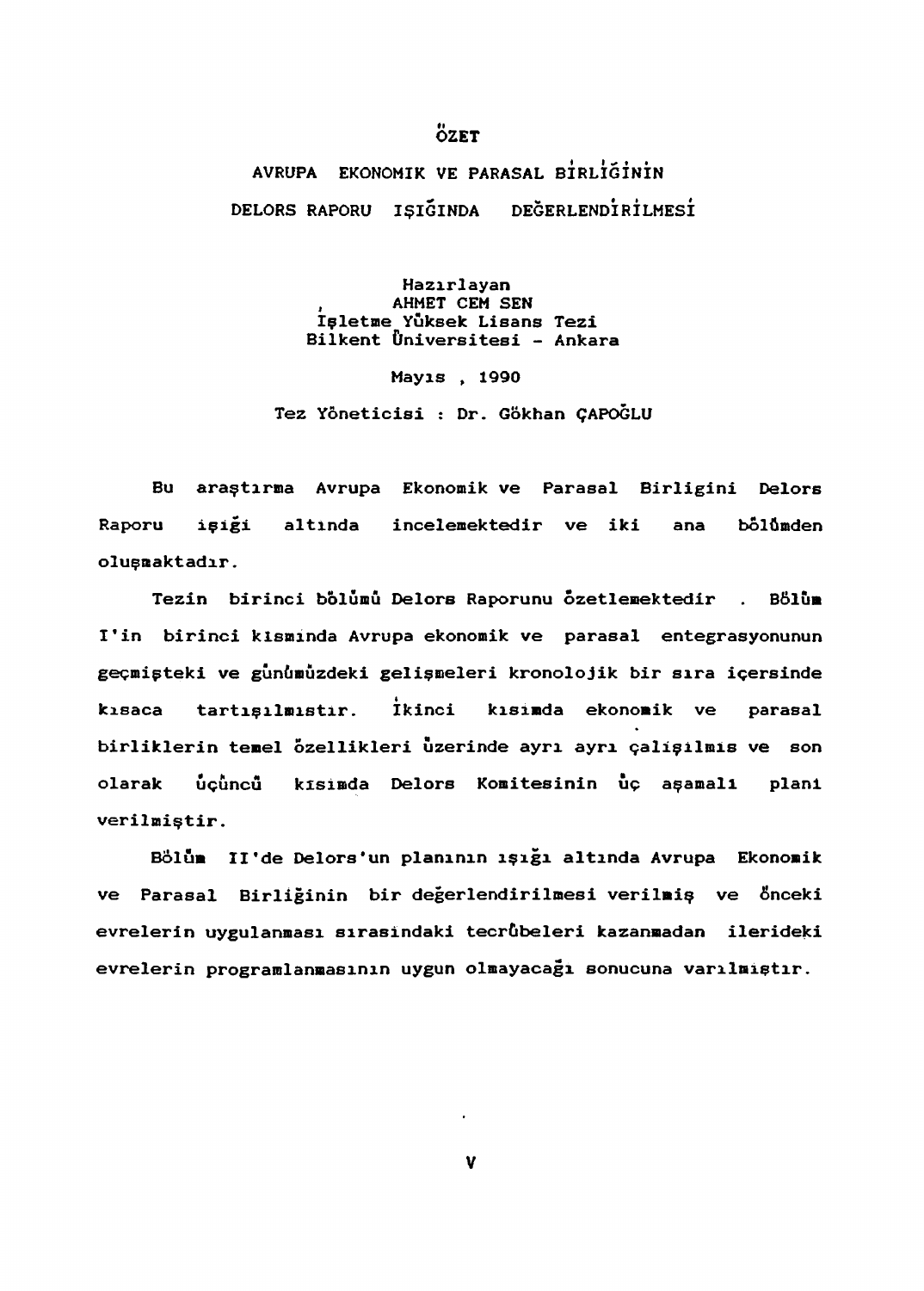# ÖZET

## AVRUPA EKONOMIK VE PARASAL BİRLİĞİNİN DELORS RAPORU IŞIĞINDA DEĞERLENDİRİLMESİ

Hazırlayan
AHMET CEM ŞEN
İşletme Yüksek Lisans Tezi
Bilkent Üniversitesi - Ankara

Mayıs , 1990

Tez Yöneticisi : Dr. Gökhan ÇAPOĞLU

Bu araştırma Avrupa Ekonomik ve Parasal Birligini Delors Raporu işiği altında incelemektedir ve iki ana bölümden oluşmaktadır.

Tezin birinci bölümü Delors Raporunu özetlemektedir . Bölüm I'in birinci kısmında Avrupa ekonomik ve parasal entegrasyonunun geçmişteki ve günümüzdeki gelişmeleri kronolojik bir sıra içersinde kısaca tartışılmıştır. İkinci kısımda ekonomik ve parasal birliklerin temel özellikleri üzerinde ayrı ayrı çalışılmıs ve son olarak üçüncü kısımda Delors Komitesinin üç aşamalı plani verilmiştir.

Bölüm II'de Delors'un planının ışığı altında Avrupa Ekonomik ve Parasal Birliğinin bir değerlendirilmesi verilmiş ve önceki evrelerin uygulanması sırasindaki tecrübeleri kazanmadan ilerideki evrelerin programlanmasının uygun olmayacağı sonucuna varılmıştır.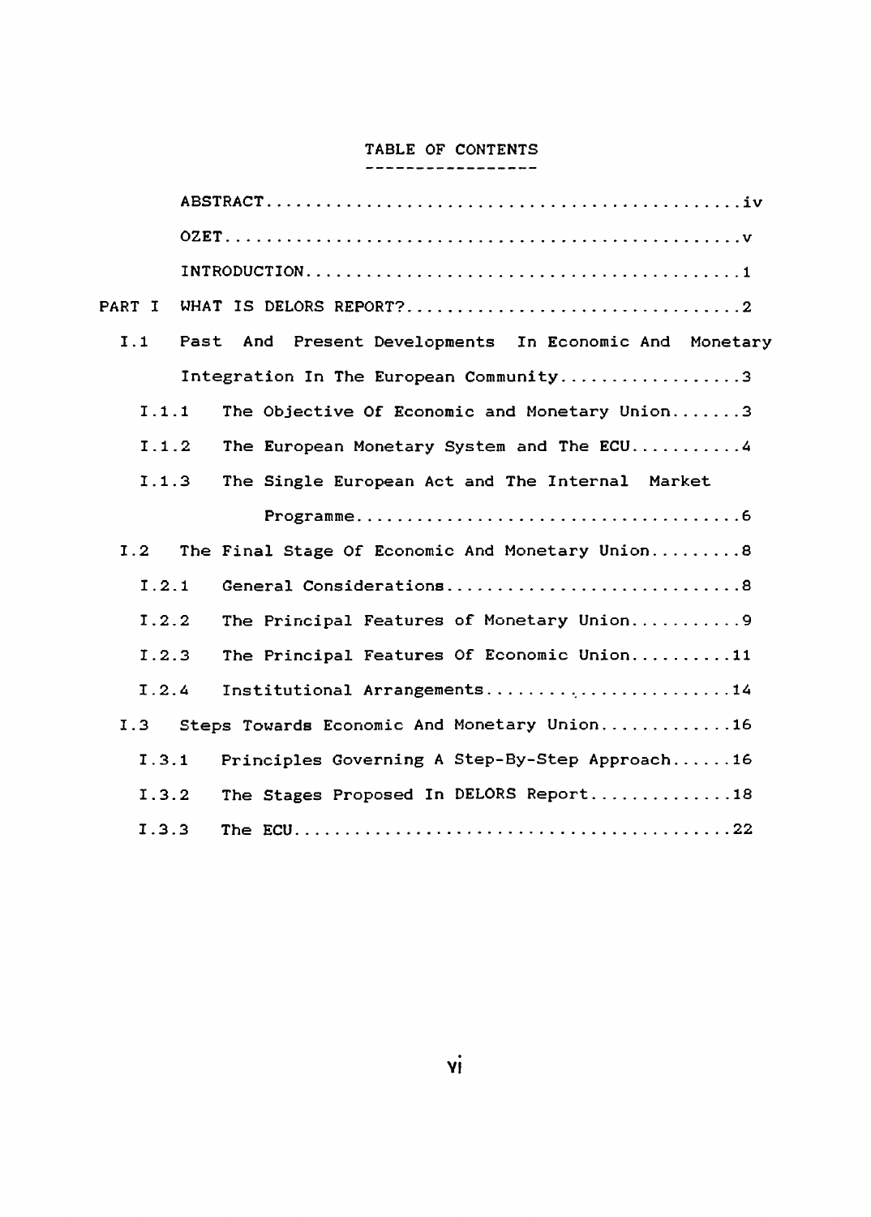# TABLE OF CONTENTS

ABSTRACT....................................................iv

OZET........................................................v

INTRODUCTION................................................1

PART I WHAT IS DELORS REPORT?...............................2

- I.1 Past And Present Developments In Economic And Monetary Integration In The European Community..................3
  - I.1.1 The Objective Of Economic and Monetary Union.......3
  - I.1.2 The European Monetary System and The ECU...........4
  - I.1.3 The Single European Act and The Internal Market Programme.....................................6
- I.2 The Final Stage Of Economic And Monetary Union.........8
  - I.2.1 General Considerations.............................8
  - I.2.2 The Principal Features of Monetary Union...........9
  - I.2.3 The Principal Features Of Economic Union..........11
  - I.2.4 Institutional Arrangements........................14
- I.3 Steps Towards Economic And Monetary Union.............16
  - I.3.1 Principles Governing A Step-By-Step Approach......16
  - I.3.2 The Stages Proposed In DELORS Report..............18
  - I.3.3 The ECU...........................................22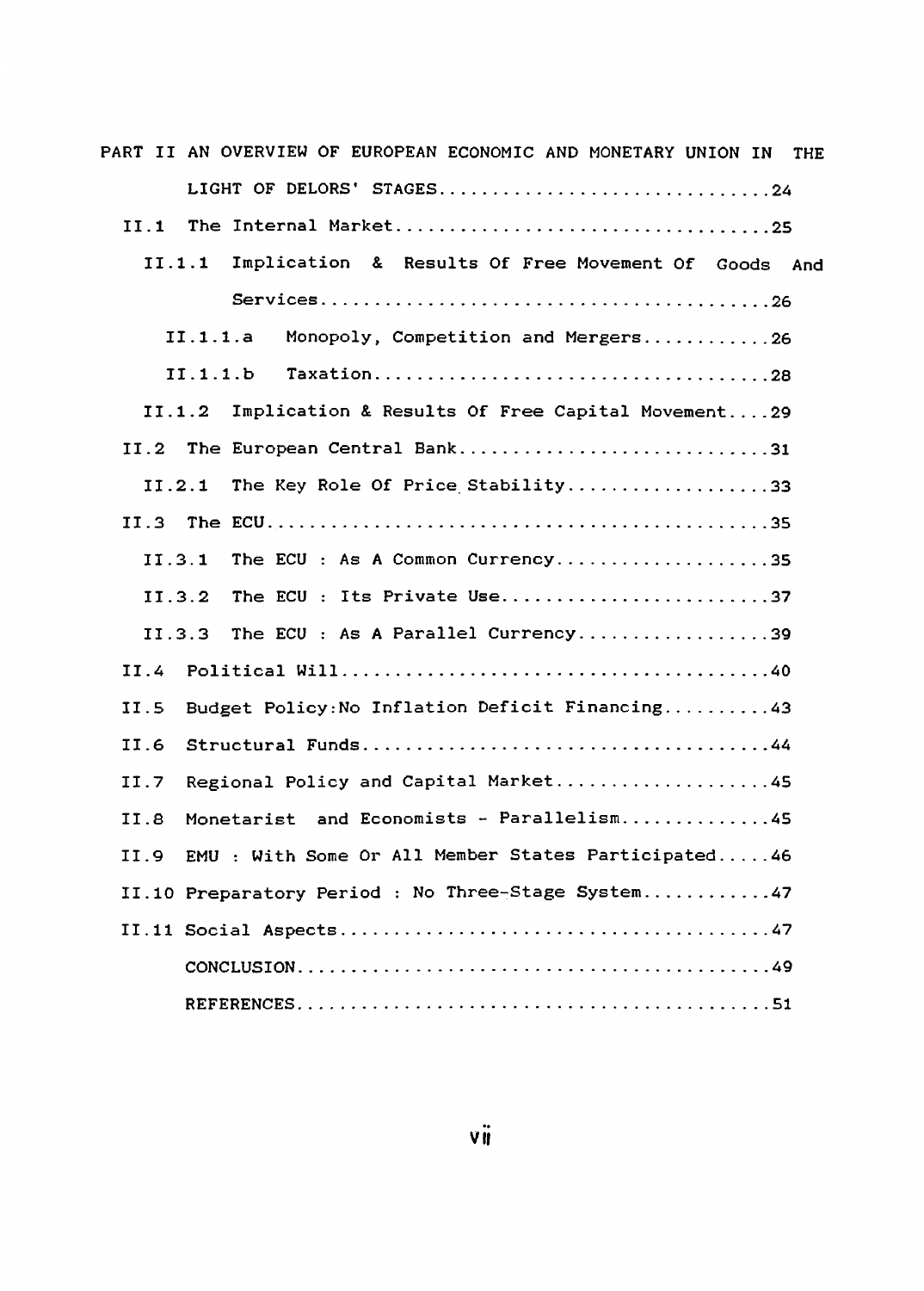PART II AN OVERVIEW OF EUROPEAN ECONOMIC AND MONETARY UNION IN THE LIGHT OF DELORS' STAGES................................24

- II.1 The Internal Market...................................25
  - II.1.1 Implication & Results Of Free Movement Of Goods And Services.........................................26
    - II.1.1.a Monopoly, Competition and Mergers............26
    - II.1.1.b Taxation.....................................28
  - II.1.2 Implication & Results Of Free Capital Movement....29
- II.2 The European Central Bank.............................31
  - II.2.1 The Key Role Of Price Stability...................33
- II.3 The ECU...............................................35
  - II.3.1 The ECU : As A Common Currency....................35
  - II.3.2 The ECU : Its Private Use.........................37
  - II.3.3 The ECU : As A Parallel Currency..................39
- II.4 Political Will........................................40
- II.5 Budget Policy:No Inflation Deficit Financing..........43
- II.6 Structural Funds......................................44
- II.7 Regional Policy and Capital Market....................45
- II.8 Monetarist and Economists - Parallelism..............45
- II.9 EMU : With Some Or All Member States Participated.....46
- II.10 Preparatory Period : No Three-Stage System...........47
- II.11 Social Aspects.......................................47

CONCLUSION.............................................49

REFERENCES.............................................51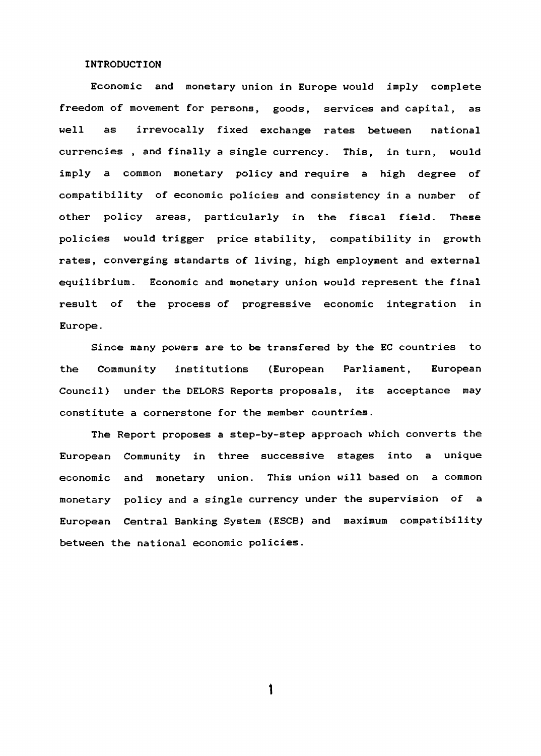## INTRODUCTION

Economic and monetary union in Europe would imply complete freedom of movement for persons, goods, services and capital, as well as irrevocally fixed exchange rates between national currencies , and finally a single currency. This, in turn, would imply a common monetary policy and require a high degree of compatibility of economic policies and consistency in a number of other policy areas, particularly in the fiscal field. These policies would trigger price stability, compatibility in growth rates, converging standarts of living, high employment and external equilibrium. Economic and monetary union would represent the final result of the process of progressive economic integration in Europe.

Since many powers are to be transfered by the EC countries to the Community institutions (European Parliament, European Council) under the DELORS Reports proposals, its acceptance may constitute a cornerstone for the member countries.

The Report proposes a step-by-step approach which converts the European Community in three successive stages into a unique economic and monetary union. This union will based on a common monetary policy and a single currency under the supervision of a European Central Banking System (ESCB) and maximum compatibility between the national economic policies.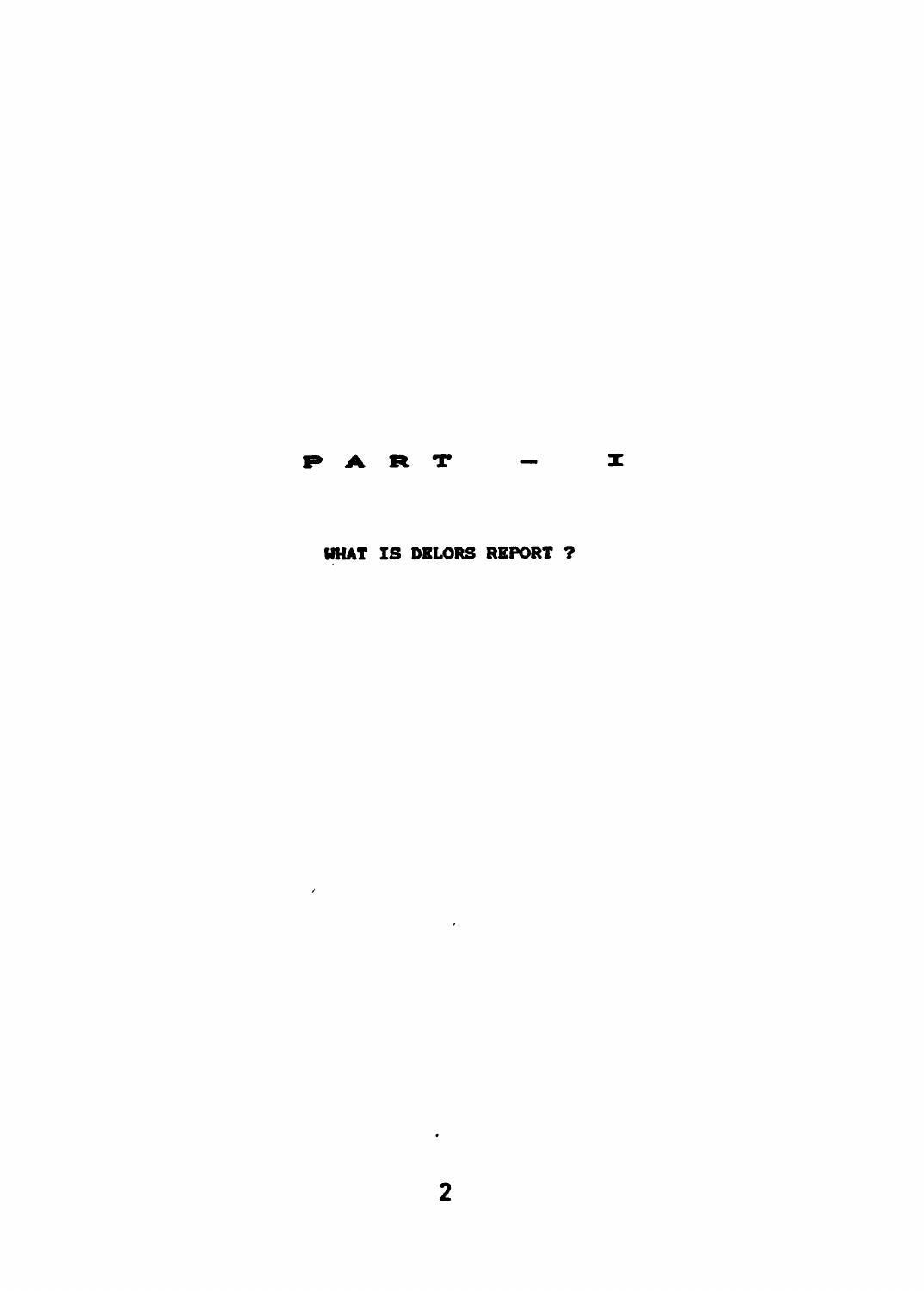# P A R T — I

## WHAT IS DELORS REPORT ?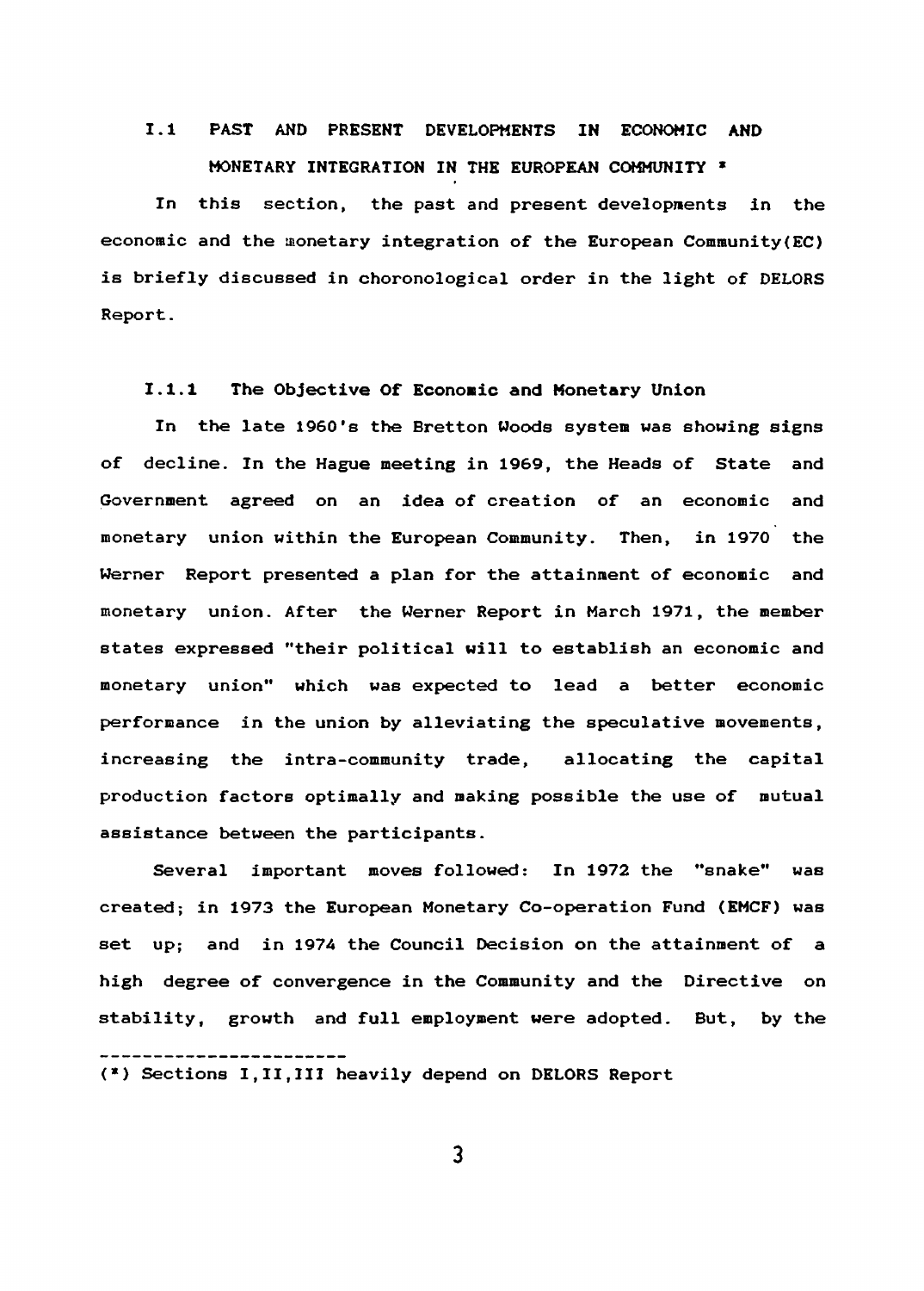## I.1 PAST AND PRESENT DEVELOPMENTS IN ECONOMIC AND MONETARY INTEGRATION IN THE EUROPEAN COMMUNITY *

In this section, the past and present developments in the economic and the monetary integration of the European Community(EC) is briefly discussed in choronological order in the light of DELORS Report.

### I.1.1 The Objective Of Economic and Monetary Union

In the late 1960's the Bretton Woods system was showing signs of decline. In the Hague meeting in 1969, the Heads of State and Government agreed on an idea of creation of an economic and monetary union within the European Community. Then, in 1970 the Werner Report presented a plan for the attainment of economic and monetary union. After the Werner Report in March 1971, the member states expressed "their political will to establish an economic and monetary union" which was expected to lead a better economic performance in the union by alleviating the speculative movements, increasing the intra-community trade, allocating the capital production factors optimally and making possible the use of mutual assistance between the participants.

Several important moves followed: In 1972 the "snake" was created; in 1973 the European Monetary Co-operation Fund (EMCF) was set up; and in 1974 the Council Decision on the attainment of a high degree of convergence in the Community and the Directive on stability, growth and full employment were adopted. But, by the

---

(*) Sections I,II,III heavily depend on DELORS Report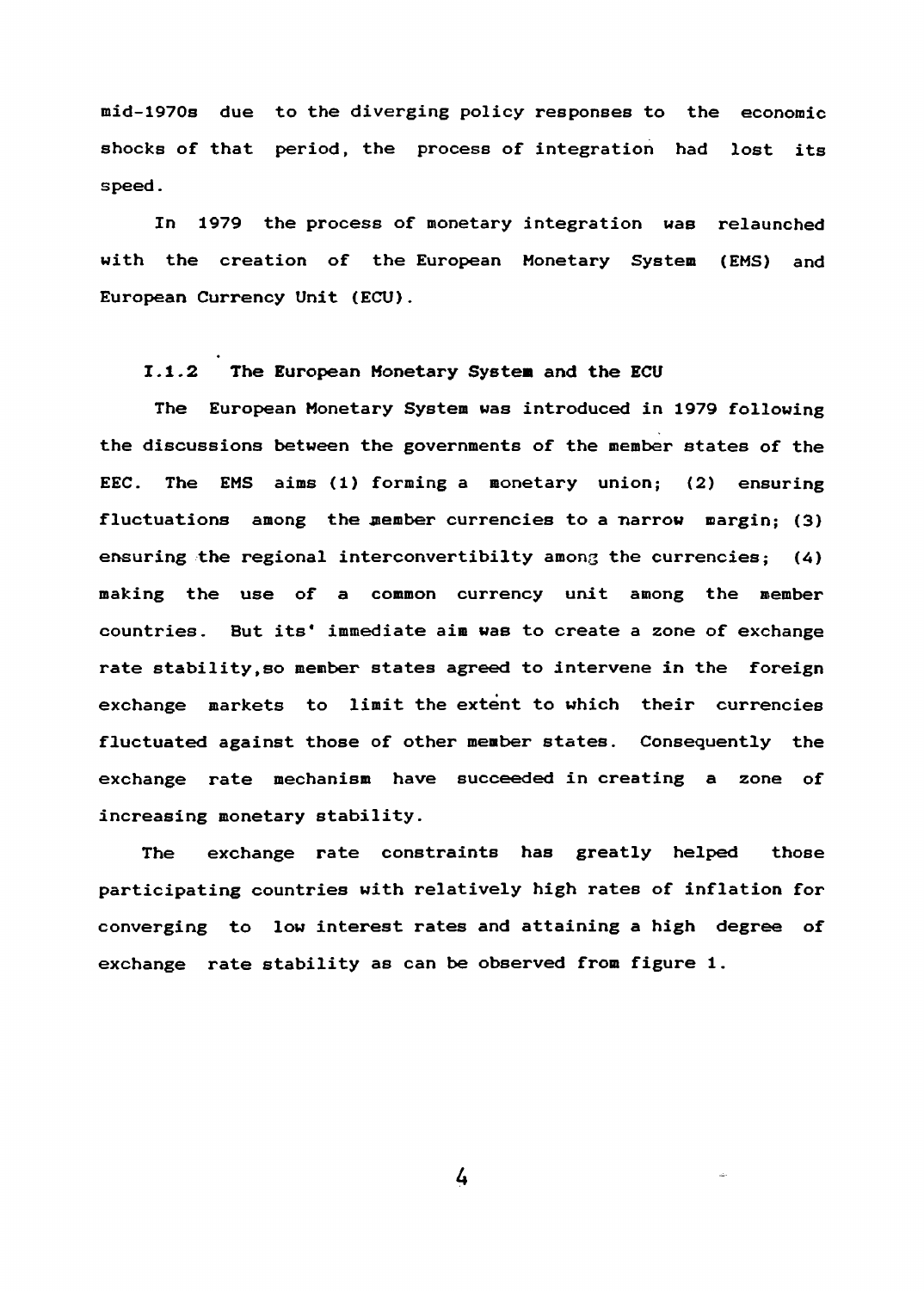mid-1970s due to the diverging policy responses to the economic shocks of that period, the process of integration had lost its speed.

In 1979 the process of monetary integration was relaunched with the creation of the European Monetary System (EMS) and European Currency Unit (ECU).

### I.1.2 The European Monetary System and the ECU

The European Monetary System was introduced in 1979 following the discussions between the governments of the member states of the EEC. The EMS aims (1) forming a monetary union; (2) ensuring fluctuations among the member currencies to a narrow margin; (3) ensuring the regional interconvertibilty among the currencies; (4) making the use of a common currency unit among the member countries. But its' immediate aim was to create a zone of exchange rate stability,so member states agreed to intervene in the foreign exchange markets to limit the extent to which their currencies fluctuated against those of other member states. Consequently the exchange rate mechanism have succeeded in creating a zone of increasing monetary stability.

The exchange rate constraints has greatly helped those participating countries with relatively high rates of inflation for converging to low interest rates and attaining a high degree of exchange rate stability as can be observed from figure 1.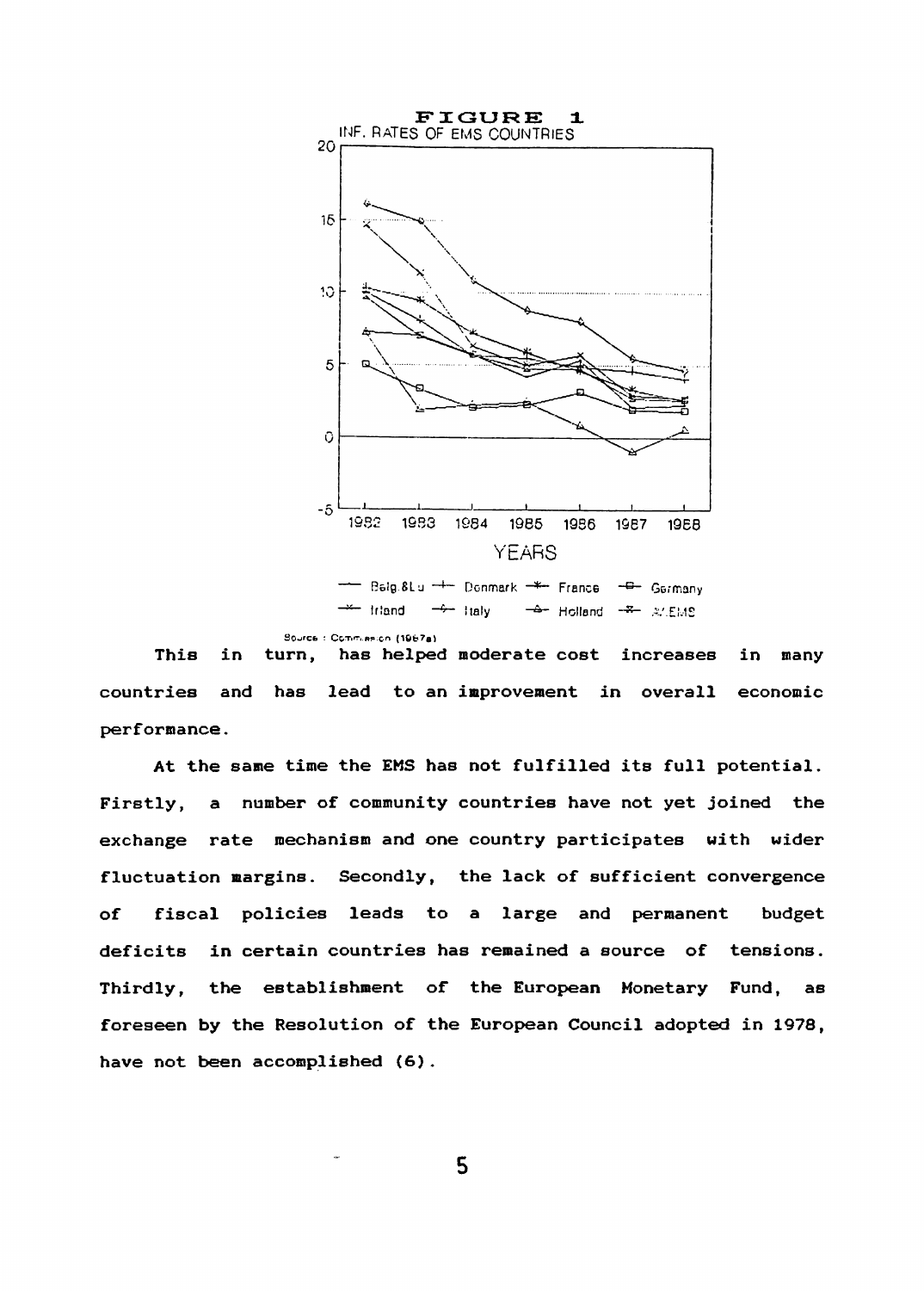**FIGURE 1**

INF. RATES OF EMS COUNTRIES

Belg.&Lu, Denmark, France, Germany, Irland, Italy, Holland, AV.EMS

Source : Commission (1987a)

This in turn, has helped moderate cost increases in many countries and has lead to an improvement in overall economic performance.

At the same time the EMS has not fulfilled its full potential. Firstly, a number of community countries have not yet joined the exchange rate mechanism and one country participates with wider fluctuation margins. Secondly, the lack of sufficient convergence of fiscal policies leads to a large and permanent budget deficits in certain countries has remained a source of tensions. Thirdly, the establishment of the European Monetary Fund, as foreseen by the Resolution of the European Council adopted in 1978, have not been accomplished (6).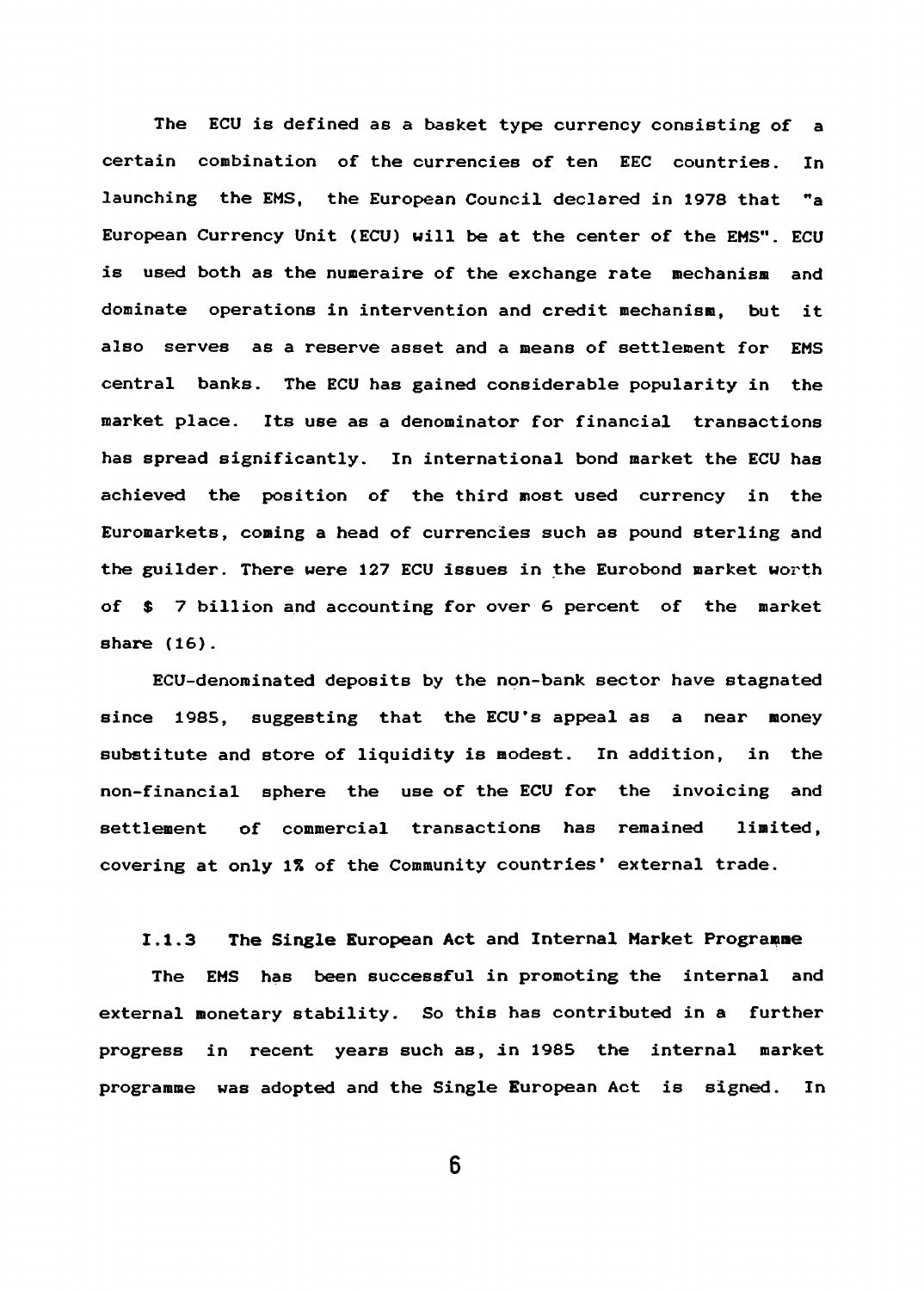The ECU is defined as a basket type currency consisting of a certain combination of the currencies of ten EEC countries. In launching the EMS, the European Council declared in 1978 that "a European Currency Unit (ECU) will be at the center of the EMS". ECU is used both as the numeraire of the exchange rate mechanism and dominate operations in intervention and credit mechanism, but it also serves as a reserve asset and a means of settlement for EMS central banks. The ECU has gained considerable popularity in the market place. Its use as a denominator for financial transactions has spread significantly. In international bond market the ECU has achieved the position of the third most used currency in the Euromarkets, coming a head of currencies such as pound sterling and the guilder. There were 127 ECU issues in the Eurobond market worth of $ 7 billion and accounting for over 6 percent of the market share (16).

ECU-denominated deposits by the non-bank sector have stagnated since 1985, suggesting that the ECU's appeal as a near money substitute and store of liquidity is modest. In addition, in the non-financial sphere the use of the ECU for the invoicing and settlement of commercial transactions has remained limited, covering at only 1% of the Community countries' external trade.

### I.1.3 The Single European Act and Internal Market Programme

The EMS has been successful in promoting the internal and external monetary stability. So this has contributed in a further progress in recent years such as, in 1985 the internal market programme was adopted and the Single European Act is signed. In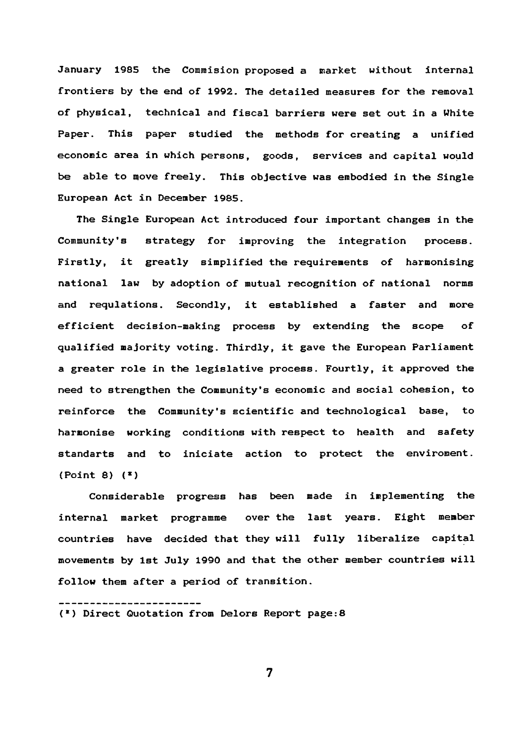January 1985 the Commision proposed a market without internal frontiers by the end of 1992. The detailed measures for the removal of physical, technical and fiscal barriers were set out in a White Paper. This paper studied the methods for creating a unified economic area in which persons, goods, services and capital would be able to move freely. This objective was embodied in the Single European Act in December 1985.

The Single European Act introduced four important changes in the Community's strategy for improving the integration process. Firstly, it greatly simplified the requirements of harmonising national law by adoption of mutual recognition of national norms and requlations. Secondly, it established a faster and more efficient decision-making process by extending the scope of qualified majority voting. Thirdly, it gave the European Parliament a greater role in the legislative process. Fourtly, it approved the need to strengthen the Community's economic and social cohesion, to reinforce the Community's scientific and technological base, to harmonise working conditions with respect to health and safety standarts and to iniciate action to protect the enviroment. (Point 8) (*)

Considerable progress has been made in implementing the internal market programme over the last years. Eight member countries have decided that they will fully liberalize capital movements by 1st July 1990 and that the other member countries will follow them after a period of transition.

---

(*) Direct Quotation from Delors Report page:8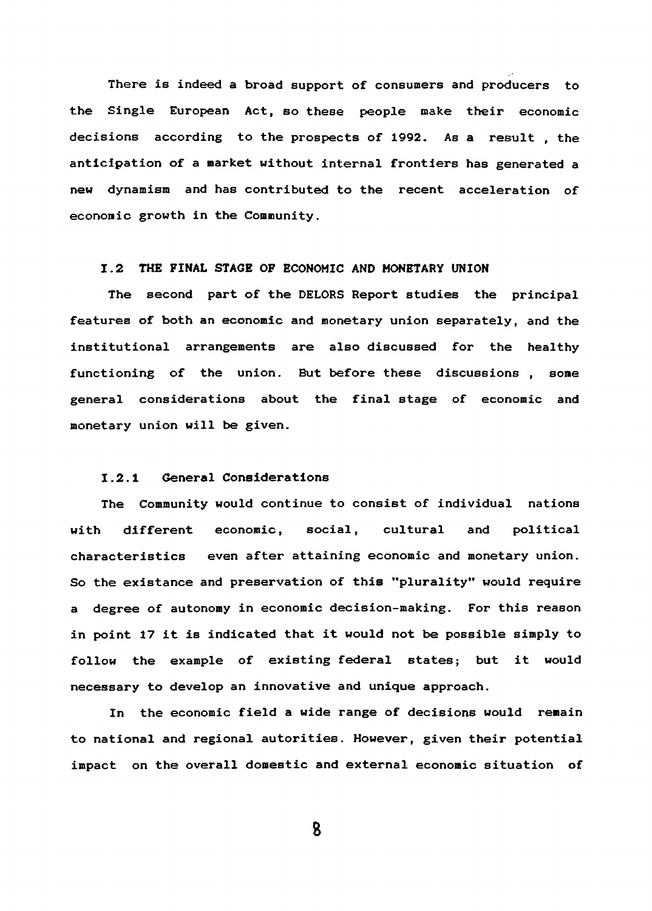There is indeed a broad support of consumers and producers to the Single European Act, so these people make their economic decisions according to the prospects of 1992. As a result , the anticipation of a market without internal frontiers has generated a new dynamism and has contributed to the recent acceleration of economic growth in the Community.

## I.2 THE FINAL STAGE OF ECONOMIC AND MONETARY UNION

The second part of the DELORS Report studies the principal features of both an economic and monetary union separately, and the institutional arrangements are also discussed for the healthy functioning of the union. But before these discussions , some general considerations about the final stage of economic and monetary union will be given.

### I.2.1 General Considerations

The Community would continue to consist of individual nations with different economic, social, cultural and political characteristics even after attaining economic and monetary union. So the existance and preservation of this "plurality" would require a degree of autonomy in economic decision-making. For this reason in point 17 it is indicated that it would not be possible simply to follow the example of existing federal states; but it would necessary to develop an innovative and unique approach.

In the economic field a wide range of decisions would remain to national and regional autorities. However, given their potential impact on the overall domestic and external economic situation of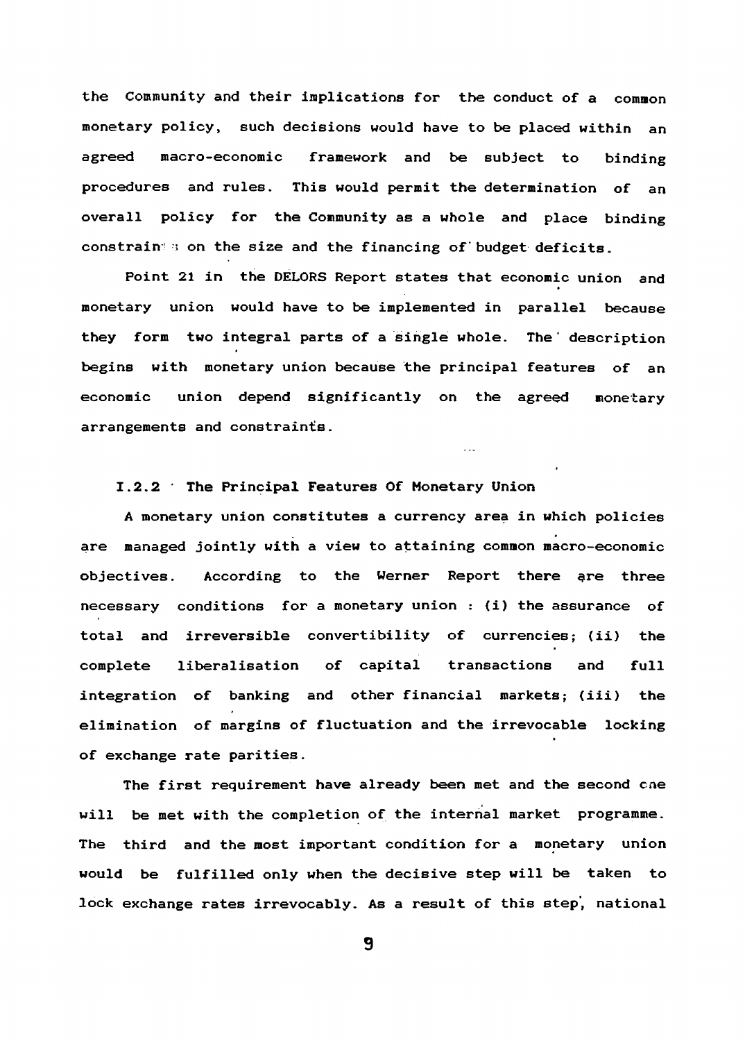the Community and their implications for the conduct of a common monetary policy, such decisions would have to be placed within an agreed macro-economic framework and be subject to binding procedures and rules. This would permit the determination of an overall policy for the Community as a whole and place binding constraints on the size and the financing of budget deficits.

Point 21 in the DELORS Report states that economic union and monetary union would have to be implemented in parallel because they form two integral parts of a single whole. The description begins with monetary union because the principal features of an economic union depend significantly on the agreed monetary arrangements and constraints.

### I.2.2 The Principal Features Of Monetary Union

A monetary union constitutes a currency area in which policies are managed jointly with a view to attaining common macro-economic objectives. According to the Werner Report there are three necessary conditions for a monetary union : (i) the assurance of total and irreversible convertibility of currencies; (ii) the complete liberalisation of capital transactions and full integration of banking and other financial markets; (iii) the elimination of margins of fluctuation and the irrevocable locking of exchange rate parities.

The first requirement have already been met and the second one will be met with the completion of the internal market programme. The third and the most important condition for a monetary union would be fulfilled only when the decisive step will be taken to lock exchange rates irrevocably. As a result of this step, national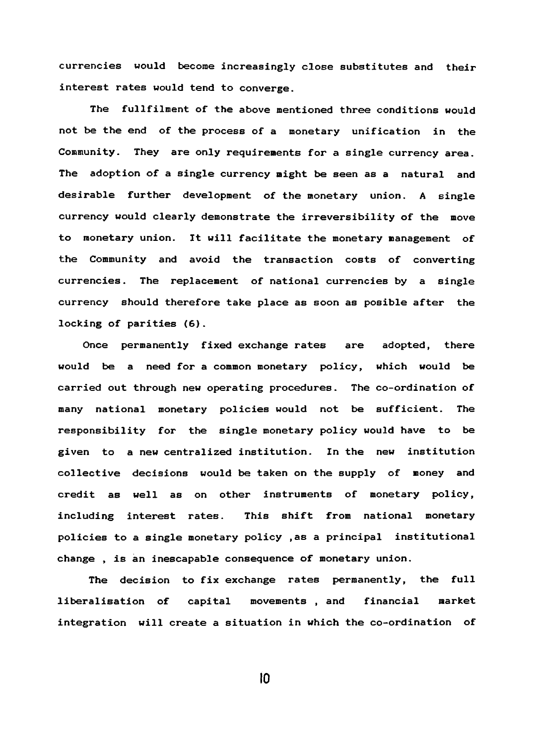currencies would become increasingly close substitutes and their interest rates would tend to converge.

The fullfilment of the above mentioned three conditions would not be the end of the process of a monetary unification in the Community. They are only requirements for a single currency area. The adoption of a single currency might be seen as a natural and desirable further development of the monetary union. A single currency would clearly demonstrate the irreversibility of the move to monetary union. It will facilitate the monetary management of the Community and avoid the transaction costs of converting currencies. The replacement of national currencies by a single currency should therefore take place as soon as posible after the locking of parities (6).

Once permanently fixed exchange rates are adopted, there would be a need for a common monetary policy, which would be carried out through new operating procedures. The co-ordination of many national monetary policies would not be sufficient. The responsibility for the single monetary policy would have to be given to a new centralized institution. In the new institution collective decisions would be taken on the supply of money and credit as well as on other instruments of monetary policy, including interest rates. This shift from national monetary policies to a single monetary policy ,as a principal institutional change , is an inescapable consequence of monetary union.

The decision to fix exchange rates permanently, the full liberalisation of capital movements , and financial market integration will create a situation in which the co-ordination of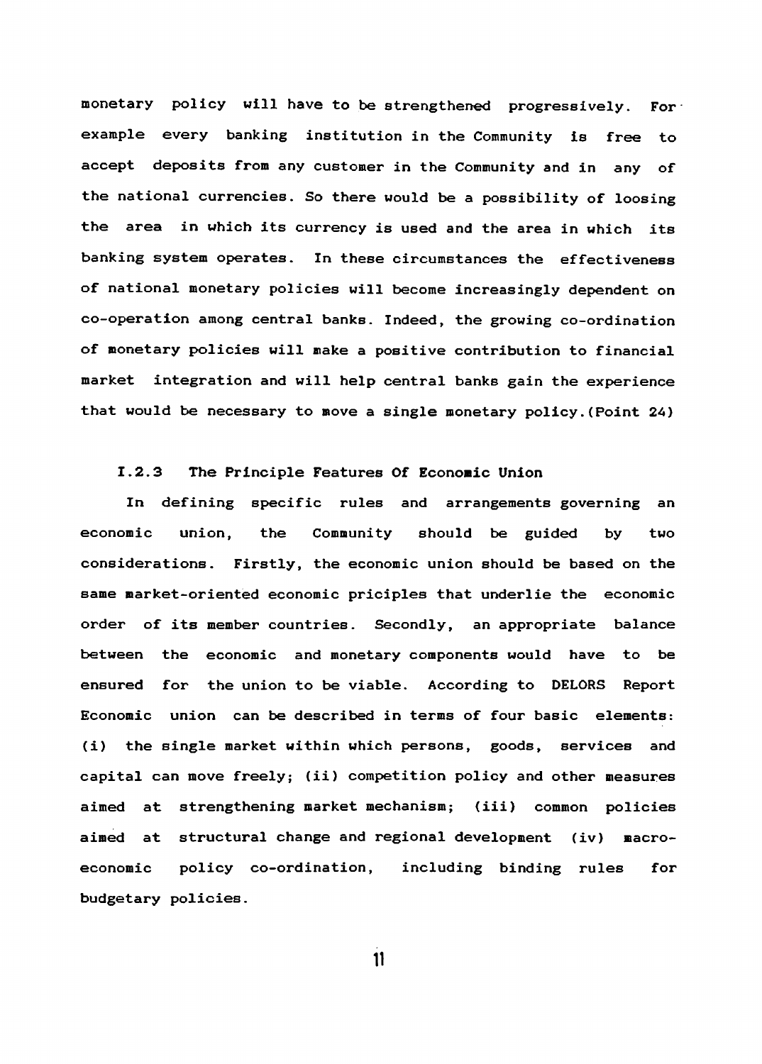monetary policy will have to be strengthened progressively. For example every banking institution in the Community is free to accept deposits from any customer in the Community and in any of the national currencies. So there would be a possibility of loosing the area in which its currency is used and the area in which its banking system operates. In these circumstances the effectiveness of national monetary policies will become increasingly dependent on co-operation among central banks. Indeed, the growing co-ordination of monetary policies will make a positive contribution to financial market integration and will help central banks gain the experience that would be necessary to move a single monetary policy.(Point 24)

### I.2.3 The Principle Features Of Economic Union

In defining specific rules and arrangements governing an economic union, the Community should be guided by two considerations. Firstly, the economic union should be based on the same market-oriented economic priciples that underlie the economic order of its member countries. Secondly, an appropriate balance between the economic and monetary components would have to be ensured for the union to be viable. According to DELORS Report Economic union can be described in terms of four basic elements: (i) the single market within which persons, goods, services and capital can move freely; (ii) competition policy and other measures aimed at strengthening market mechanism; (iii) common policies aimed at structural change and regional development (iv) macro-economic policy co-ordination, including binding rules for budgetary policies.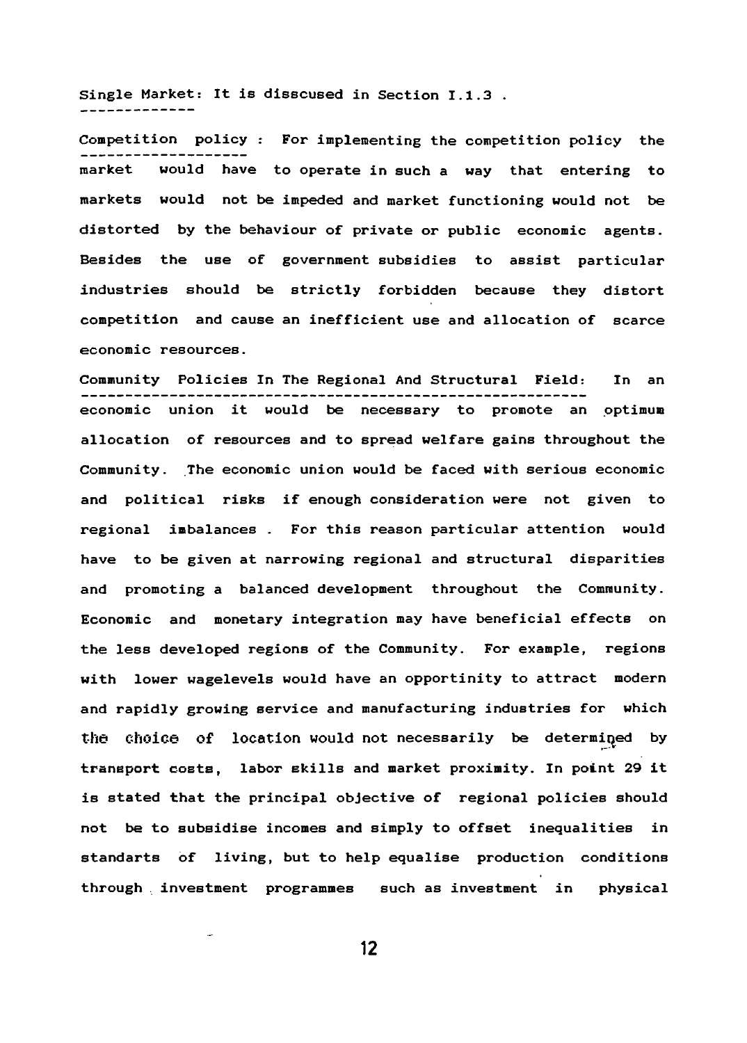Single Market: It is disscused in Section I.1.3 .

Competition policy : For implementing the competition policy the market would have to operate in such a way that entering to markets would not be impeded and market functioning would not be distorted by the behaviour of private or public economic agents. Besides the use of government subsidies to assist particular industries should be strictly forbidden because they distort competition and cause an inefficient use and allocation of scarce economic resources.

Community Policies In The Regional And Structural Field: In an economic union it would be necessary to promote an optimum allocation of resources and to spread welfare gains throughout the Community. The economic union would be faced with serious economic and political risks if enough consideration were not given to regional imbalances . For this reason particular attention would have to be given at narrowing regional and structural disparities and promoting a balanced development throughout the Community. Economic and monetary integration may have beneficial effects on the less developed regions of the Community. For example, regions with lower wagelevels would have an opportinity to attract modern and rapidly growing service and manufacturing industries for which the choice of location would not necessarily be determined by transport costs, labor skills and market proximity. In point 29 it is stated that the principal objective of regional policies should not be to subsidise incomes and simply to offset inequalities in standarts of living, but to help equalise production conditions through investment programmes such as investment in physical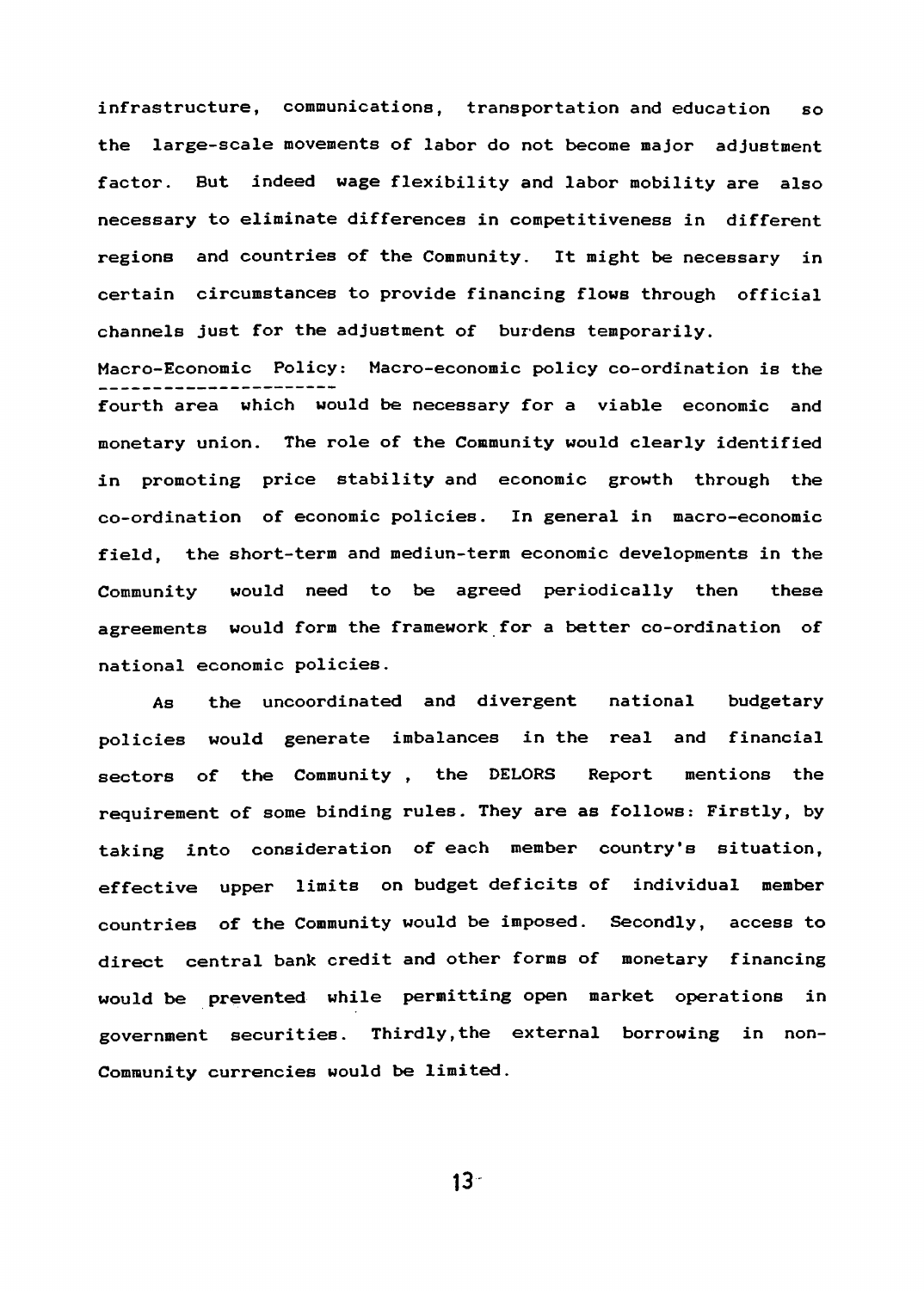infrastructure, communications, transportation and education so the large-scale movements of labor do not become major adjustment factor. But indeed wage flexibility and labor mobility are also necessary to eliminate differences in competitiveness in different regions and countries of the Community. It might be necessary in certain circumstances to provide financing flows through official channels just for the adjustment of burdens temporarily.

<u>Macro-Economic Policy</u>: Macro-economic policy co-ordination is the fourth area which would be necessary for a viable economic and monetary union. The role of the Community would clearly identified in promoting price stability and economic growth through the co-ordination of economic policies. In general in macro-economic field, the short-term and mediun-term economic developments in the Community would need to be agreed periodically then these agreements would form the framework for a better co-ordination of national economic policies.

As the uncoordinated and divergent national budgetary policies would generate imbalances in the real and financial sectors of the Community , the DELORS Report mentions the requirement of some binding rules. They are as follows: Firstly, by taking into consideration of each member country's situation, effective upper limits on budget deficits of individual member countries of the Community would be imposed. Secondly, access to direct central bank credit and other forms of monetary financing would be prevented while permitting open market operations in government securities. Thirdly,the external borrowing in non-Community currencies would be limited.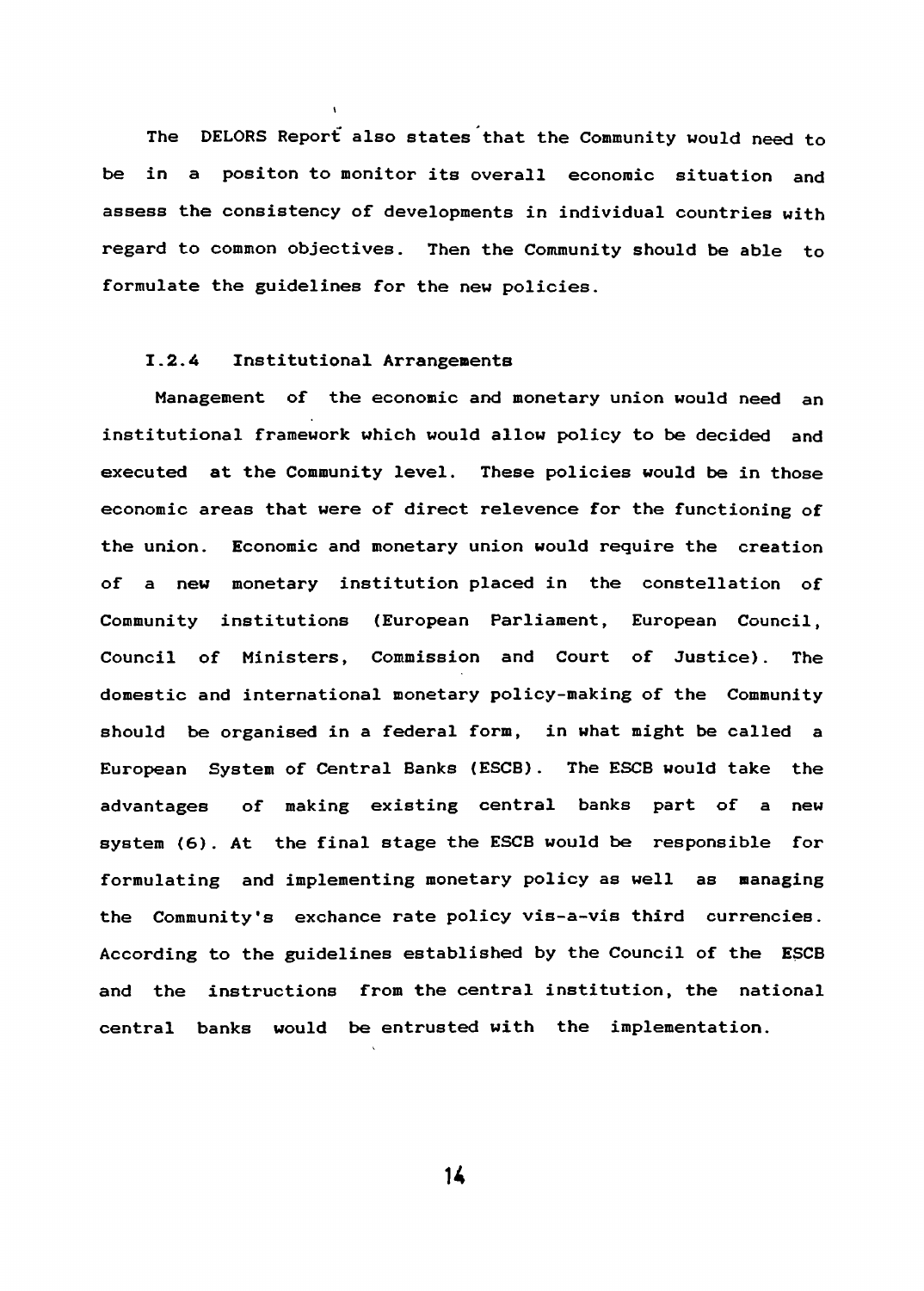The DELORS Report also states that the Community would need to be in a positon to monitor its overall economic situation and assess the consistency of developments in individual countries with regard to common objectives. Then the Community should be able to formulate the guidelines for the new policies.

### I.2.4 Institutional Arrangements

Management of the economic and monetary union would need an institutional framework which would allow policy to be decided and executed at the Community level. These policies would be in those economic areas that were of direct relevence for the functioning of the union. Economic and monetary union would require the creation of a new monetary institution placed in the constellation of Community institutions (European Parliament, European Council, Council of Ministers, Commission and Court of Justice). The domestic and international monetary policy-making of the Community should be organised in a federal form, in what might be called a European System of Central Banks (ESCB). The ESCB would take the advantages of making existing central banks part of a new system (6). At the final stage the ESCB would be responsible for formulating and implementing monetary policy as well as managing the Community's exchance rate policy vis-a-vis third currencies. According to the guidelines established by the Council of the ESCB and the instructions from the central institution, the national central banks would be entrusted with the implementation.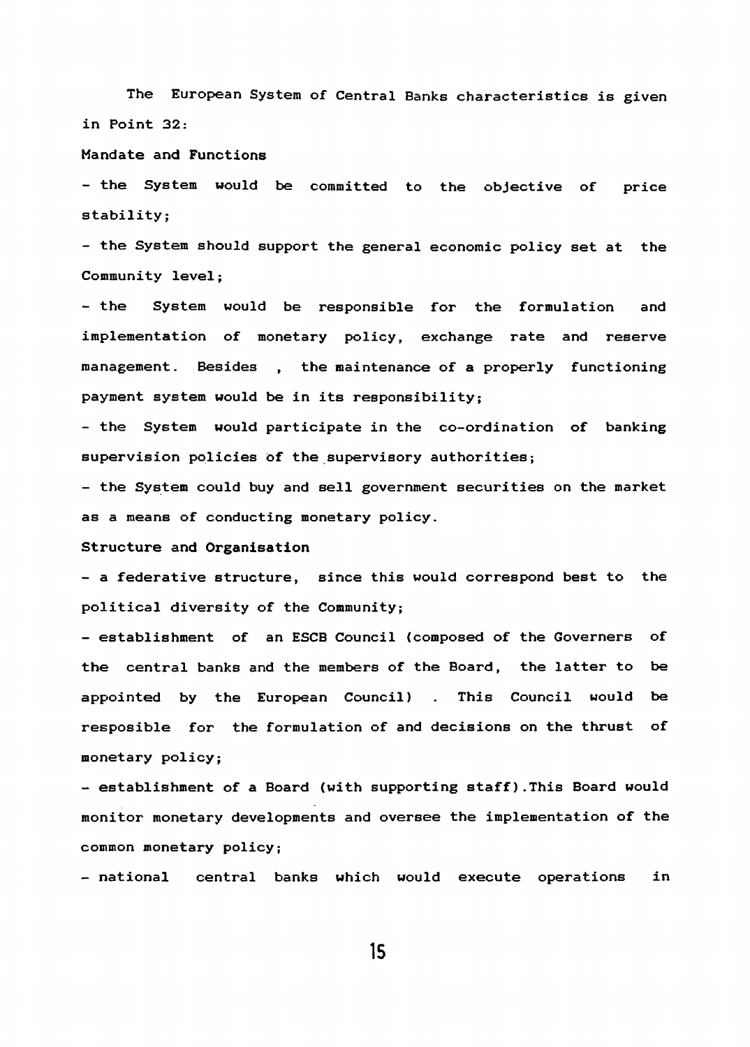The European System of Central Banks characteristics is given in Point 32:

**Mandate and Functions**

- the System would be committed to the objective of price stability;
- the System should support the general economic policy set at the Community level;
- the System would be responsible for the formulation and implementation of monetary policy, exchange rate and reserve management. Besides , the maintenance of a properly functioning payment system would be in its responsibility;
- the System would participate in the co-ordination of banking supervision policies of the supervisory authorities;
- the System could buy and sell government securities on the market as a means of conducting monetary policy.

**Structure and Organisation**

- a federative structure, since this would correspond best to the political diversity of the Community;
- establishment of an ESCB Council (composed of the Governers of the central banks and the members of the Board, the latter to be appointed by the European Council) . This Council would be resposible for the formulation of and decisions on the thrust of monetary policy;
- establishment of a Board (with supporting staff).This Board would monitor monetary developments and oversee the implementation of the common monetary policy;
- national central banks which would execute operations in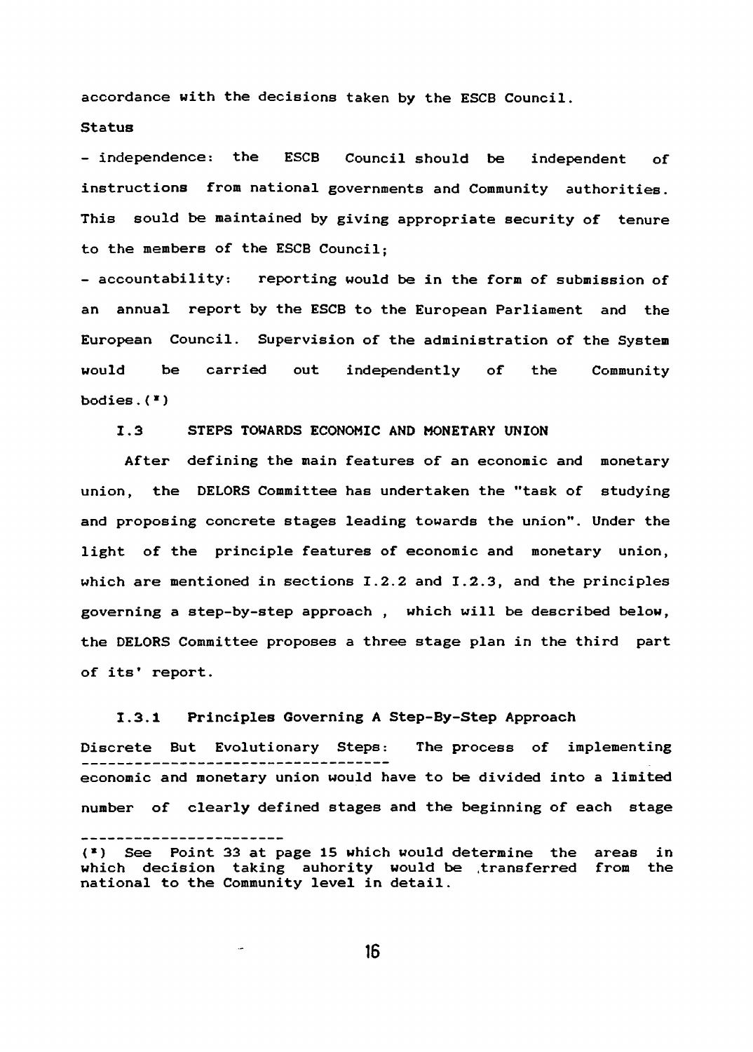accordance with the decisions taken by the ESCB Council.

**Status**

- independence: the ESCB Council should be independent of instructions from national governments and Community authorities. This sould be maintained by giving appropriate security of tenure to the members of the ESCB Council;
- accountability: reporting would be in the form of submission of an annual report by the ESCB to the European Parliament and the European Council. Supervision of the administration of the System would be carried out independently of the Community bodies.(*)

### I.3 STEPS TOWARDS ECONOMIC AND MONETARY UNION

After defining the main features of an economic and monetary union, the DELORS Committee has undertaken the "task of studying and proposing concrete stages leading towards the union". Under the light of the principle features of economic and monetary union, which are mentioned in sections I.2.2 and I.2.3, and the principles governing a step-by-step approach , which will be described below, the DELORS Committee proposes a three stage plan in the third part of its' report.

#### I.3.1 Principles Governing A Step-By-Step Approach

Discrete But Evolutionary Steps: The process of implementing economic and monetary union would have to be divided into a limited number of clearly defined stages and the beginning of each stage

(*) See Point 33 at page 15 which would determine the areas in which decision taking auhority would be transferred from the national to the Community level in detail.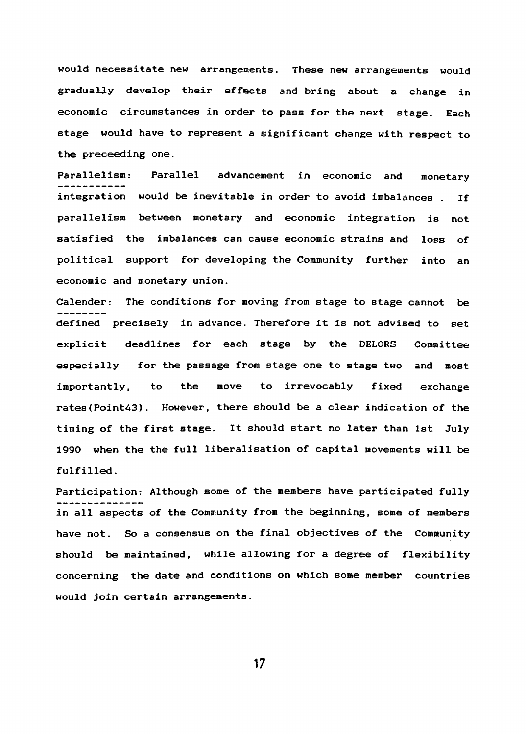would necessitate new arrangements. These new arrangements would gradually develop their effects and bring about a change in economic circumstances in order to pass for the next stage. Each stage would have to represent a significant change with respect to the preceeding one.

Parallelism: Parallel advancement in economic and monetary integration would be inevitable in order to avoid imbalances . If parallelism between monetary and economic integration is not satisfied the imbalances can cause economic strains and loss of political support for developing the Community further into an economic and monetary union.

Calender: The conditions for moving from stage to stage cannot be defined precisely in advance. Therefore it is not advised to set explicit deadlines for each stage by the DELORS Committee especially for the passage from stage one to stage two and most importantly, to the move to irrevocably fixed exchange rates(Point43). However, there should be a clear indication of the timing of the first stage. It should start no later than 1st July 1990 when the the full liberalisation of capital movements will be fulfilled.

Participation: Although some of the members have participated fully in all aspects of the Community from the beginning, some of members have not. So a consensus on the final objectives of the Community should be maintained, while allowing for a degree of flexibility concerning the date and conditions on which some member countries would join certain arrangements.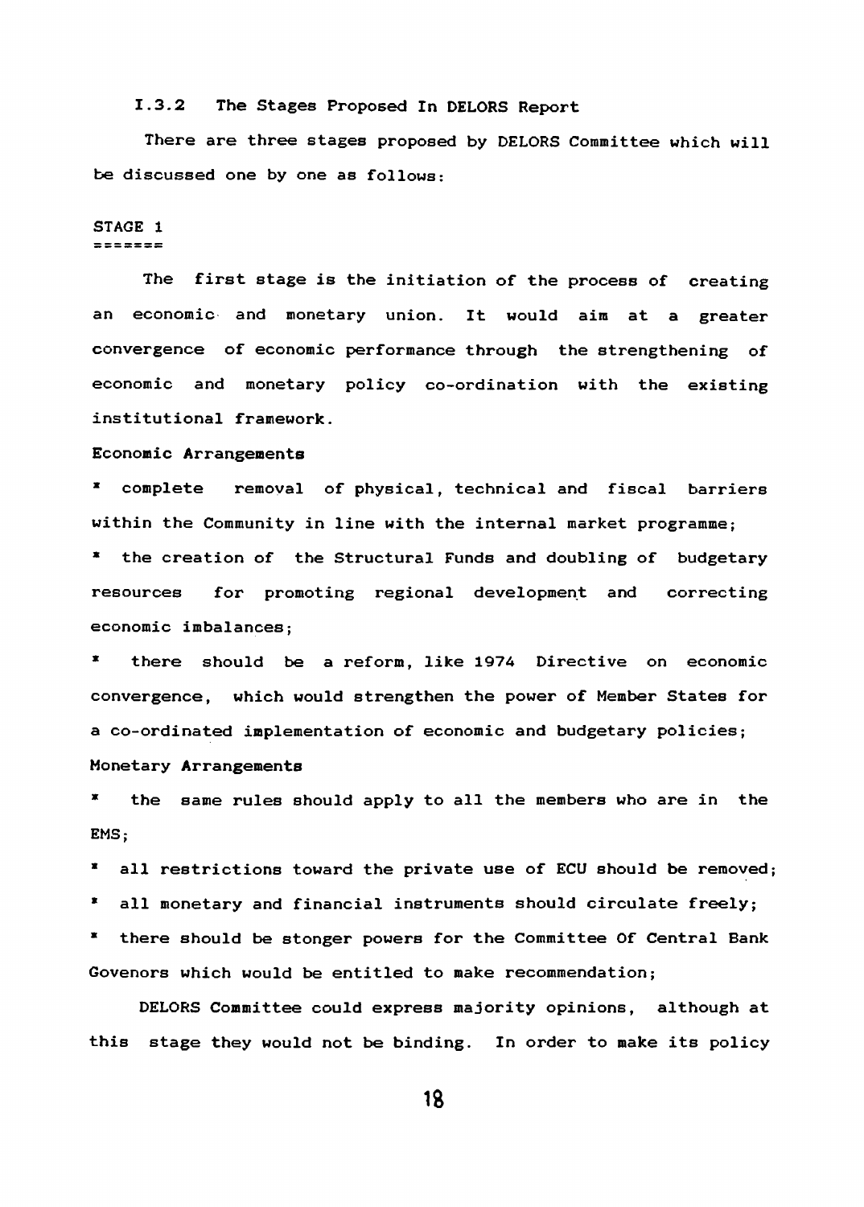### I.3.2 The Stages Proposed In DELORS Report

There are three stages proposed by DELORS Committee which will be discussed one by one as follows:

#### STAGE 1

The first stage is the initiation of the process of creating an economic and monetary union. It would aim at a greater convergence of economic performance through the strengthening of economic and monetary policy co-ordination with the existing institutional framework.

Economic Arrangements

* complete removal of physical, technical and fiscal barriers within the Community in line with the internal market programme;
* the creation of the Structural Funds and doubling of budgetary resources for promoting regional development and correcting economic imbalances;
* there should be a reform, like 1974 Directive on economic convergence, which would strengthen the power of Member States for a co-ordinated implementation of economic and budgetary policies;

Monetary Arrangements

* the same rules should apply to all the members who are in the EMS;
* all restrictions toward the private use of ECU should be removed;
* all monetary and financial instruments should circulate freely;
* there should be stonger powers for the Committee Of Central Bank Govenors which would be entitled to make recommendation;

DELORS Committee could express majority opinions, although at this stage they would not be binding. In order to make its policy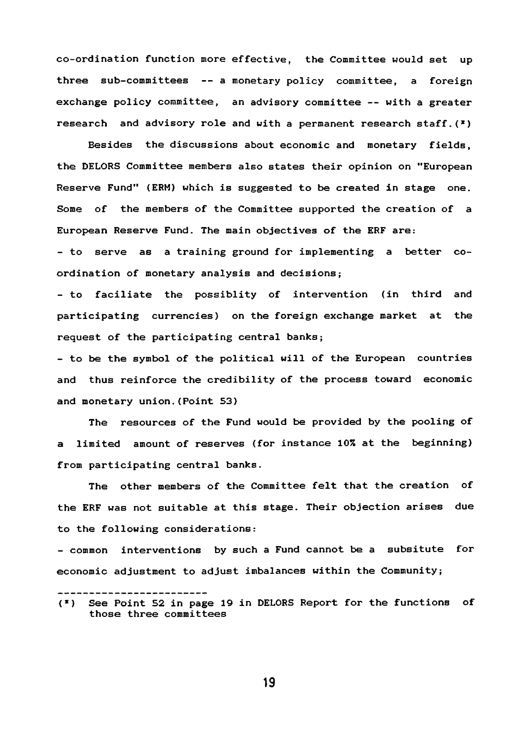co-ordination function more effective, the Committee would set up three sub-committees -- a monetary policy committee, a foreign exchange policy committee, an advisory committee -- with a greater research and advisory role and with a permanent research staff.(*)

Besides the discussions about economic and monetary fields, the DELORS Committee members also states their opinion on "European Reserve Fund" (ERM) which is suggested to be created in stage one. Some of the members of the Committee supported the creation of a European Reserve Fund. The main objectives of the ERF are:

- to serve as a training ground for implementing a better co-ordination of monetary analysis and decisions;
- to faciliate the possiblity of intervention (in third and participating currencies) on the foreign exchange market at the request of the participating central banks;
- to be the symbol of the political will of the European countries and thus reinforce the credibility of the process toward economic and monetary union.(Point 53)

The resources of the Fund would be provided by the pooling of a limited amount of reserves (for instance 10% at the beginning) from participating central banks.

The other members of the Committee felt that the creation of the ERF was not suitable at this stage. Their objection arises due to the following considerations:

- common interventions by such a Fund cannot be a subsitute for economic adjustment to adjust imbalances within the Community;

---

(*) See Point 52 in page 19 in DELORS Report for the functions of those three committees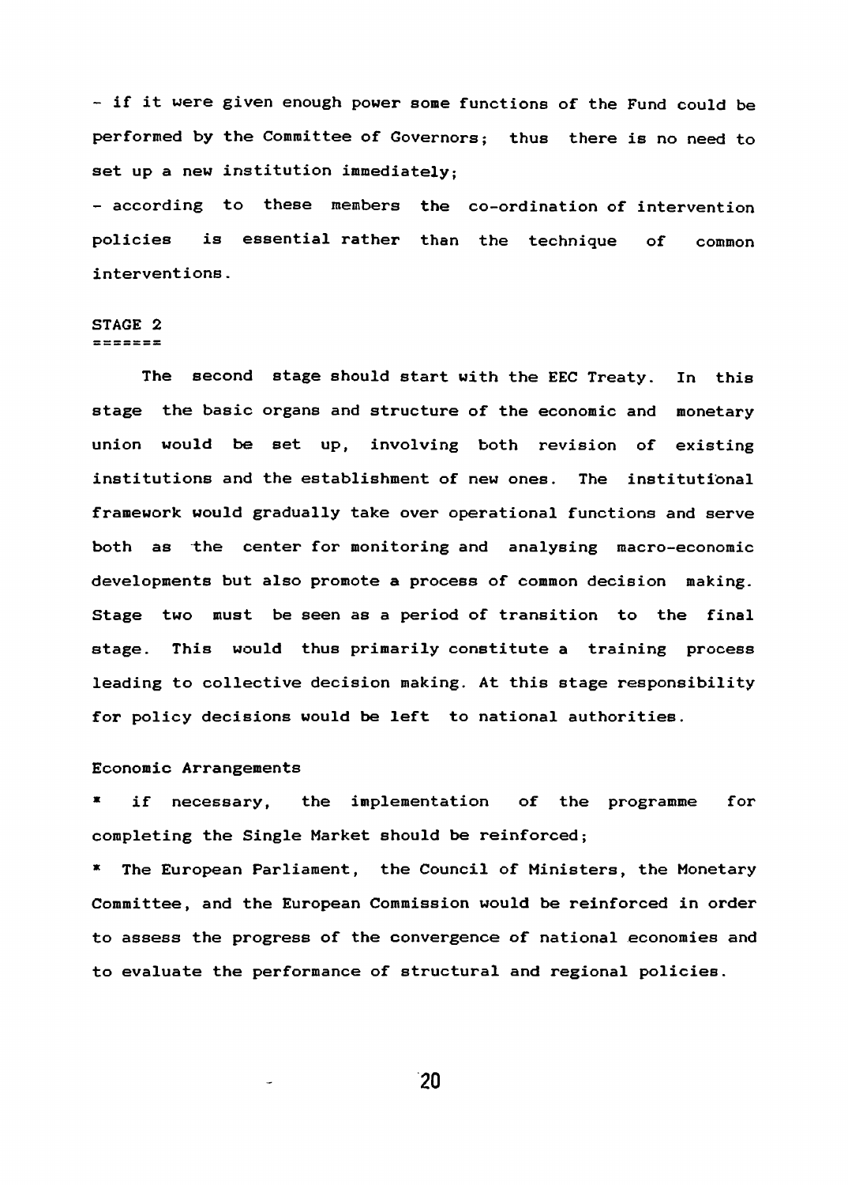- if it were given enough power some functions of the Fund could be performed by the Committee of Governors; thus there is no need to set up a new institution immediately;

- according to these members the co-ordination of intervention policies is essential rather than the technique of common interventions.

## STAGE 2

The second stage should start with the EEC Treaty. In this stage the basic organs and structure of the economic and monetary union would be set up, involving both revision of existing institutions and the establishment of new ones. The institutional framework would gradually take over operational functions and serve both as the center for monitoring and analysing macro-economic developments but also promote a process of common decision making. Stage two must be seen as a period of transition to the final stage. This would thus primarily constitute a training process leading to collective decision making. At this stage responsibility for policy decisions would be left to national authorities.

### Economic Arrangements

* if necessary, the implementation of the programme for completing the Single Market should be reinforced;
* The European Parliament, the Council of Ministers, the Monetary Committee, and the European Commission would be reinforced in order to assess the progress of the convergence of national economies and to evaluate the performance of structural and regional policies.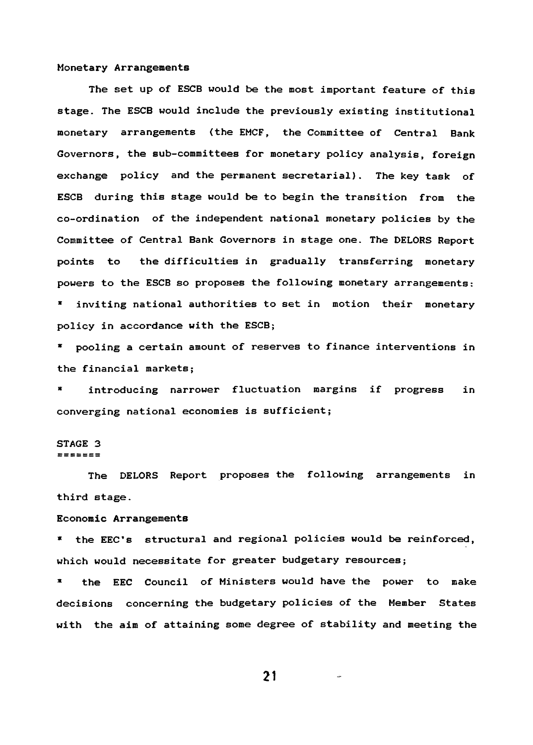Monetary Arrangements

The set up of ESCB would be the most important feature of this stage. The ESCB would include the previously existing institutional monetary arrangements (the EMCF, the Committee of Central Bank Governors, the sub-committees for monetary policy analysis, foreign exchange policy and the permanent secretarial). The key task of ESCB during this stage would be to begin the transition from the co-ordination of the independent national monetary policies by the Committee of Central Bank Governors in stage one. The DELORS Report points to the difficulties in gradually transferring monetary powers to the ESCB so proposes the following monetary arrangements:

* inviting national authorities to set in motion their monetary policy in accordance with the ESCB;
* pooling a certain amount of reserves to finance interventions in the financial markets;
* introducing narrower fluctuation margins if progress in converging national economies is sufficient;

## STAGE 3

The DELORS Report proposes the following arrangements in third stage.

Economic Arrangements

* the EEC's structural and regional policies would be reinforced, which would necessitate for greater budgetary resources;
* the EEC Council of Ministers would have the power to make decisions concerning the budgetary policies of the Member States with the aim of attaining some degree of stability and meeting the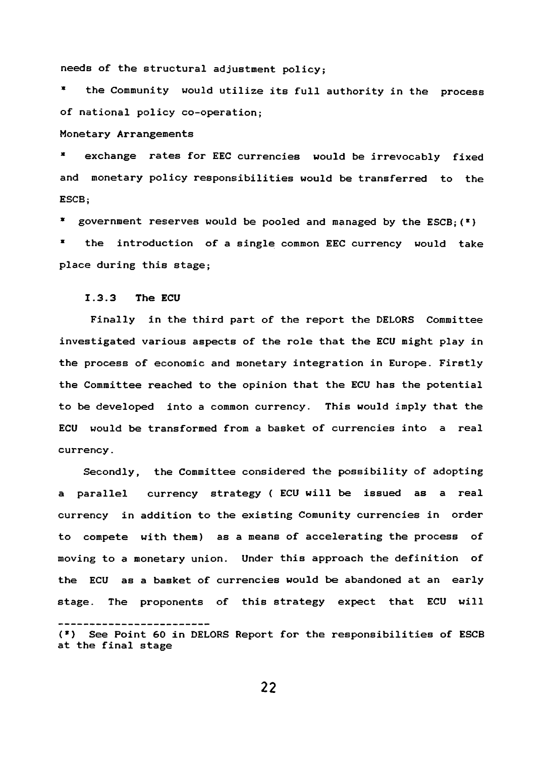needs of the structural adjustment policy;

* the Community would utilize its full authority in the process of national policy co-operation;

Monetary Arrangements

* exchange rates for EEC currencies would be irrevocably fixed and monetary policy responsibilities would be transferred to the ESCB;

* government reserves would be pooled and managed by the ESCB;(*)

* the introduction of a single common EEC currency would take place during this stage;

### I.3.3 The ECU

Finally in the third part of the report the DELORS Committee investigated various aspects of the role that the ECU might play in the process of economic and monetary integration in Europe. Firstly the Committee reached to the opinion that the ECU has the potential to be developed into a common currency. This would imply that the ECU would be transformed from a basket of currencies into a real currency.

Secondly, the Committee considered the possibility of adopting a parallel currency strategy ( ECU will be issued as a real currency in addition to the existing Comunity currencies in order to compete with them) as a means of accelerating the process of moving to a monetary union. Under this approach the definition of the ECU as a basket of currencies would be abandoned at an early stage. The proponents of this strategy expect that ECU will

------------------------

(*) See Point 60 in DELORS Report for the responsibilities of ESCB at the final stage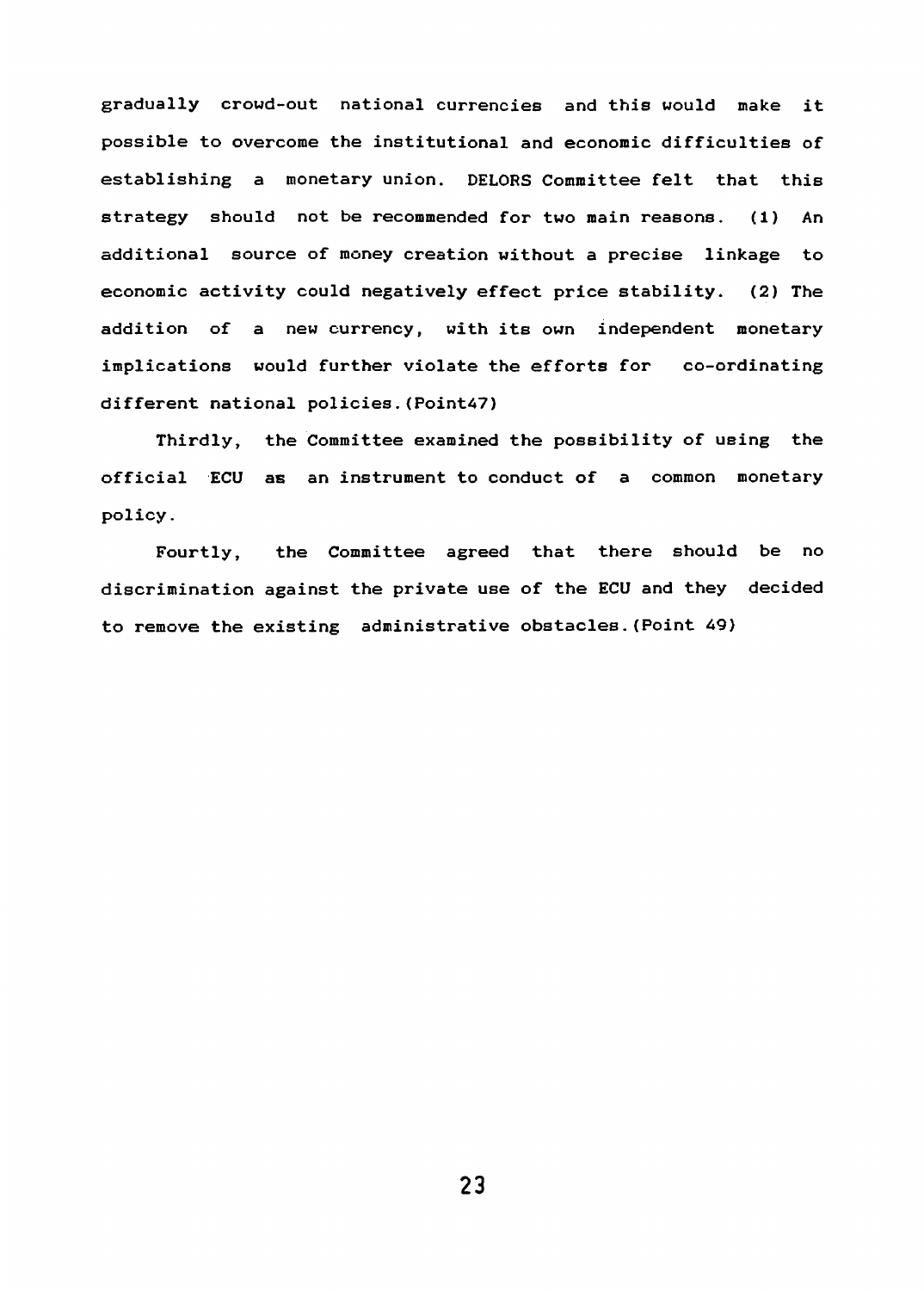gradually crowd-out national currencies and this would make it possible to overcome the institutional and economic difficulties of establishing a monetary union. DELORS Committee felt that this strategy should not be recommended for two main reasons. (1) An additional source of money creation without a precise linkage to economic activity could negatively effect price stability. (2) The addition of a new currency, with its own independent monetary implications would further violate the efforts for co-ordinating different national policies.(Point47)

Thirdly, the Committee examined the possibility of using the official ECU as an instrument to conduct of a common monetary policy.

Fourtly, the Committee agreed that there should be no discrimination against the private use of the ECU and they decided to remove the existing administrative obstacles.(Point 49)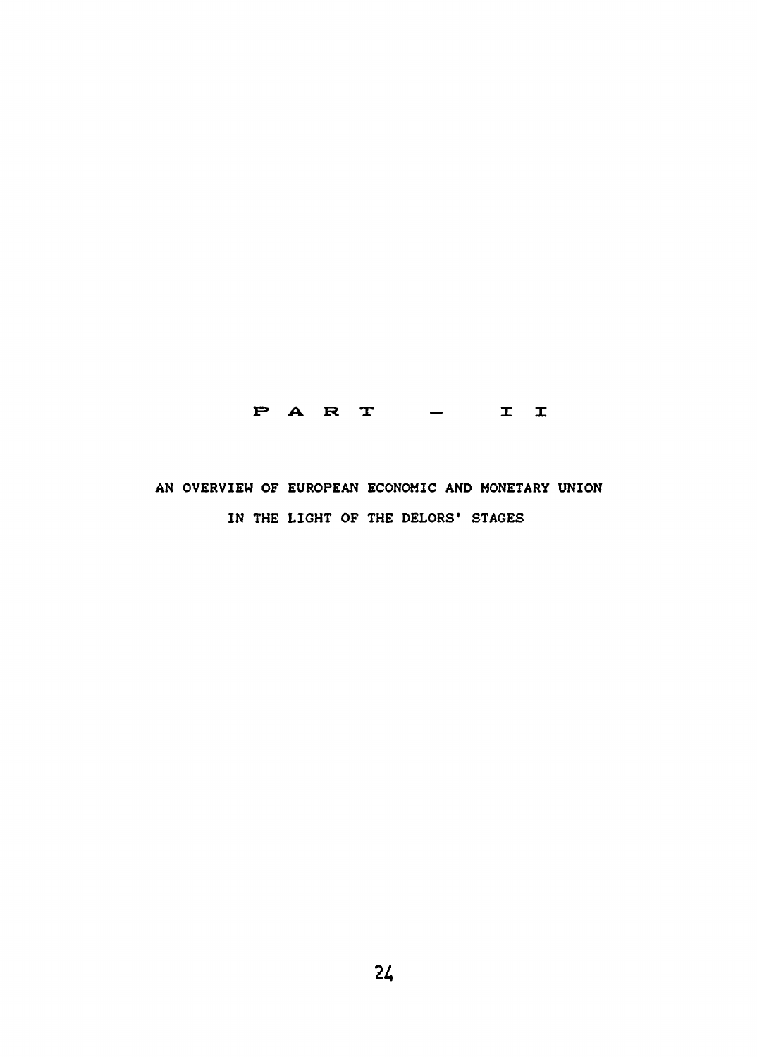# PART – II

## AN OVERVIEW OF EUROPEAN ECONOMIC AND MONETARY UNION IN THE LIGHT OF THE DELORS' STAGES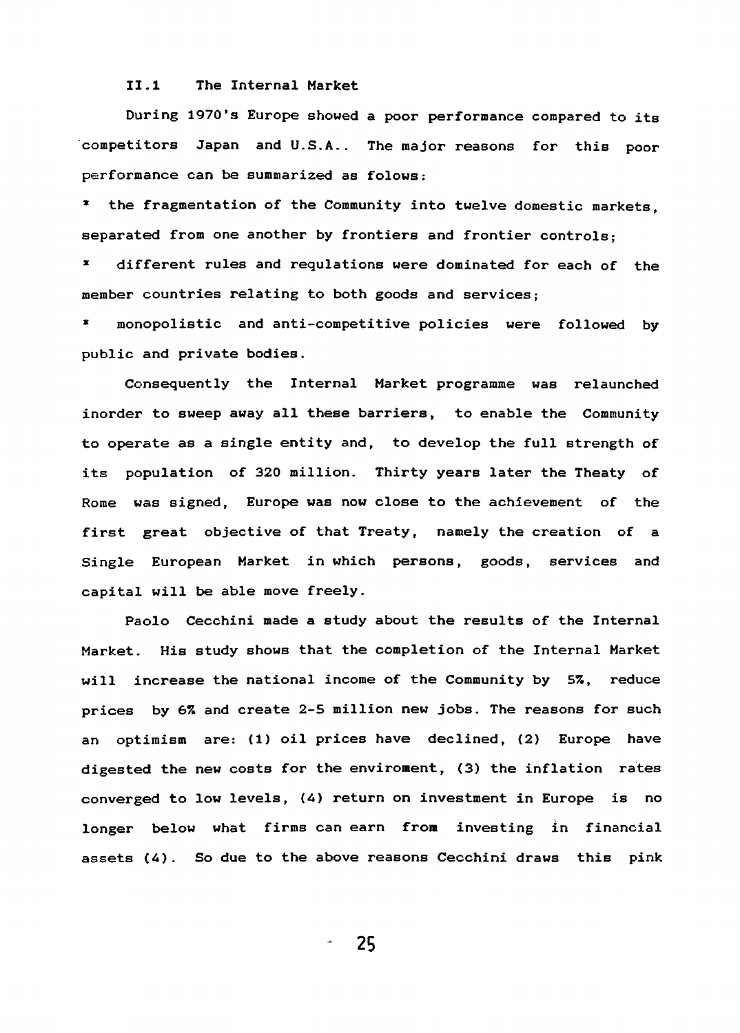## II.1 The Internal Market

During 1970's Europe showed a poor performance compared to its competitors Japan and U.S.A.. The major reasons for this poor performance can be summarized as folows:

* the fragmentation of the Community into twelve domestic markets, separated from one another by frontiers and frontier controls;
* different rules and requlations were dominated for each of the member countries relating to both goods and services;
* monopolistic and anti-competitive policies were followed by public and private bodies.

Consequently the Internal Market programme was relaunched inorder to sweep away all these barriers, to enable the Community to operate as a single entity and, to develop the full strength of its population of 320 million. Thirty years later the Theaty of Rome was signed, Europe was now close to the achievement of the first great objective of that Treaty, namely the creation of a Single European Market in which persons, goods, services and capital will be able move freely.

Paolo Cecchini made a study about the results of the Internal Market. His study shows that the completion of the Internal Market will increase the national income of the Community by 5%, reduce prices by 6% and create 2-5 million new jobs. The reasons for such an optimism are: (1) oil prices have declined, (2) Europe have digested the new costs for the enviroment, (3) the inflation rates converged to low levels, (4) return on investment in Europe is no longer below what firms can earn from investing in financial assets (4). So due to the above reasons Cecchini draws this pink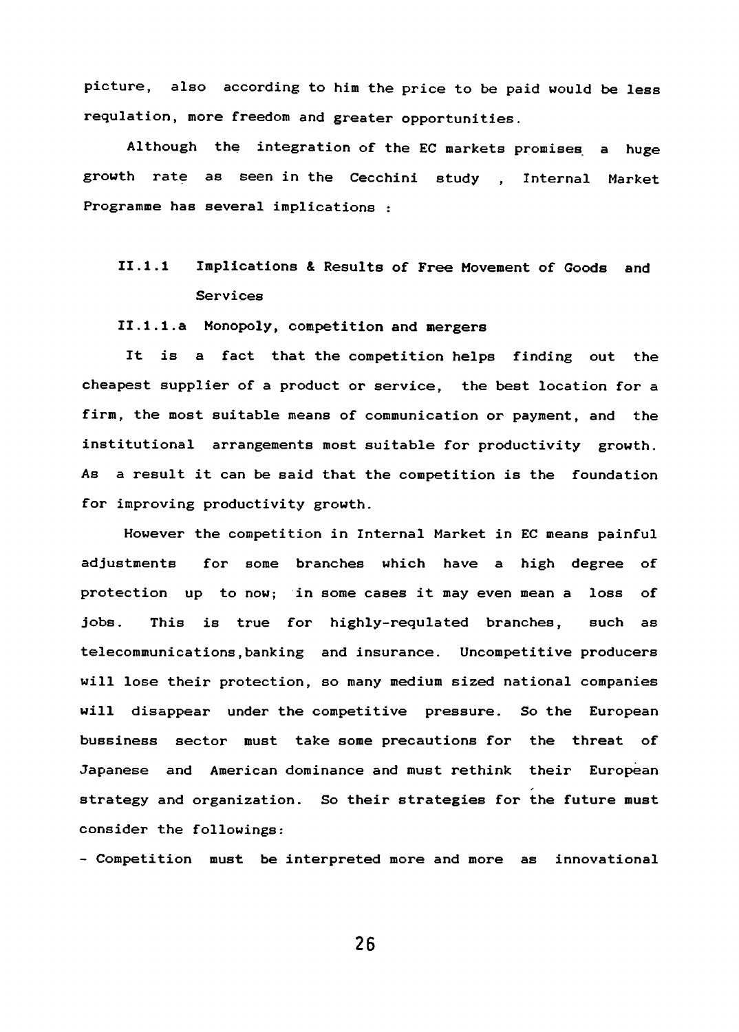picture, also according to him the price to be paid would be less requlation, more freedom and greater opportunities.

Although the integration of the EC markets promises a huge growth rate as seen in the Cecchini study , Internal Market Programme has several implications :

## II.1.1 Implications & Results of Free Movement of Goods and Services

### II.1.1.a Monopoly, competition and mergers

It is a fact that the competition helps finding out the cheapest supplier of a product or service, the best location for a firm, the most suitable means of communication or payment, and the institutional arrangements most suitable for productivity growth. As a result it can be said that the competition is the foundation for improving productivity growth.

However the competition in Internal Market in EC means painful adjustments for some branches which have a high degree of protection up to now; in some cases it may even mean a loss of jobs. This is true for highly-requlated branches, such as telecommunications,banking and insurance. Uncompetitive producers will lose their protection, so many medium sized national companies will disappear under the competitive pressure. So the European bussiness sector must take some precautions for the threat of Japanese and American dominance and must rethink their European strategy and organization. So their strategies for the future must consider the followings:

- Competition must be interpreted more and more as innovational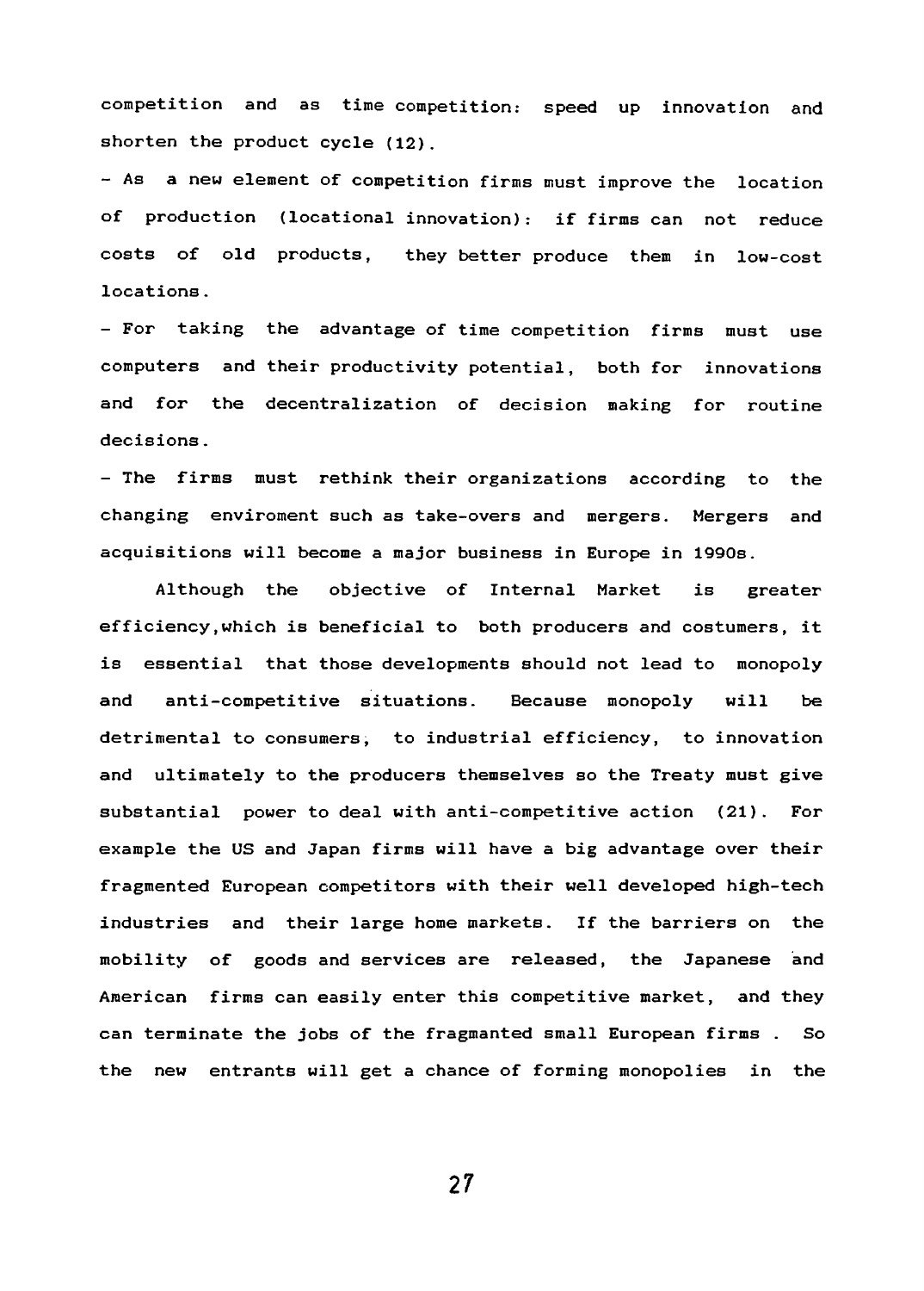competition and as time competition: speed up innovation and shorten the product cycle (12).

- As a new element of competition firms must improve the location of production (locational innovation): if firms can not reduce costs of old products, they better produce them in low-cost locations.
- For taking the advantage of time competition firms must use computers and their productivity potential, both for innovations and for the decentralization of decision making for routine decisions.
- The firms must rethink their organizations according to the changing enviroment such as take-overs and mergers. Mergers and acquisitions will become a major business in Europe in 1990s.

Although the objective of Internal Market is greater efficiency,which is beneficial to both producers and costumers, it is essential that those developments should not lead to monopoly and anti-competitive situations. Because monopoly will be detrimental to consumers, to industrial efficiency, to innovation and ultimately to the producers themselves so the Treaty must give substantial power to deal with anti-competitive action (21). For example the US and Japan firms will have a big advantage over their fragmented European competitors with their well developed high-tech industries and their large home markets. If the barriers on the mobility of goods and services are released, the Japanese and American firms can easily enter this competitive market, and they can terminate the jobs of the fragmanted small European firms . So the new entrants will get a chance of forming monopolies in the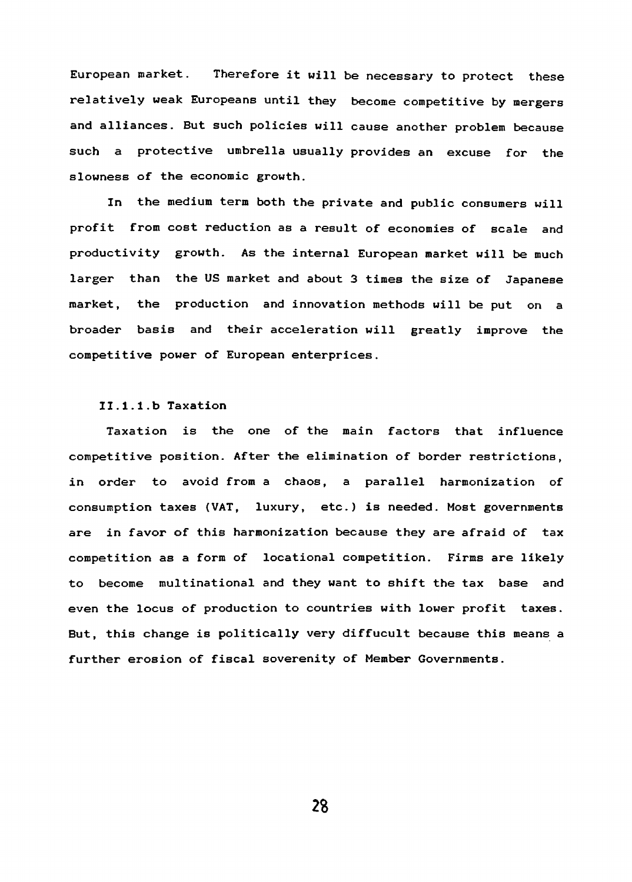European market. Therefore it will be necessary to protect these relatively weak Europeans until they become competitive by mergers and alliances. But such policies will cause another problem because such a protective umbrella usually provides an excuse for the slowness of the economic growth.

In the medium term both the private and public consumers will profit from cost reduction as a result of economies of scale and productivity growth. As the internal European market will be much larger than the US market and about 3 times the size of Japanese market, the production and innovation methods will be put on a broader basis and their acceleration will greatly improve the competitive power of European enterprices.

#### II.1.1.b Taxation

Taxation is the one of the main factors that influence competitive position. After the elimination of border restrictions, in order to avoid from a chaos, a parallel harmonization of consumption taxes (VAT, luxury, etc.) is needed. Most governments are in favor of this harmonization because they are afraid of tax competition as a form of locational competition. Firms are likely to become multinational and they want to shift the tax base and even the locus of production to countries with lower profit taxes. But, this change is politically very diffucult because this means a further erosion of fiscal soverenity of Member Governments.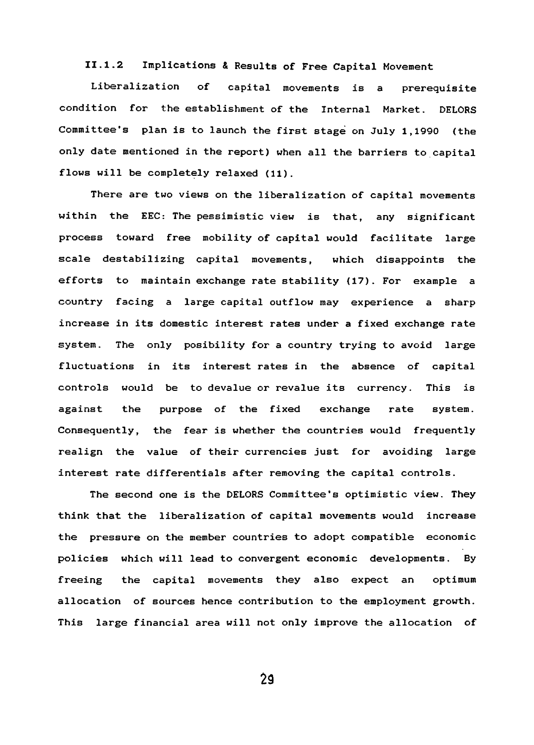### II.1.2 Implications & Results of Free Capital Movement

Liberalization of capital movements is a prerequisite condition for the establishment of the Internal Market. DELORS Committee's plan is to launch the first stage on July 1,1990 (the only date mentioned in the report) when all the barriers to capital flows will be completely relaxed (11).

There are two views on the liberalization of capital movements within the EEC: The pessimistic view is that, any significant process toward free mobility of capital would facilitate large scale destabilizing capital movements, which disappoints the efforts to maintain exchange rate stability (17). For example a country facing a large capital outflow may experience a sharp increase in its domestic interest rates under a fixed exchange rate system. The only posibility for a country trying to avoid large fluctuations in its interest rates in the absence of capital controls would be to devalue or revalue its currency. This is against the purpose of the fixed exchange rate system. Consequently, the fear is whether the countries would frequently realign the value of their currencies just for avoiding large interest rate differentials after removing the capital controls.

The second one is the DELORS Committee's optimistic view. They think that the liberalization of capital movements would increase the pressure on the member countries to adopt compatible economic policies which will lead to convergent economic developments. By freeing the capital movements they also expect an optimum allocation of sources hence contribution to the employment growth. This large financial area will not only improve the allocation of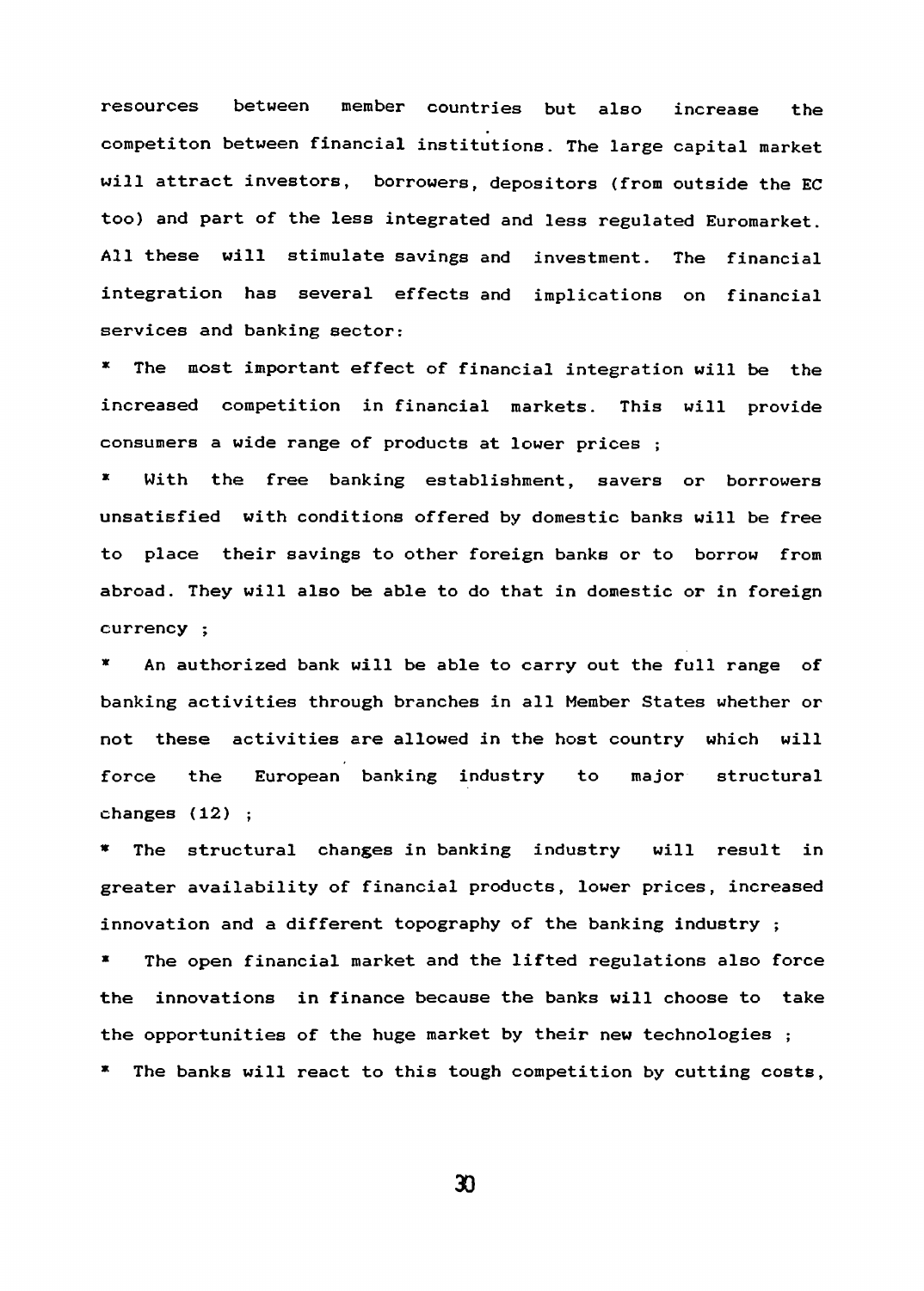resources between member countries but also increase the competiton between financial institutions. The large capital market will attract investors, borrowers, depositors (from outside the EC too) and part of the less integrated and less regulated Euromarket. All these will stimulate savings and investment. The financial integration has several effects and implications on financial services and banking sector:

* The most important effect of financial integration will be the increased competition in financial markets. This will provide consumers a wide range of products at lower prices ;
* With the free banking establishment, savers or borrowers unsatisfied with conditions offered by domestic banks will be free to place their savings to other foreign banks or to borrow from abroad. They will also be able to do that in domestic or in foreign currency ;
* An authorized bank will be able to carry out the full range of banking activities through branches in all Member States whether or not these activities are allowed in the host country which will force the European banking industry to major structural changes (12) ;
* The structural changes in banking industry will result in greater availability of financial products, lower prices, increased innovation and a different topography of the banking industry ;
* The open financial market and the lifted regulations also force the innovations in finance because the banks will choose to take the opportunities of the huge market by their new technologies ;
* The banks will react to this tough competition by cutting costs,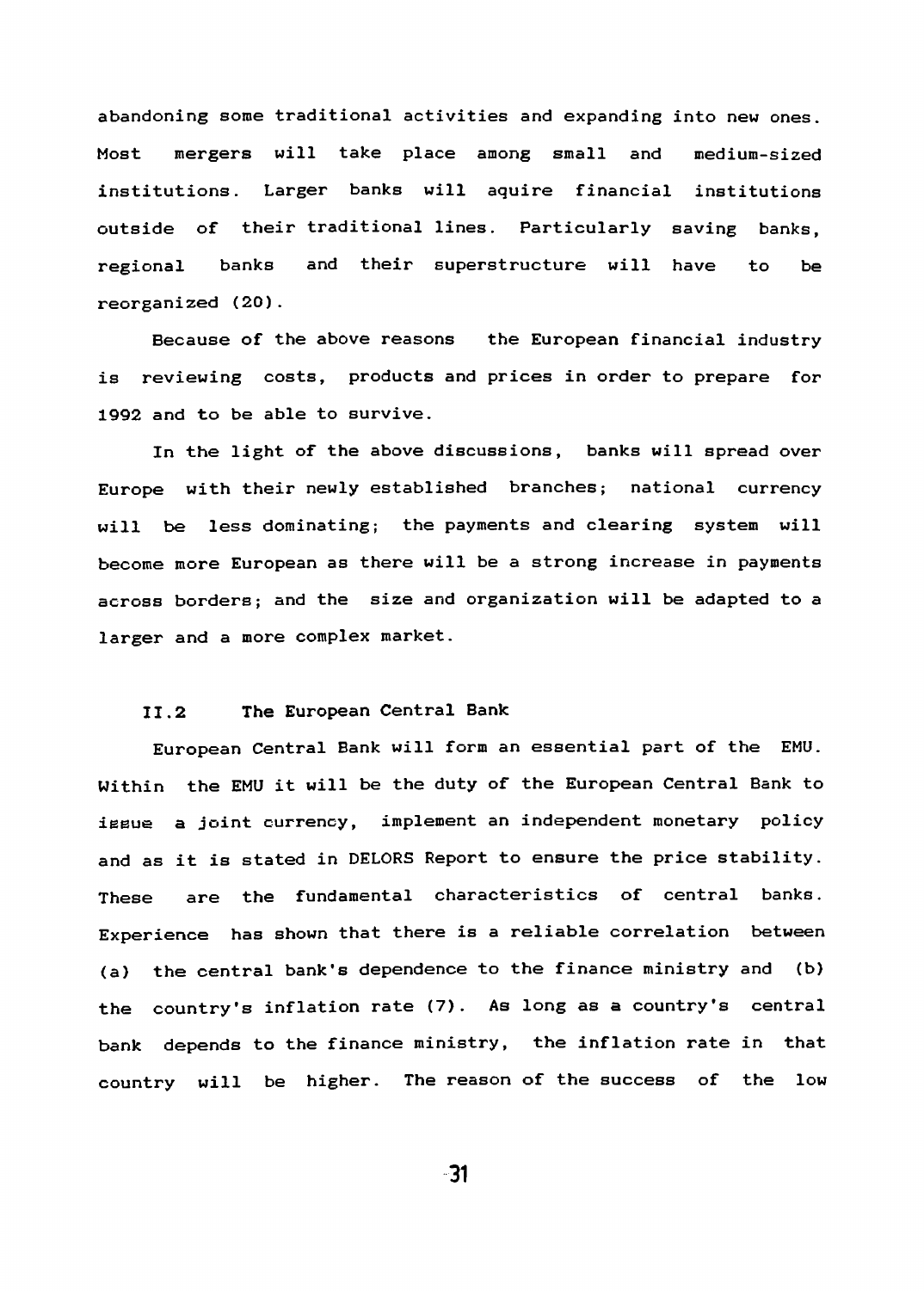abandoning some traditional activities and expanding into new ones. Most mergers will take place among small and medium-sized institutions. Larger banks will aquire financial institutions outside of their traditional lines. Particularly saving banks, regional banks and their superstructure will have to be reorganized (20).

Because of the above reasons the European financial industry is reviewing costs, products and prices in order to prepare for 1992 and to be able to survive.

In the light of the above discussions, banks will spread over Europe with their newly established branches; national currency will be less dominating; the payments and clearing system will become more European as there will be a strong increase in payments across borders; and the size and organization will be adapted to a larger and a more complex market.

## II.2 The European Central Bank

European Central Bank will form an essential part of the EMU. Within the EMU it will be the duty of the European Central Bank to issue a joint currency, implement an independent monetary policy and as it is stated in DELORS Report to ensure the price stability. These are the fundamental characteristics of central banks. Experience has shown that there is a reliable correlation between (a) the central bank's dependence to the finance ministry and (b) the country's inflation rate (7). As long as a country's central bank depends to the finance ministry, the inflation rate in that country will be higher. The reason of the success of the low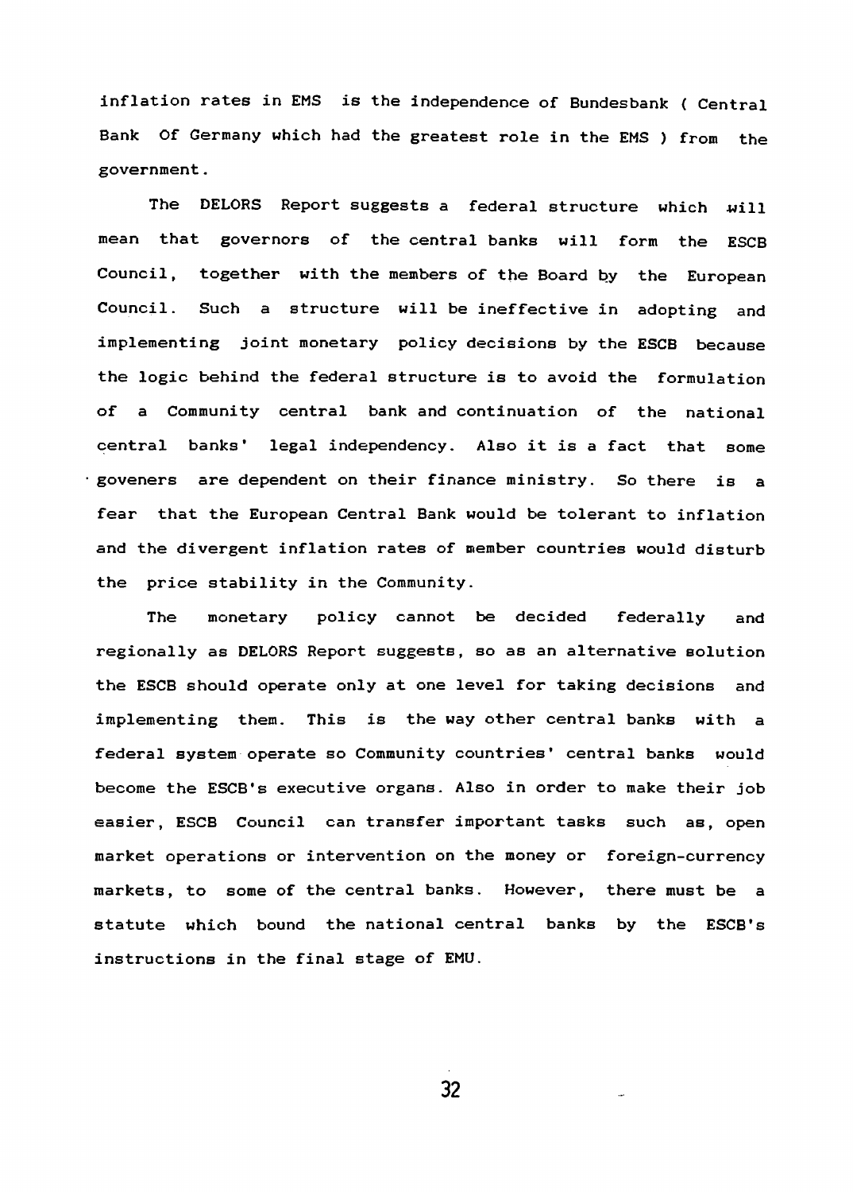inflation rates in EMS is the independence of Bundesbank ( Central Bank Of Germany which had the greatest role in the EMS ) from the government.

The DELORS Report suggests a federal structure which will mean that governors of the central banks will form the ESCB Council, together with the members of the Board by the European Council. Such a structure will be ineffective in adopting and implementing joint monetary policy decisions by the ESCB because the logic behind the federal structure is to avoid the formulation of a Community central bank and continuation of the national central banks' legal independency. Also it is a fact that some goveners are dependent on their finance ministry. So there is a fear that the European Central Bank would be tolerant to inflation and the divergent inflation rates of member countries would disturb the price stability in the Community.

The monetary policy cannot be decided federally and regionally as DELORS Report suggests, so as an alternative solution the ESCB should operate only at one level for taking decisions and implementing them. This is the way other central banks with a federal system operate so Community countries' central banks would become the ESCB's executive organs. Also in order to make their job easier, ESCB Council can transfer important tasks such as, open market operations or intervention on the money or foreign-currency markets, to some of the central banks. However, there must be a statute which bound the national central banks by the ESCB's instructions in the final stage of EMU.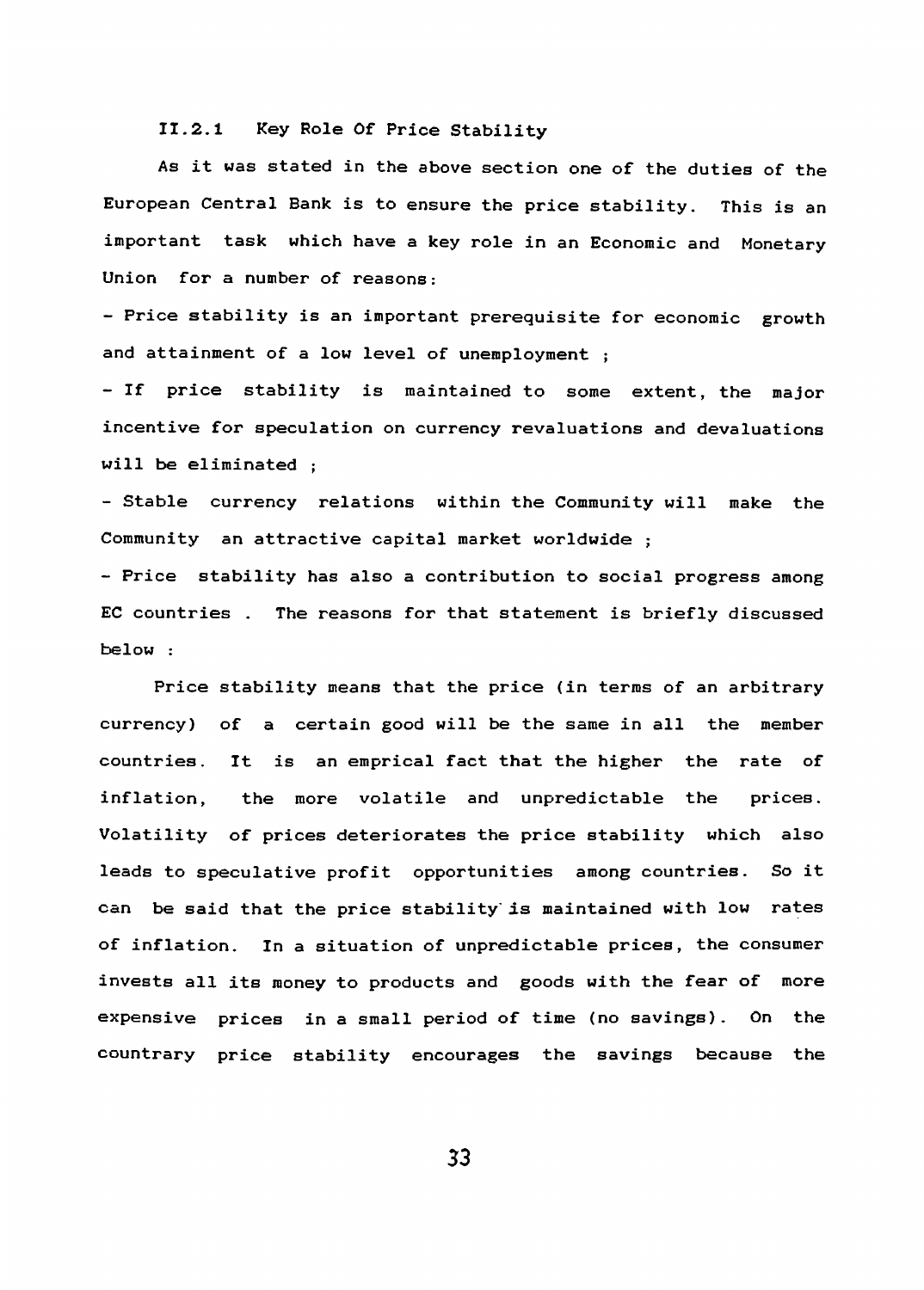### II.2.1 Key Role Of Price Stability

As it was stated in the above section one of the duties of the European Central Bank is to ensure the price stability. This is an important task which have a key role in an Economic and Monetary Union for a number of reasons:

- Price stability is an important prerequisite for economic growth and attainment of a low level of unemployment ;
- If price stability is maintained to some extent, the major incentive for speculation on currency revaluations and devaluations will be eliminated ;
- Stable currency relations within the Community will make the Community an attractive capital market worldwide ;
- Price stability has also a contribution to social progress among EC countries . The reasons for that statement is briefly discussed below :

Price stability means that the price (in terms of an arbitrary currency) of a certain good will be the same in all the member countries. It is an emprical fact that the higher the rate of inflation, the more volatile and unpredictable the prices. Volatility of prices deteriorates the price stability which also leads to speculative profit opportunities among countries. So it can be said that the price stability is maintained with low rates of inflation. In a situation of unpredictable prices, the consumer invests all its money to products and goods with the fear of more expensive prices in a small period of time (no savings). On the countrary price stability encourages the savings because the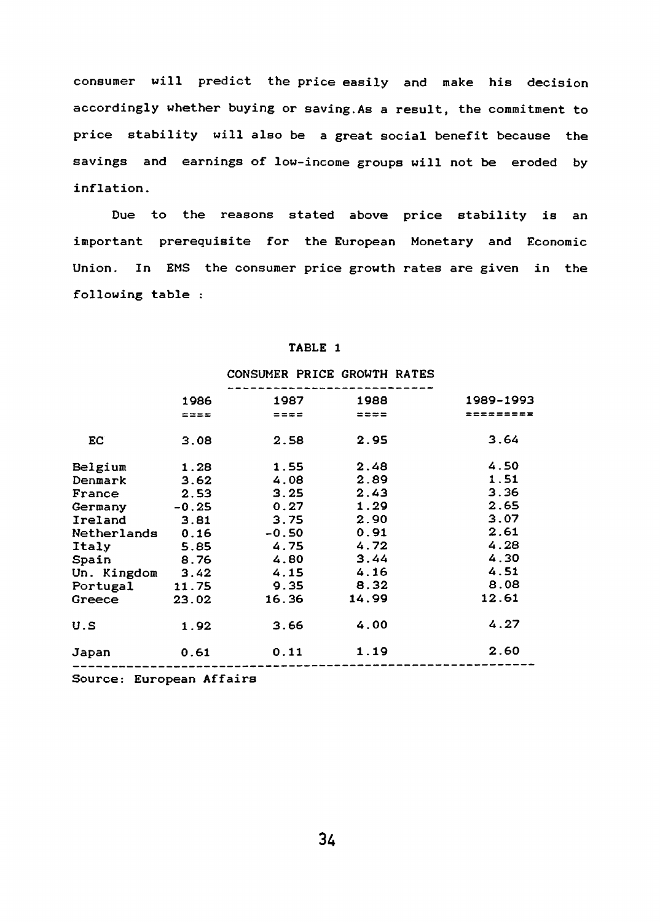consumer will predict the price easily and make his decision accordingly whether buying or saving.As a result, the commitment to price stability will also be a great social benefit because the savings and earnings of low-income groups will not be eroded by inflation.

Due to the reasons stated above price stability is an important prerequisite for the European Monetary and Economic Union. In EMS the consumer price growth rates are given in the following table :

**TABLE 1**

CONSUMER PRICE GROWTH RATES

| | 1986 | 1987 | 1988 | 1989-1993 |
|---|---|---|---|---|
| EC | 3.08 | 2.58 | 2.95 | 3.64 |
| Belgium | 1.28 | 1.55 | 2.48 | 4.50 |
| Denmark | 3.62 | 4.08 | 2.89 | 1.51 |
| France | 2.53 | 3.25 | 2.43 | 3.36 |
| Germany | -0.25 | 0.27 | 1.29 | 2.65 |
| Ireland | 3.81 | 3.75 | 2.90 | 3.07 |
| Netherlands | 0.16 | -0.50 | 0.91 | 2.61 |
| Italy | 5.85 | 4.75 | 4.72 | 4.28 |
| Spain | 8.76 | 4.80 | 3.44 | 4.30 |
| Un. Kingdom | 3.42 | 4.15 | 4.16 | 4.51 |
| Portugal | 11.75 | 9.35 | 8.32 | 8.08 |
| Greece | 23.02 | 16.36 | 14.99 | 12.61 |
| U.S | 1.92 | 3.66 | 4.00 | 4.27 |
| Japan | 0.61 | 0.11 | 1.19 | 2.60 |

Source: European Affairs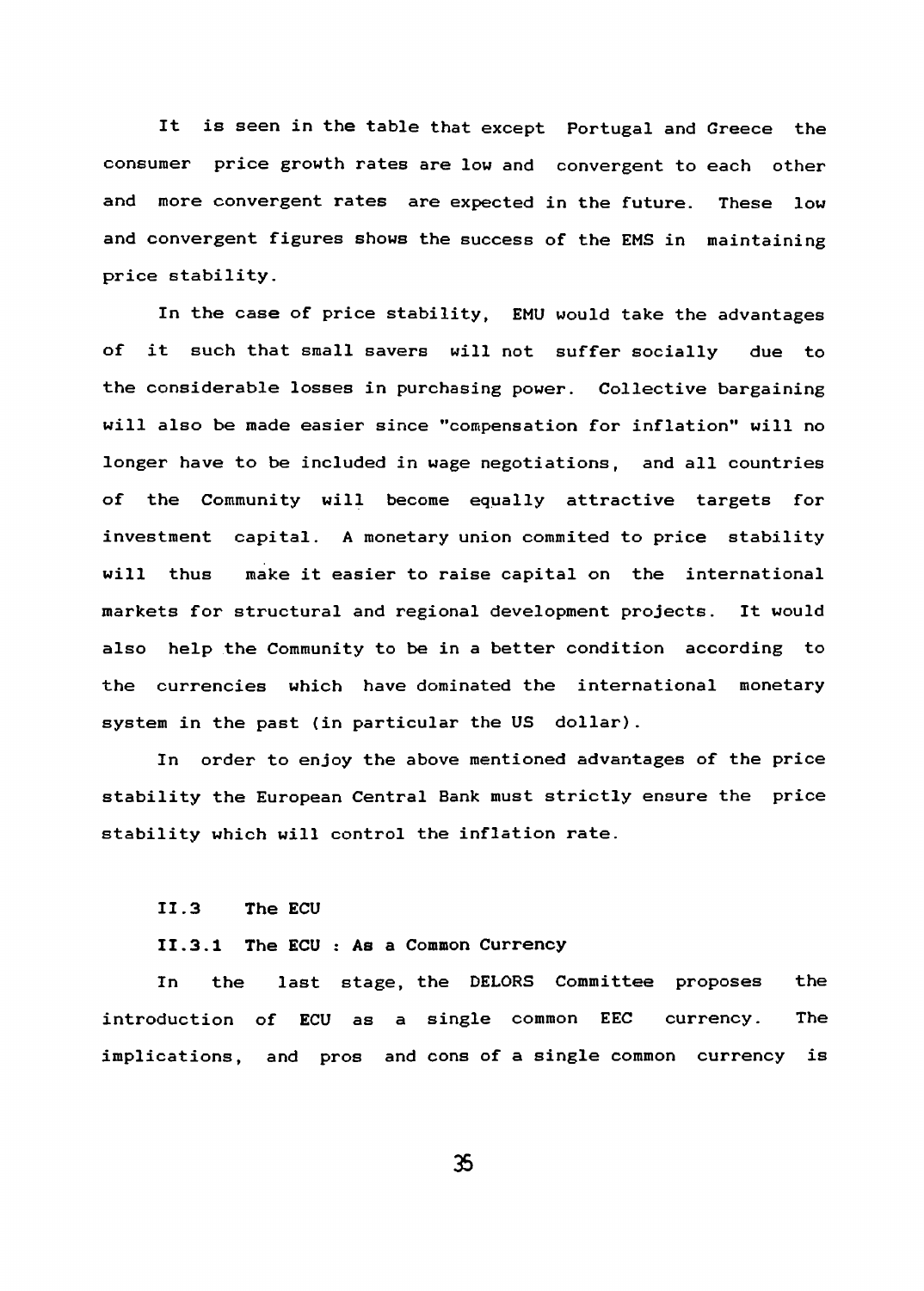It is seen in the table that except Portugal and Greece the consumer price growth rates are low and convergent to each other and more convergent rates are expected in the future. These low and convergent figures shows the success of the EMS in maintaining price stability.

In the case of price stability, EMU would take the advantages of it such that small savers will not suffer socially due to the considerable losses in purchasing power. Collective bargaining will also be made easier since "compensation for inflation" will no longer have to be included in wage negotiations, and all countries of the Community will become equally attractive targets for investment capital. A monetary union commited to price stability will thus make it easier to raise capital on the international markets for structural and regional development projects. It would also help the Community to be in a better condition according to the currencies which have dominated the international monetary system in the past (in particular the US dollar).

In order to enjoy the above mentioned advantages of the price stability the European Central Bank must strictly ensure the price stability which will control the inflation rate.

## II.3 The ECU

### II.3.1 The ECU : As a Common Currency

In the last stage, the DELORS Committee proposes the introduction of ECU as a single common EEC currency. The implications, and pros and cons of a single common currency is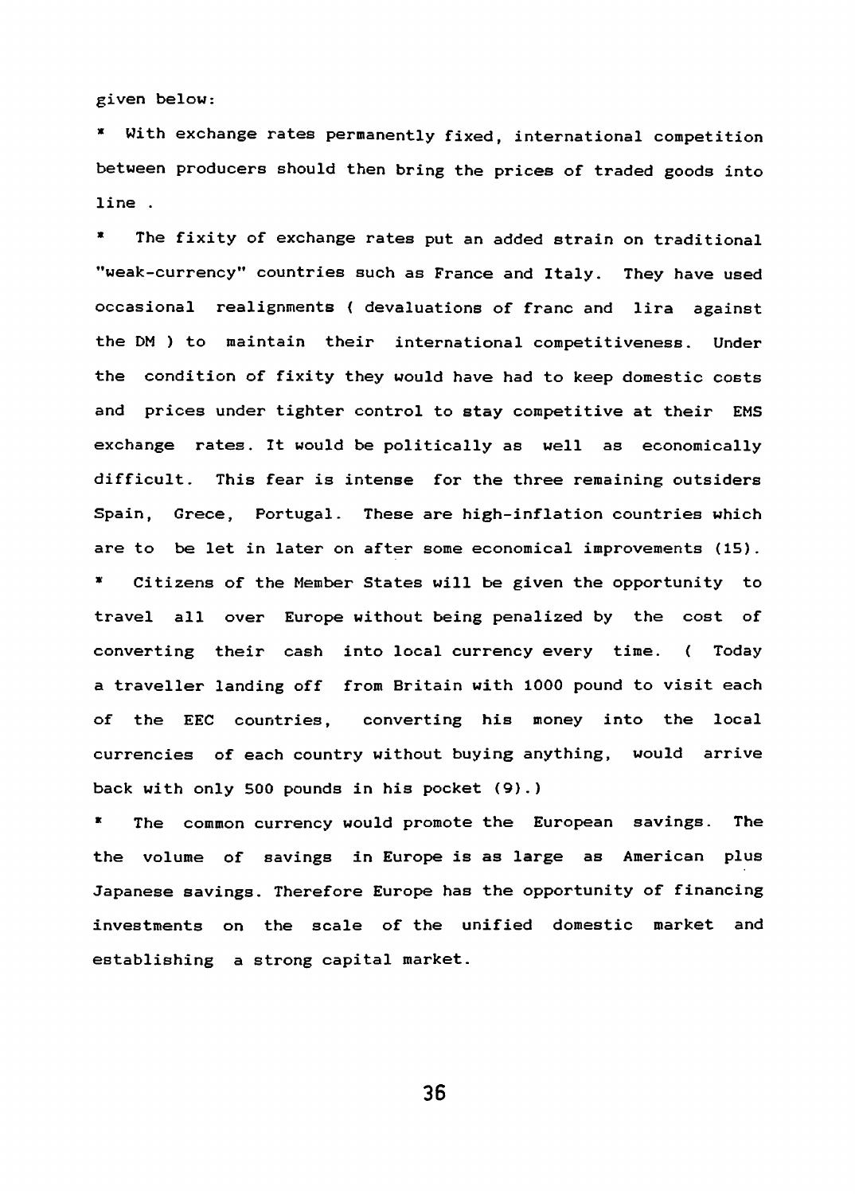given below:

* With exchange rates permanently fixed, international competition between producers should then bring the prices of traded goods into line .

* The fixity of exchange rates put an added strain on traditional "weak-currency" countries such as France and Italy. They have used occasional realignments ( devaluations of franc and lira against the DM ) to maintain their international competitiveness. Under the condition of fixity they would have had to keep domestic costs and prices under tighter control to stay competitive at their EMS exchange rates. It would be politically as well as economically difficult. This fear is intense for the three remaining outsiders Spain, Grece, Portugal. These are high-inflation countries which are to be let in later on after some economical improvements (15).

* Citizens of the Member States will be given the opportunity to travel all over Europe without being penalized by the cost of converting their cash into local currency every time. ( Today a traveller landing off from Britain with 1000 pound to visit each of the EEC countries, converting his money into the local currencies of each country without buying anything, would arrive back with only 500 pounds in his pocket (9).)

* The common currency would promote the European savings. The the volume of savings in Europe is as large as American plus Japanese savings. Therefore Europe has the opportunity of financing investments on the scale of the unified domestic market and establishing a strong capital market.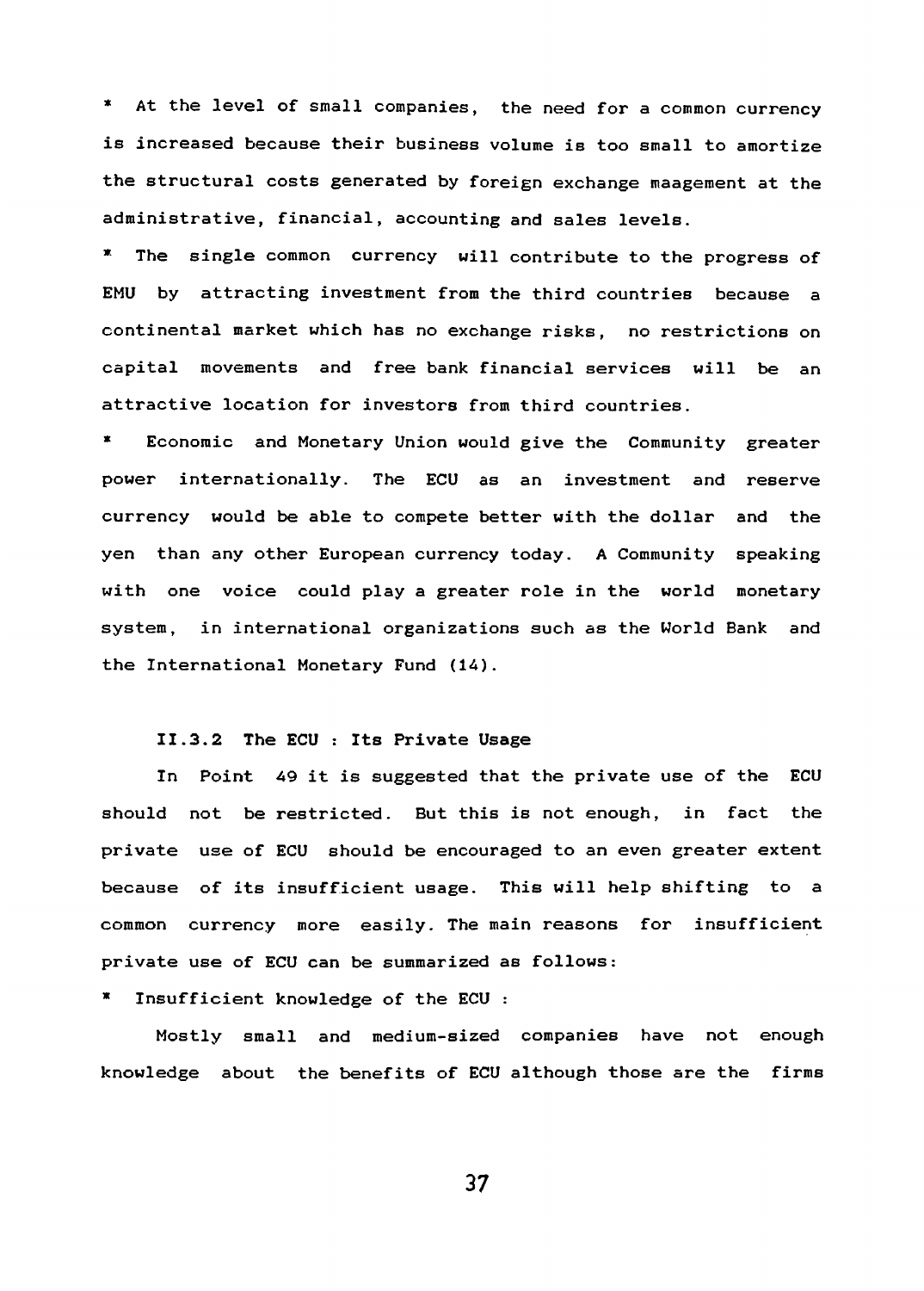* At the level of small companies, the need for a common currency is increased because their business volume is too small to amortize the structural costs generated by foreign exchange maagement at the administrative, financial, accounting and sales levels.

* The single common currency will contribute to the progress of EMU by attracting investment from the third countries because a continental market which has no exchange risks, no restrictions on capital movements and free bank financial services will be an attractive location for investors from third countries.

* Economic and Monetary Union would give the Community greater power internationally. The ECU as an investment and reserve currency would be able to compete better with the dollar and the yen than any other European currency today. A Community speaking with one voice could play a greater role in the world monetary system, in international organizations such as the World Bank and the International Monetary Fund (14).

### II.3.2 The ECU : Its Private Usage

In Point 49 it is suggested that the private use of the ECU should not be restricted. But this is not enough, in fact the private use of ECU should be encouraged to an even greater extent because of its insufficient usage. This will help shifting to a common currency more easily. The main reasons for insufficient private use of ECU can be summarized as follows:

* Insufficient knowledge of the ECU :

Mostly small and medium-sized companies have not enough knowledge about the benefits of ECU although those are the firms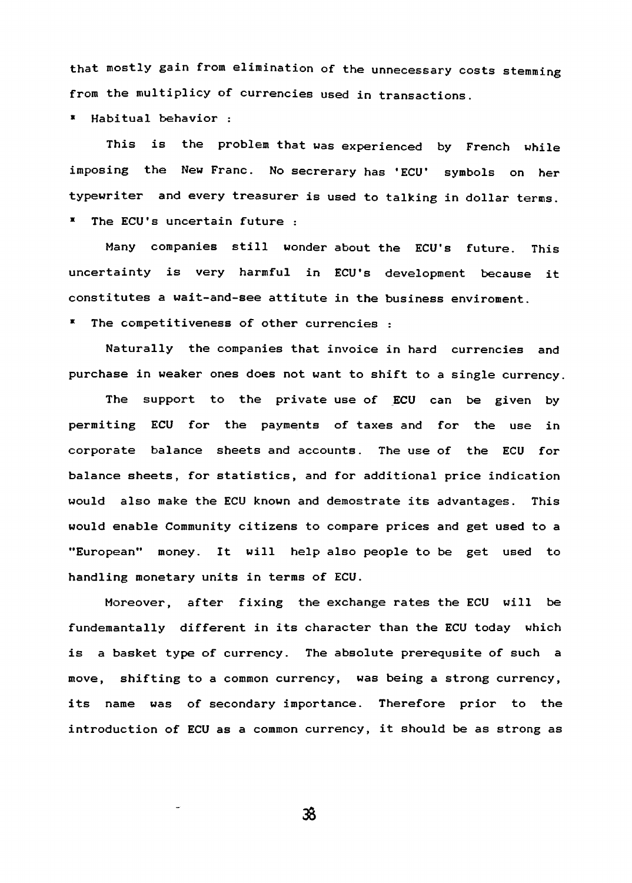that mostly gain from elimination of the unnecessary costs stemming from the multiplicy of currencies used in transactions.

* Habitual behavior :

This is the problem that was experienced by French while imposing the New Franc. No secrerary has 'ECU' symbols on her typewriter and every treasurer is used to talking in dollar terms.

* The ECU's uncertain future :

Many companies still wonder about the ECU's future. This uncertainty is very harmful in ECU's development because it constitutes a wait-and-see attitute in the business enviroment.

* The competitiveness of other currencies :

Naturally the companies that invoice in hard currencies and purchase in weaker ones does not want to shift to a single currency.

The support to the private use of ECU can be given by permiting ECU for the payments of taxes and for the use in corporate balance sheets and accounts. The use of the ECU for balance sheets, for statistics, and for additional price indication would also make the ECU known and demostrate its advantages. This would enable Community citizens to compare prices and get used to a "European" money. It will help also people to be get used to handling monetary units in terms of ECU.

Moreover, after fixing the exchange rates the ECU will be fundemantally different in its character than the ECU today which is a basket type of currency. The absolute prerequsite of such a move, shifting to a common currency, was being a strong currency, its name was of secondary importance. Therefore prior to the introduction of ECU as a common currency, it should be as strong as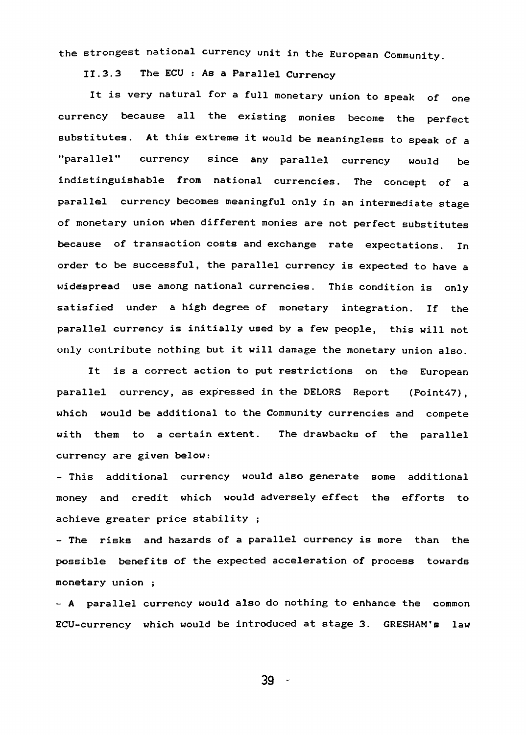the strongest national currency unit in the European Community.

### II.3.3 The ECU : As a Parallel Currency

It is very natural for a full monetary union to speak of one currency because all the existing monies become the perfect substitutes. At this extreme it would be meaningless to speak of a "parallel" currency since any parallel currency would be indistinguishable from national currencies. The concept of a parallel currency becomes meaningful only in an intermediate stage of monetary union when different monies are not perfect substitutes because of transaction costs and exchange rate expectations. In order to be successful, the parallel currency is expected to have a widespread use among national currencies. This condition is only satisfied under a high degree of monetary integration. If the parallel currency is initially used by a few people, this will not only contribute nothing but it will damage the monetary union also.

It is a correct action to put restrictions on the European parallel currency, as expressed in the DELORS Report (Point47), which would be additional to the Community currencies and compete with them to a certain extent. The drawbacks of the parallel currency are given below:

- This additional currency would also generate some additional money and credit which would adversely effect the efforts to achieve greater price stability ;
- The risks and hazards of a parallel currency is more than the possible benefits of the expected acceleration of process towards monetary union ;
- A parallel currency would also do nothing to enhance the common ECU-currency which would be introduced at stage 3. GRESHAM's law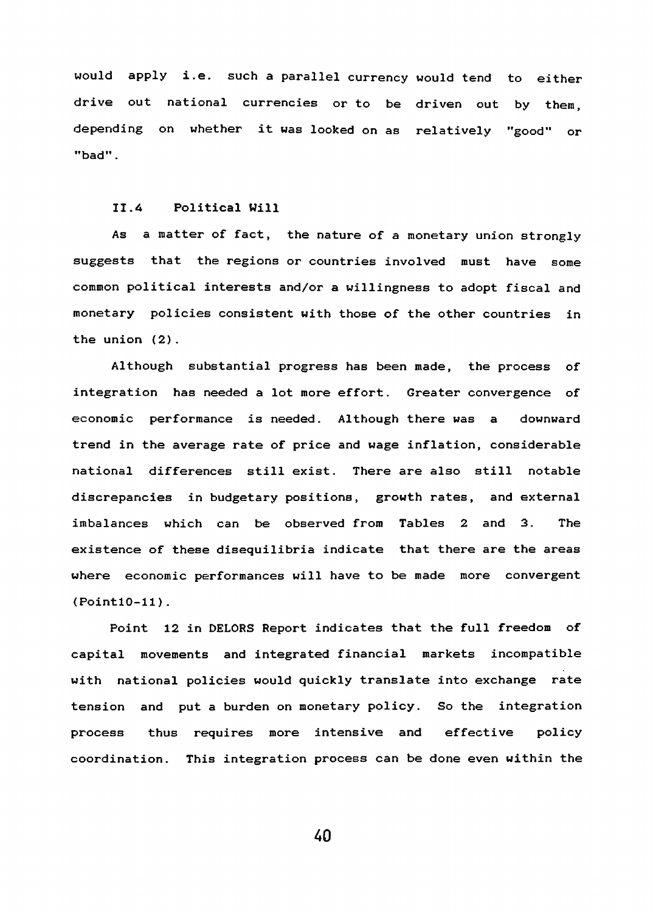would apply i.e. such a parallel currency would tend to either drive out national currencies or to be driven out by them, depending on whether it was looked on as relatively "good" or "bad".

### II.4 Political Will

As a matter of fact, the nature of a monetary union strongly suggests that the regions or countries involved must have some common political interests and/or a willingness to adopt fiscal and monetary policies consistent with those of the other countries in the union (2).

Although substantial progress has been made, the process of integration has needed a lot more effort. Greater convergence of economic performance is needed. Although there was a downward trend in the average rate of price and wage inflation, considerable national differences still exist. There are also still notable discrepancies in budgetary positions, growth rates, and external imbalances which can be observed from Tables 2 and 3. The existence of these disequilibria indicate that there are the areas where economic performances will have to be made more convergent (Point10-11).

Point 12 in DELORS Report indicates that the full freedom of capital movements and integrated financial markets incompatible with national policies would quickly translate into exchange rate tension and put a burden on monetary policy. So the integration process thus requires more intensive and effective policy coordination. This integration process can be done even within the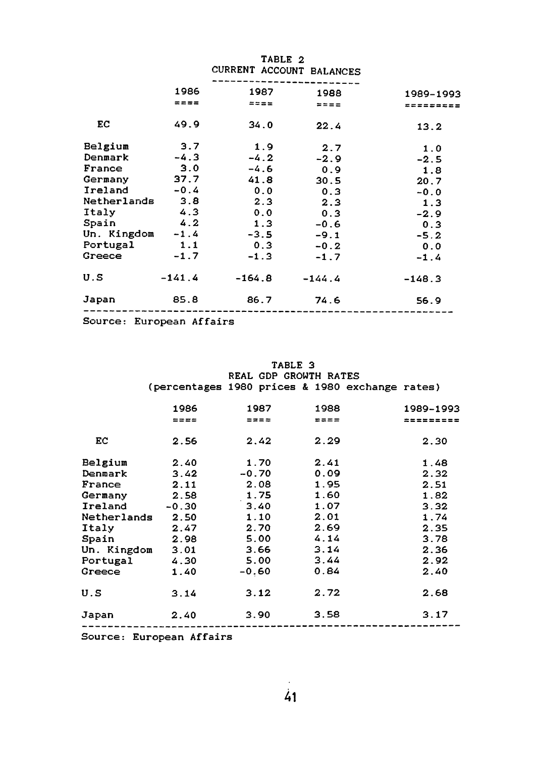TABLE 2
CURRENT ACCOUNT BALANCES

| | 1986 | 1987 | 1988 | 1989-1993 |
|---|---|---|---|---|
| EC | 49.9 | 34.0 | 22.4 | 13.2 |
| Belgium | 3.7 | 1.9 | 2.7 | 1.0 |
| Denmark | -4.3 | -4.2 | -2.9 | -2.5 |
| France | 3.0 | -4.6 | 0.9 | 1.8 |
| Germany | 37.7 | 41.8 | 30.5 | 20.7 |
| Ireland | -0.4 | 0.0 | 0.3 | -0.0 |
| Netherlands | 3.8 | 2.3 | 2.3 | 1.3 |
| Italy | 4.3 | 0.0 | 0.3 | -2.9 |
| Spain | 4.2 | 1.3 | -0.6 | 0.3 |
| Un. Kingdom | -1.4 | -3.5 | -9.1 | -5.2 |
| Portugal | 1.1 | 0.3 | -0.2 | 0.0 |
| Greece | -1.7 | -1.3 | -1.7 | -1.4 |
| U.S | -141.4 | -164.8 | -144.4 | -148.3 |
| Japan | 85.8 | 86.7 | 74.6 | 56.9 |

Source: European Affairs

TABLE 3
REAL GDP GROWTH RATES
(percentages 1980 prices & 1980 exchange rates)

| | 1986 | 1987 | 1988 | 1989-1993 |
|---|---|---|---|---|
| EC | 2.56 | 2.42 | 2.29 | 2.30 |
| Belgium | 2.40 | 1.70 | 2.41 | 1.48 |
| Denmark | 3.42 | -0.70 | 0.09 | 2.32 |
| France | 2.11 | 2.08 | 1.95 | 2.51 |
| Germany | 2.58 | 1.75 | 1.60 | 1.82 |
| Ireland | -0.30 | 3.40 | 1.07 | 3.32 |
| Netherlands | 2.50 | 1.10 | 2.01 | 1.74 |
| Italy | 2.47 | 2.70 | 2.69 | 2.35 |
| Spain | 2.98 | 5.00 | 4.14 | 3.78 |
| Un. Kingdom | 3.01 | 3.66 | 3.14 | 2.36 |
| Portugal | 4.30 | 5.00 | 3.44 | 2.92 |
| Greece | 1.40 | -0.60 | 0.84 | 2.40 |
| U.S | 3.14 | 3.12 | 2.72 | 2.68 |
| Japan | 2.40 | 3.90 | 3.58 | 3.17 |

Source: European Affairs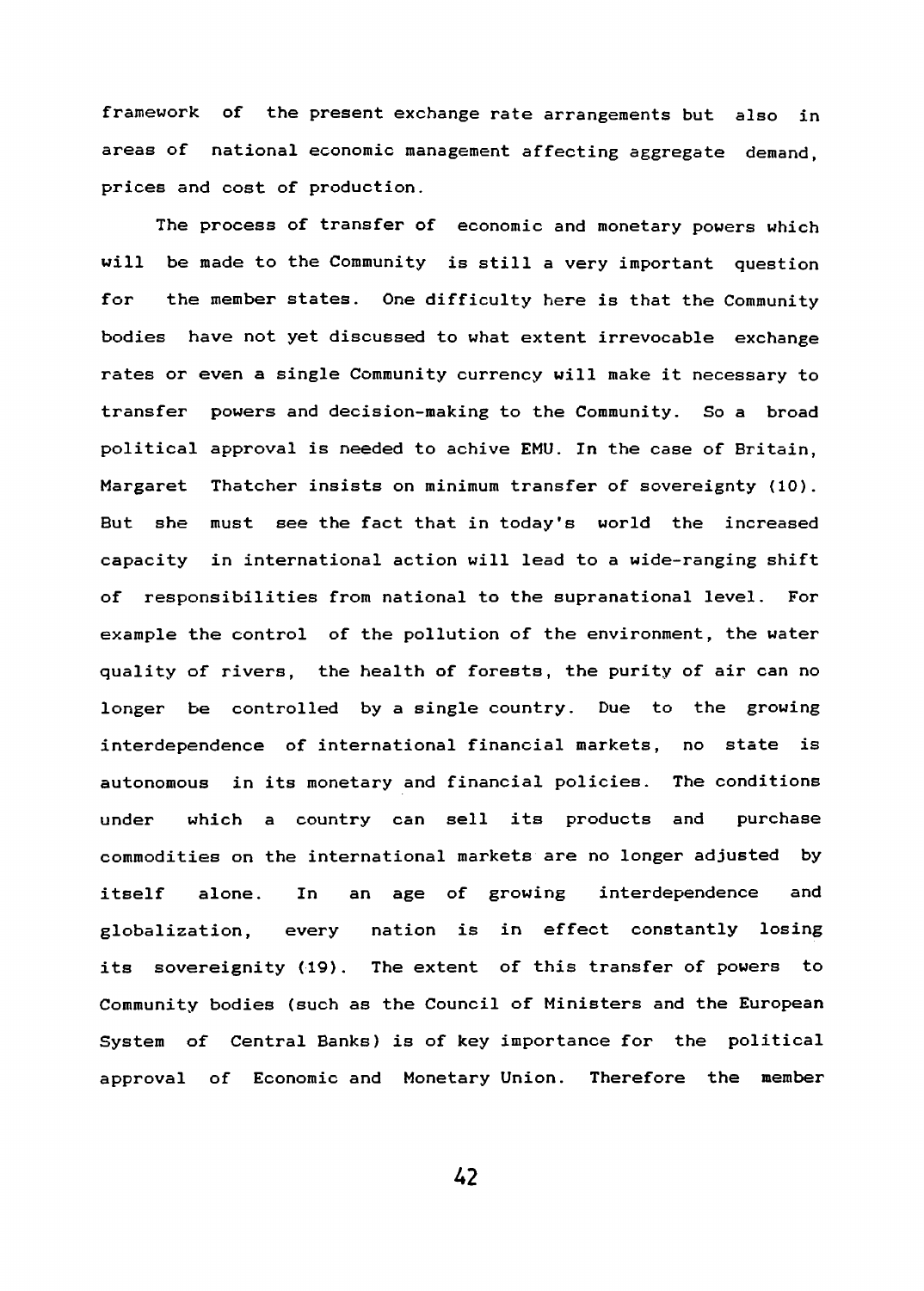framework of the present exchange rate arrangements but also in areas of national economic management affecting aggregate demand, prices and cost of production.

The process of transfer of economic and monetary powers which will be made to the Community is still a very important question for the member states. One difficulty here is that the Community bodies have not yet discussed to what extent irrevocable exchange rates or even a single Community currency will make it necessary to transfer powers and decision-making to the Community. So a broad political approval is needed to achive EMU. In the case of Britain, Margaret Thatcher insists on minimum transfer of sovereignty (10). But she must see the fact that in today's world the increased capacity in international action will lead to a wide-ranging shift of responsibilities from national to the supranational level. For example the control of the pollution of the environment, the water quality of rivers, the health of forests, the purity of air can no longer be controlled by a single country. Due to the growing interdependence of international financial markets, no state is autonomous in its monetary and financial policies. The conditions under which a country can sell its products and purchase commodities on the international markets are no longer adjusted by itself alone. In an age of growing interdependence and globalization, every nation is in effect constantly losing its sovereignity (19). The extent of this transfer of powers to Community bodies (such as the Council of Ministers and the European System of Central Banks) is of key importance for the political approval of Economic and Monetary Union. Therefore the member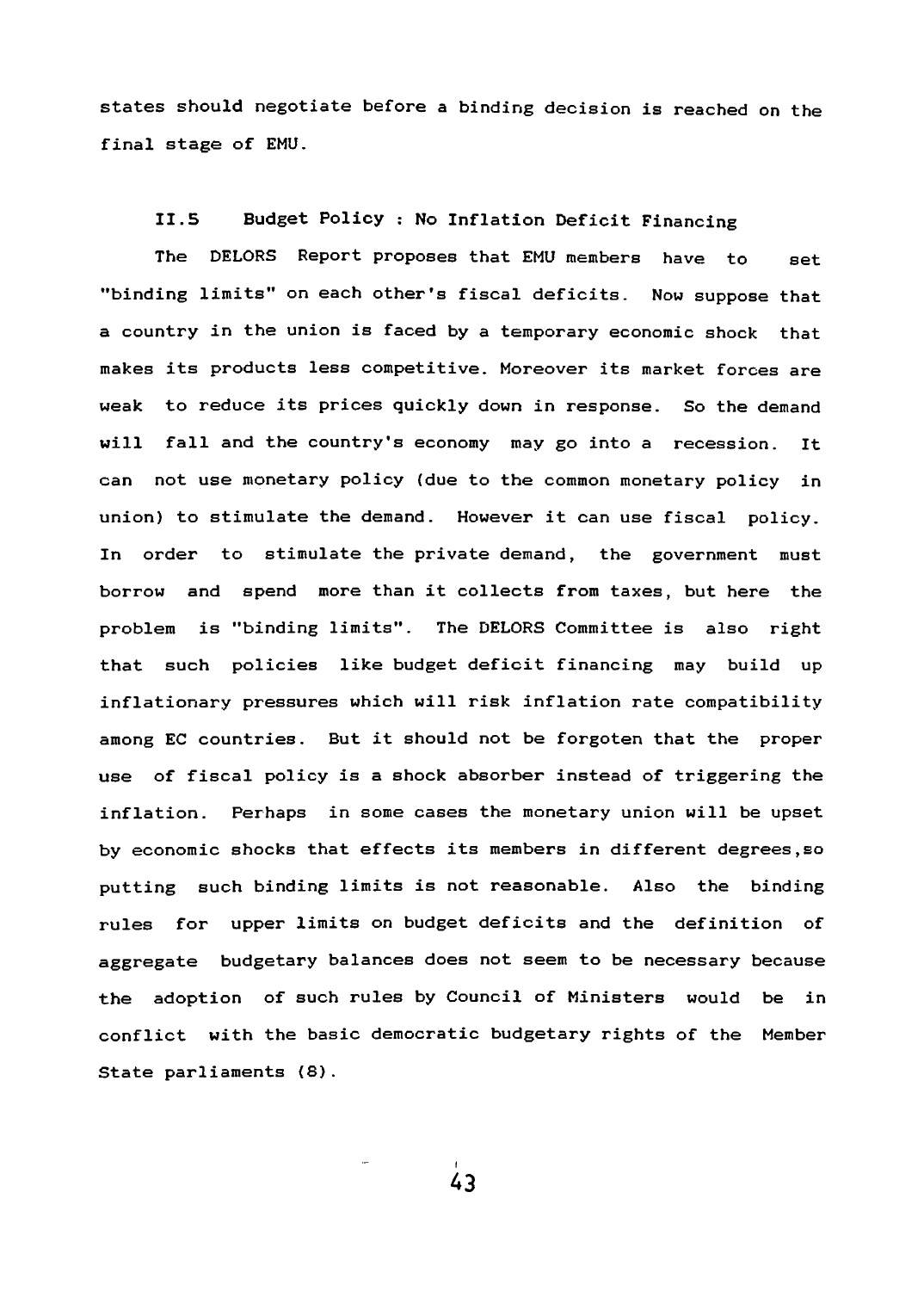states should negotiate before a binding decision is reached on the final stage of EMU.

### II.5 Budget Policy : No Inflation Deficit Financing

The DELORS Report proposes that EMU members have to set "binding limits" on each other's fiscal deficits. Now suppose that a country in the union is faced by a temporary economic shock that makes its products less competitive. Moreover its market forces are weak to reduce its prices quickly down in response. So the demand will fall and the country's economy may go into a recession. It can not use monetary policy (due to the common monetary policy in union) to stimulate the demand. However it can use fiscal policy. In order to stimulate the private demand, the government must borrow and spend more than it collects from taxes, but here the problem is "binding limits". The DELORS Committee is also right that such policies like budget deficit financing may build up inflationary pressures which will risk inflation rate compatibility among EC countries. But it should not be forgoten that the proper use of fiscal policy is a shock absorber instead of triggering the inflation. Perhaps in some cases the monetary union will be upset by economic shocks that effects its members in different degrees,so putting such binding limits is not reasonable. Also the binding rules for upper limits on budget deficits and the definition of aggregate budgetary balances does not seem to be necessary because the adoption of such rules by Council of Ministers would be in conflict with the basic democratic budgetary rights of the Member State parliaments (8).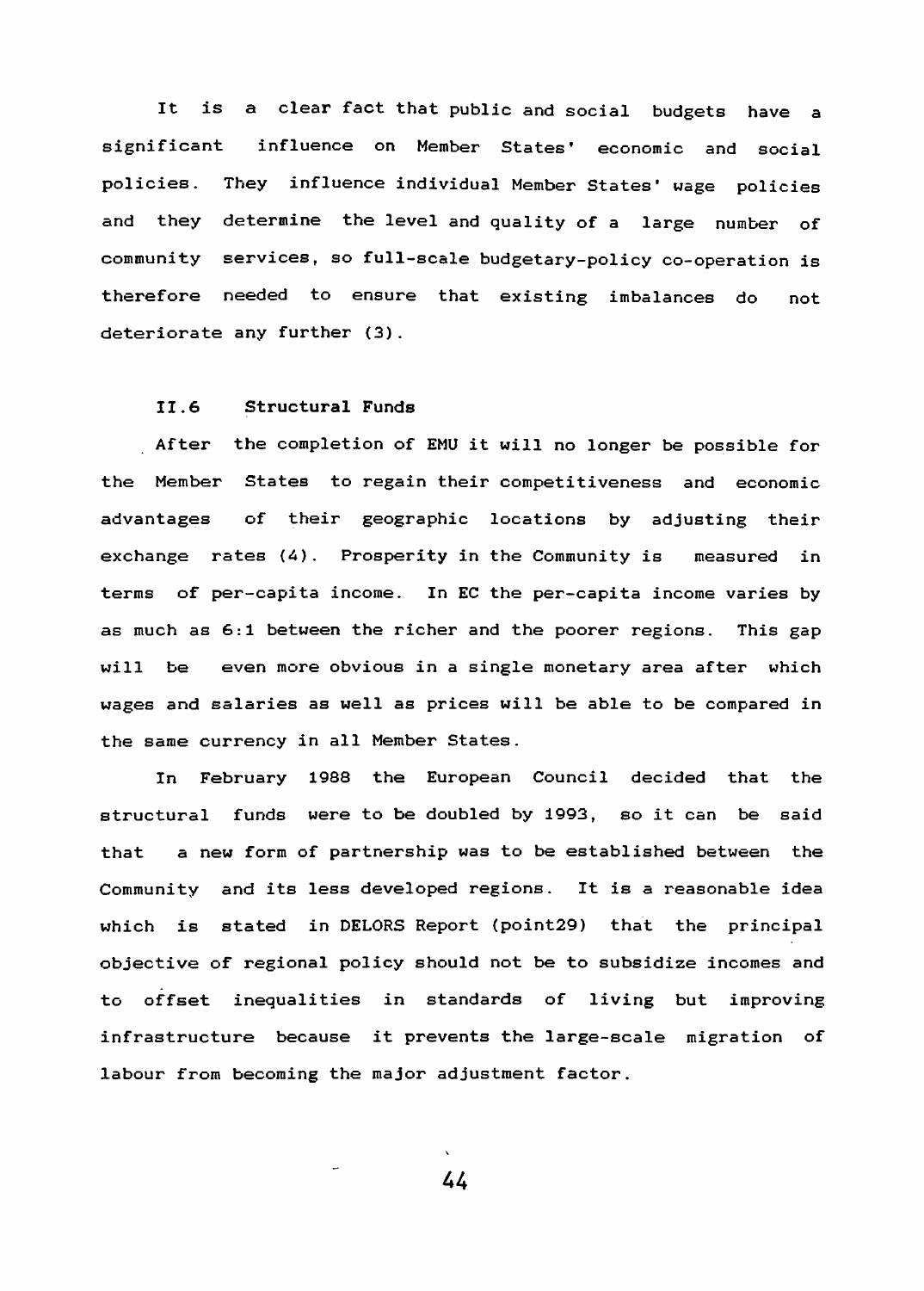It is a clear fact that public and social budgets have a significant influence on Member States' economic and social policies. They influence individual Member States' wage policies and they determine the level and quality of a large number of community services, so full-scale budgetary-policy co-operation is therefore needed to ensure that existing imbalances do not deteriorate any further (3).

### II.6 Structural Funds

After the completion of EMU it will no longer be possible for the Member States to regain their competitiveness and economic advantages of their geographic locations by adjusting their exchange rates (4). Prosperity in the Community is measured in terms of per-capita income. In EC the per-capita income varies by as much as 6:1 between the richer and the poorer regions. This gap will be even more obvious in a single monetary area after which wages and salaries as well as prices will be able to be compared in the same currency in all Member States.

In February 1988 the European Council decided that the structural funds were to be doubled by 1993, so it can be said that a new form of partnership was to be established between the Community and its less developed regions. It is a reasonable idea which is stated in DELORS Report (point29) that the principal objective of regional policy should not be to subsidize incomes and to offset inequalities in standards of living but improving infrastructure because it prevents the large-scale migration of labour from becoming the major adjustment factor.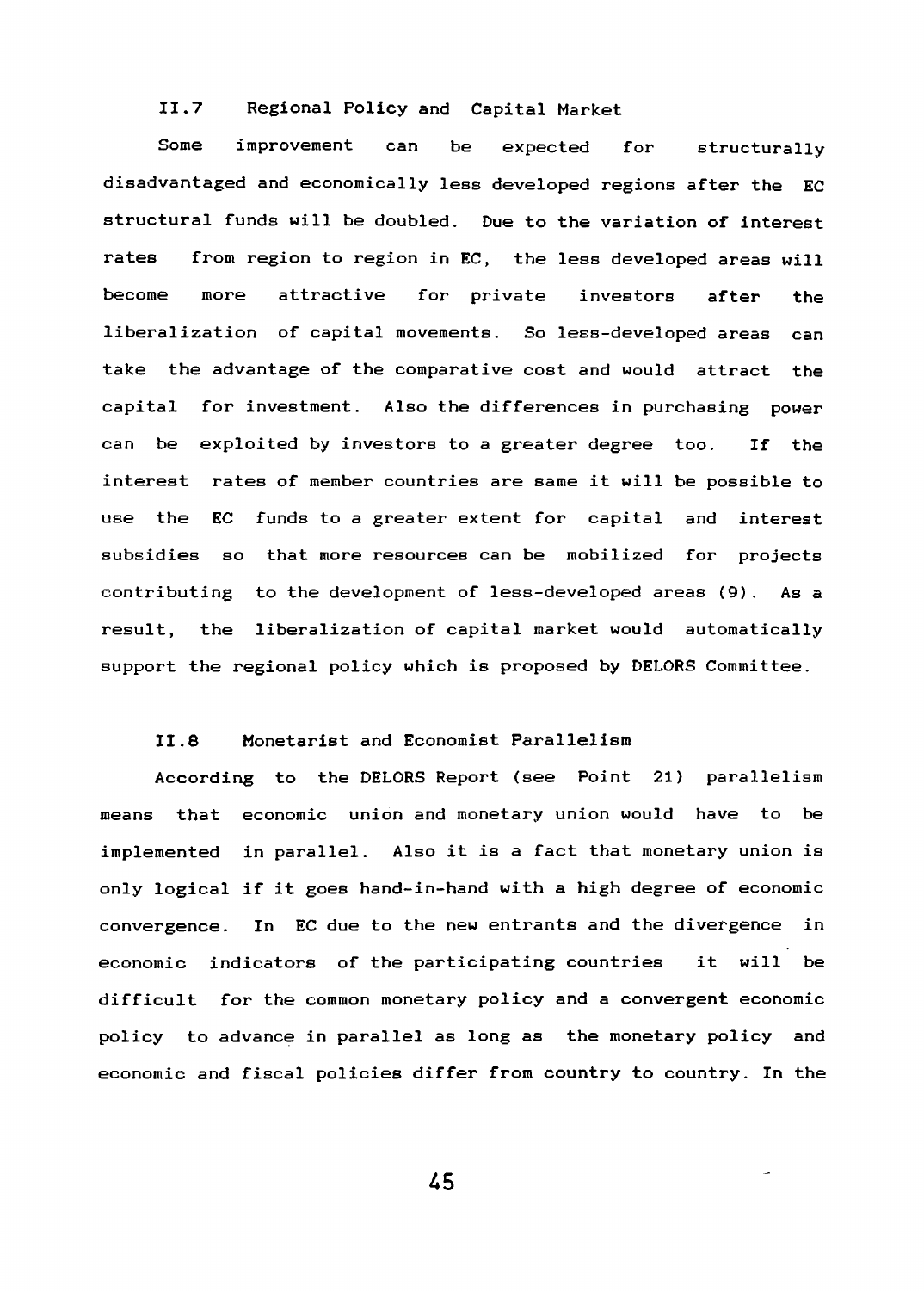### II.7 Regional Policy and Capital Market

Some improvement can be expected for structurally disadvantaged and economically less developed regions after the EC structural funds will be doubled. Due to the variation of interest rates from region to region in EC, the less developed areas will become more attractive for private investors after the liberalization of capital movements. So less-developed areas can take the advantage of the comparative cost and would attract the capital for investment. Also the differences in purchasing power can be exploited by investors to a greater degree too. If the interest rates of member countries are same it will be possible to use the EC funds to a greater extent for capital and interest subsidies so that more resources can be mobilized for projects contributing to the development of less-developed areas (9). As a result, the liberalization of capital market would automatically support the regional policy which is proposed by DELORS Committee.

### II.8 Monetarist and Economist Parallelism

According to the DELORS Report (see Point 21) parallelism means that economic union and monetary union would have to be implemented in parallel. Also it is a fact that monetary union is only logical if it goes hand-in-hand with a high degree of economic convergence. In EC due to the new entrants and the divergence in economic indicators of the participating countries it will be difficult for the common monetary policy and a convergent economic policy to advance in parallel as long as the monetary policy and economic and fiscal policies differ from country to country. In the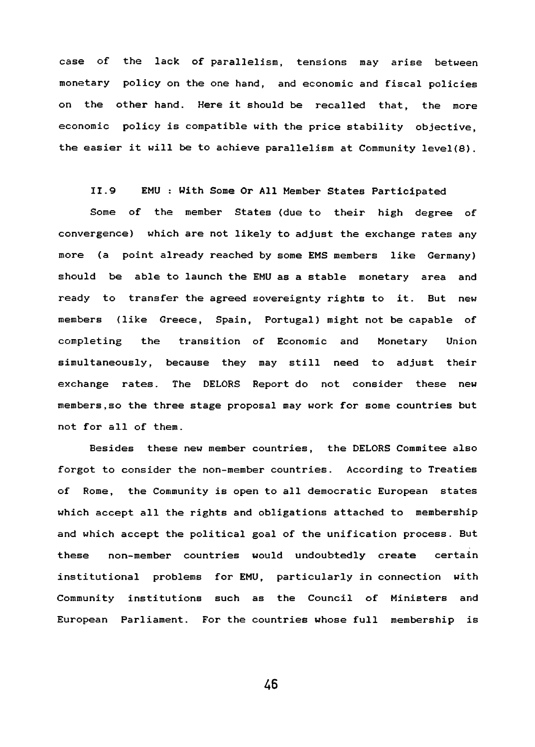case of the lack of parallelism, tensions may arise between monetary policy on the one hand, and economic and fiscal policies on the other hand. Here it should be recalled that, the more economic policy is compatible with the price stability objective, the easier it will be to achieve parallelism at Community level(8).

### II.9 EMU : With Some Or All Member States Participated

Some of the member States (due to their high degree of convergence) which are not likely to adjust the exchange rates any more (a point already reached by some EMS members like Germany) should be able to launch the EMU as a stable monetary area and ready to transfer the agreed sovereignty rights to it. But new members (like Greece, Spain, Portugal) might not be capable of completing the transition of Economic and Monetary Union simultaneously, because they may still need to adjust their exchange rates. The DELORS Report do not consider these new members,so the three stage proposal may work for some countries but not for all of them.

Besides these new member countries, the DELORS Commitee also forgot to consider the non-member countries. According to Treaties of Rome, the Community is open to all democratic European states which accept all the rights and obligations attached to membership and which accept the political goal of the unification process. But these non-member countries would undoubtedly create certain institutional problems for EMU, particularly in connection with Community institutions such as the Council of Ministers and European Parliament. For the countries whose full membership is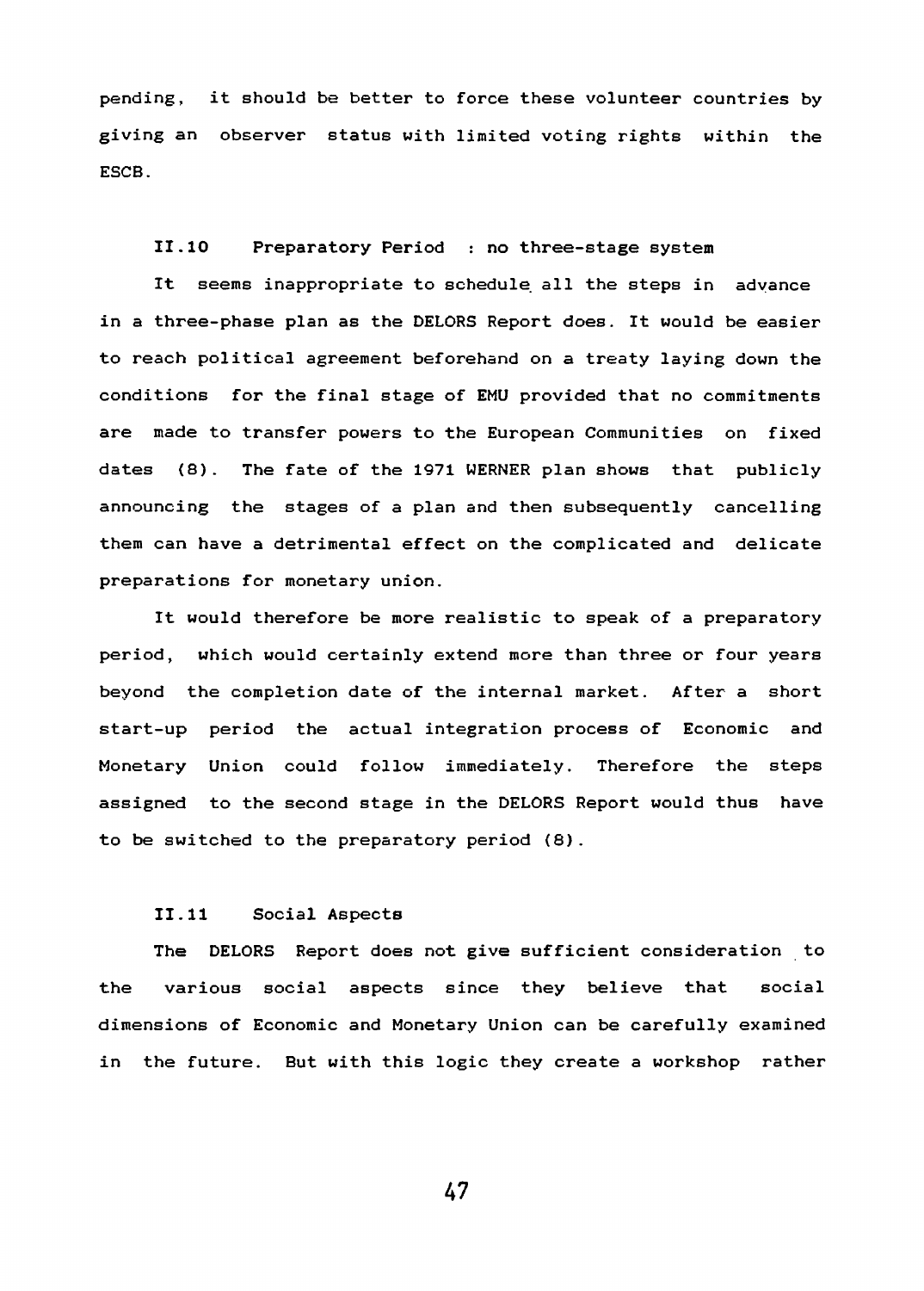pending, it should be better to force these volunteer countries by giving an observer status with limited voting rights within the ESCB.

### II.10 Preparatory Period : no three-stage system

It seems inappropriate to schedule all the steps in advance in a three-phase plan as the DELORS Report does. It would be easier to reach political agreement beforehand on a treaty laying down the conditions for the final stage of EMU provided that no commitments are made to transfer powers to the European Communities on fixed dates (8). The fate of the 1971 WERNER plan shows that publicly announcing the stages of a plan and then subsequently cancelling them can have a detrimental effect on the complicated and delicate preparations for monetary union.

It would therefore be more realistic to speak of a preparatory period, which would certainly extend more than three or four years beyond the completion date of the internal market. After a short start-up period the actual integration process of Economic and Monetary Union could follow immediately. Therefore the steps assigned to the second stage in the DELORS Report would thus have to be switched to the preparatory period (8).

### II.11 Social Aspects

The DELORS Report does not give sufficient consideration to the various social aspects since they believe that social dimensions of Economic and Monetary Union can be carefully examined in the future. But with this logic they create a workshop rather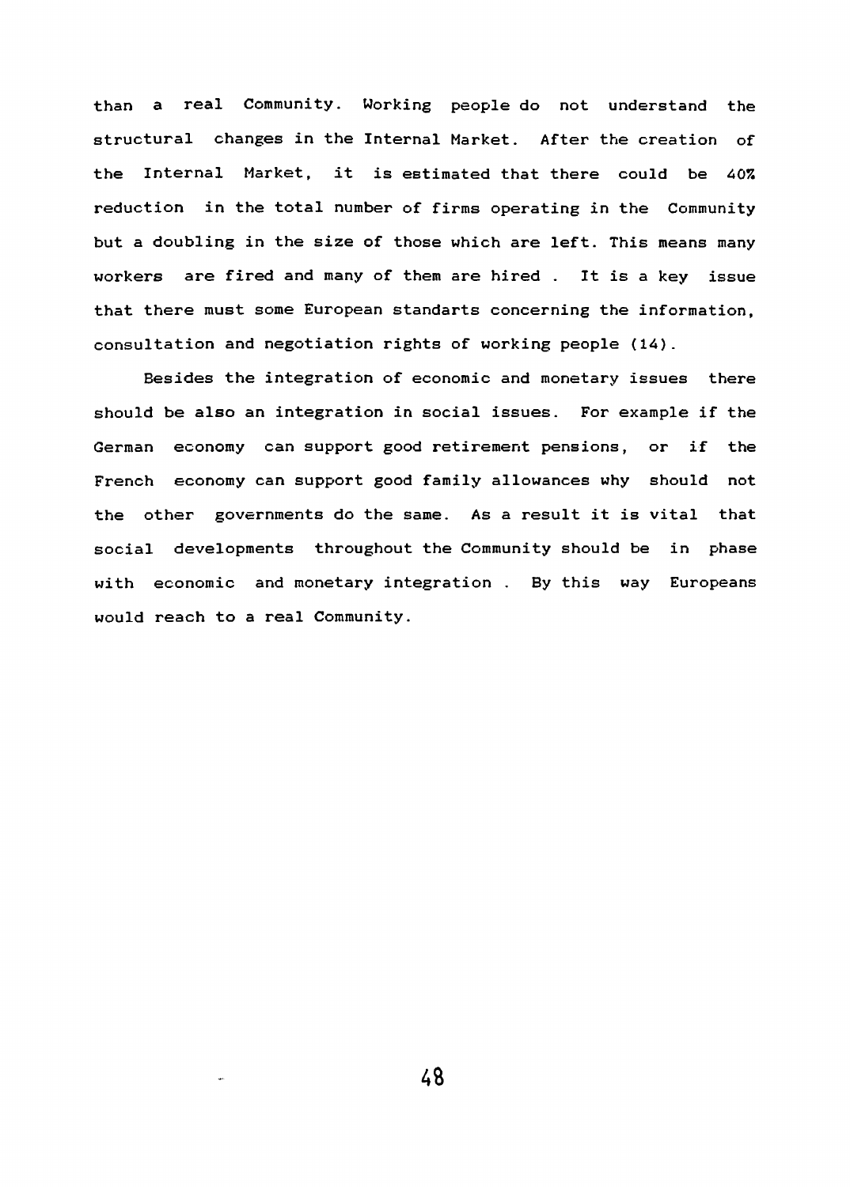than a real Community. Working people do not understand the structural changes in the Internal Market. After the creation of the Internal Market, it is estimated that there could be 40% reduction in the total number of firms operating in the Community but a doubling in the size of those which are left. This means many workers are fired and many of them are hired . It is a key issue that there must some European standarts concerning the information, consultation and negotiation rights of working people (14).

Besides the integration of economic and monetary issues there should be also an integration in social issues. For example if the German economy can support good retirement pensions, or if the French economy can support good family allowances why should not the other governments do the same. As a result it is vital that social developments throughout the Community should be in phase with economic and monetary integration . By this way Europeans would reach to a real Community.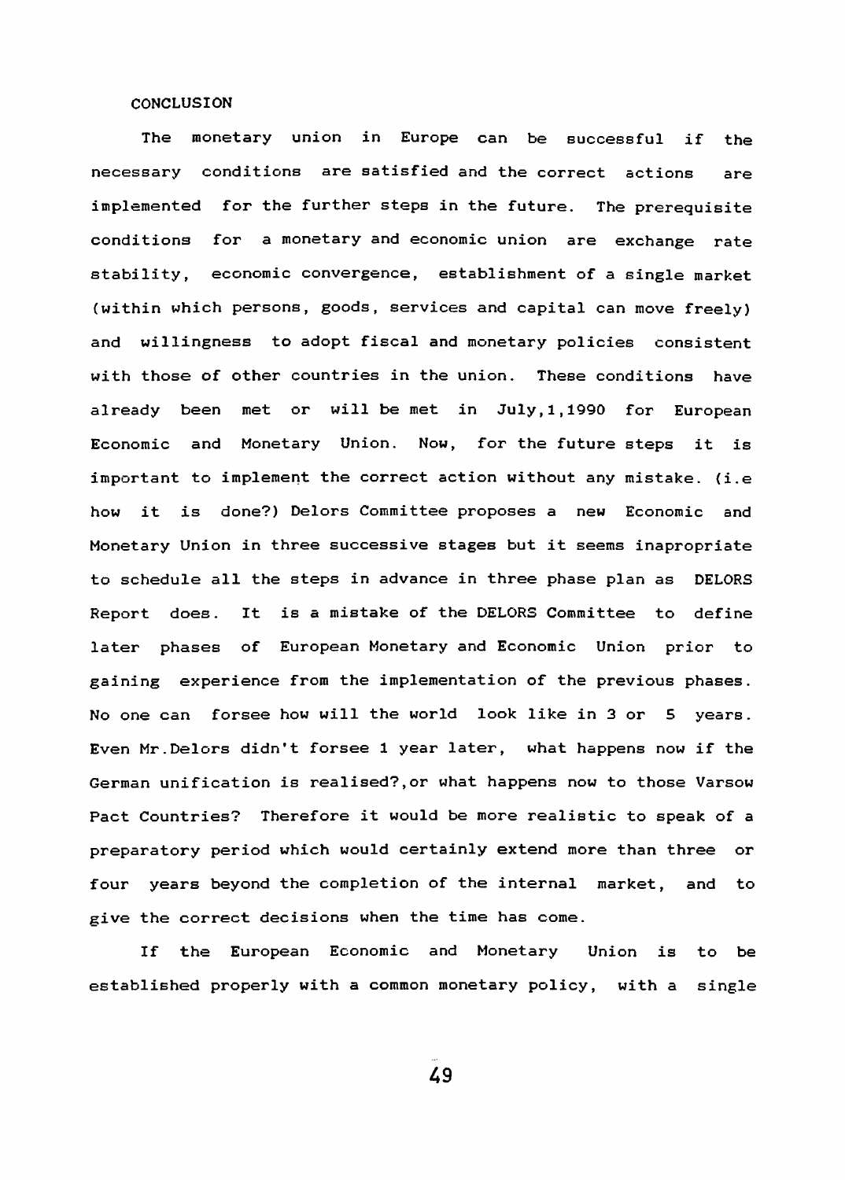## CONCLUSION

The monetary union in Europe can be successful if the necessary conditions are satisfied and the correct actions are implemented for the further steps in the future. The prerequisite conditions for a monetary and economic union are exchange rate stability, economic convergence, establishment of a single market (within which persons, goods, services and capital can move freely) and willingness to adopt fiscal and monetary policies consistent with those of other countries in the union. These conditions have already been met or will be met in July,1,1990 for European Economic and Monetary Union. Now, for the future steps it is important to implement the correct action without any mistake. (i.e how it is done?) Delors Committee proposes a new Economic and Monetary Union in three successive stages but it seems inapropriate to schedule all the steps in advance in three phase plan as DELORS Report does. It is a mistake of the DELORS Committee to define later phases of European Monetary and Economic Union prior to gaining experience from the implementation of the previous phases. No one can forsee how will the world look like in 3 or 5 years. Even Mr.Delors didn't forsee 1 year later, what happens now if the German unification is realised?,or what happens now to those Varsow Pact Countries? Therefore it would be more realistic to speak of a preparatory period which would certainly extend more than three or four years beyond the completion of the internal market, and to give the correct decisions when the time has come.

If the European Economic and Monetary Union is to be established properly with a common monetary policy, with a single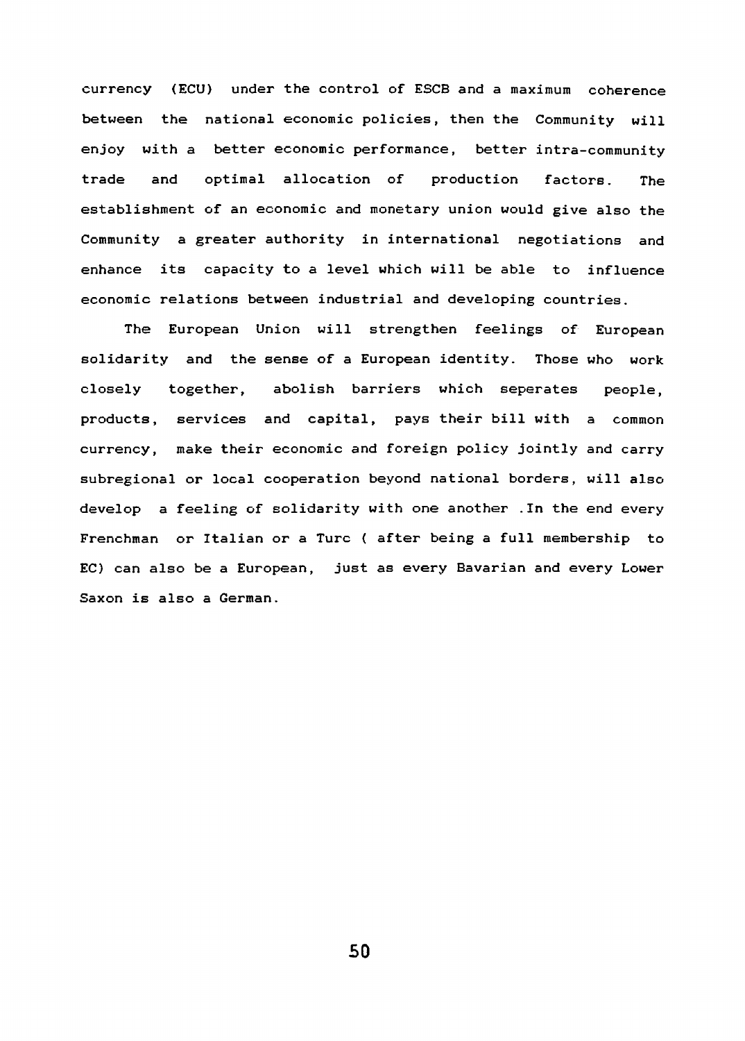currency (ECU) under the control of ESCB and a maximum coherence between the national economic policies, then the Community will enjoy with a better economic performance, better intra-community trade and optimal allocation of production factors. The establishment of an economic and monetary union would give also the Community a greater authority in international negotiations and enhance its capacity to a level which will be able to influence economic relations between industrial and developing countries.

The European Union will strengthen feelings of European solidarity and the sense of a European identity. Those who work closely together, abolish barriers which seperates people, products, services and capital, pays their bill with a common currency, make their economic and foreign policy jointly and carry subregional or local cooperation beyond national borders, will also develop a feeling of solidarity with one another .In the end every Frenchman or Italian or a Turc ( after being a full membership to EC) can also be a European, just as every Bavarian and every Lower Saxon is also a German.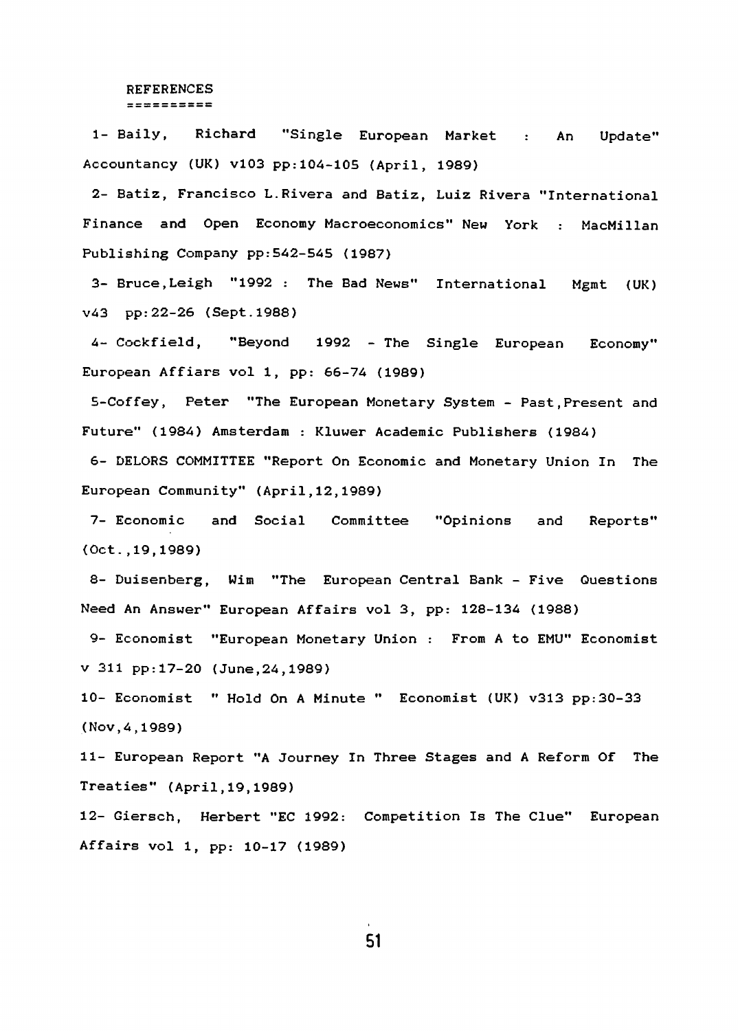## REFERENCES

1- Baily, Richard "Single European Market : An Update" Accountancy (UK) v103 pp:104-105 (April, 1989)

2- Batiz, Francisco L.Rivera and Batiz, Luiz Rivera "International Finance and Open Economy Macroeconomics" New York : MacMillan Publishing Company pp:542-545 (1987)

3- Bruce,Leigh "1992 : The Bad News" International Mgmt (UK) v43 pp:22-26 (Sept.1988)

4- Cockfield, "Beyond 1992 - The Single European Economy" European Affiars vol 1, pp: 66-74 (1989)

5-Coffey, Peter "The European Monetary System - Past,Present and Future" (1984) Amsterdam : Kluwer Academic Publishers (1984)

6- DELORS COMMITTEE "Report On Economic and Monetary Union In The European Community" (April,12,1989)

7- Economic and Social Committee "Opinions and Reports" (Oct.,19,1989)

8- Duisenberg, Wim "The European Central Bank - Five Questions Need An Answer" European Affairs vol 3, pp: 128-134 (1988)

9- Economist "European Monetary Union : From A to EMU" Economist v 311 pp:17-20 (June,24,1989)

10- Economist " Hold On A Minute " Economist (UK) v313 pp:30-33 (Nov,4,1989)

11- European Report "A Journey In Three Stages and A Reform Of The Treaties" (April,19,1989)

12- Giersch, Herbert "EC 1992: Competition Is The Clue" European Affairs vol 1, pp: 10-17 (1989)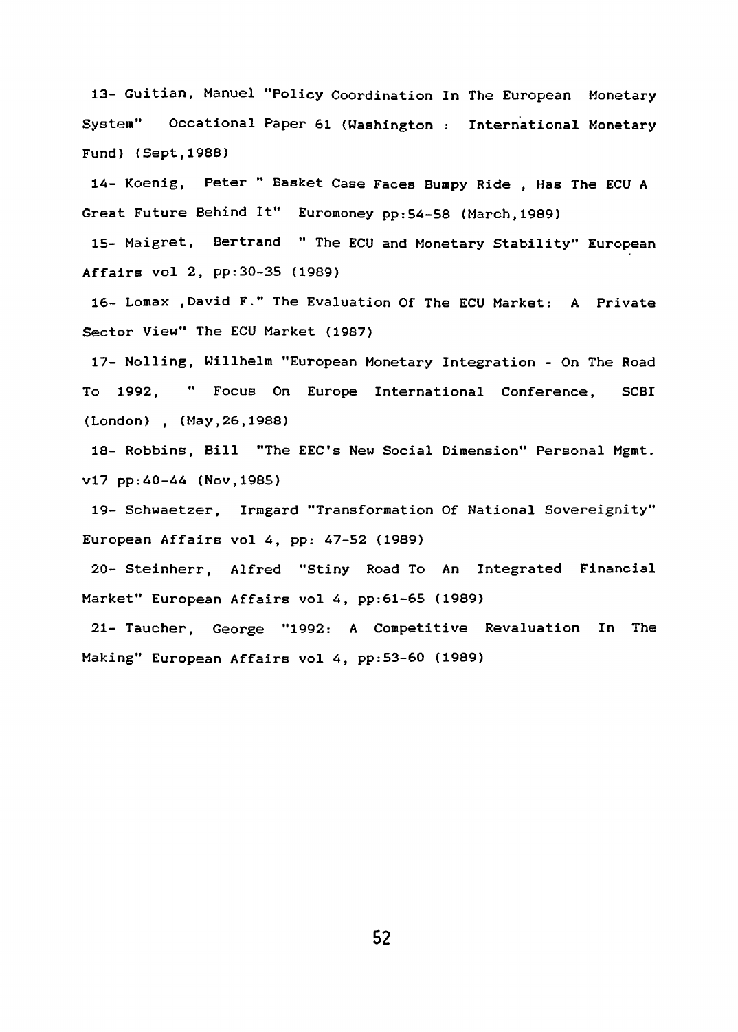13- Guitian, Manuel "Policy Coordination In The European Monetary System" Occational Paper 61 (Washington : International Monetary Fund) (Sept,1988)

14- Koenig, Peter " Basket Case Faces Bumpy Ride , Has The ECU A Great Future Behind It" Euromoney pp:54-58 (March,1989)

15- Maigret, Bertrand " The ECU and Monetary Stability" European Affairs vol 2, pp:30-35 (1989)

16- Lomax ,David F." The Evaluation Of The ECU Market: A Private Sector View" The ECU Market (1987)

17- Nolling, Willhelm "European Monetary Integration - On The Road To 1992, " Focus On Europe International Conference, SCBI (London) , (May,26,1988)

18- Robbins, Bill "The EEC's New Social Dimension" Personal Mgmt. v17 pp:40-44 (Nov,1985)

19- Schwaetzer, Irmgard "Transformation Of National Sovereignity" European Affairs vol 4, pp: 47-52 (1989)

20- Steinherr, Alfred "Stiny Road To An Integrated Financial Market" European Affairs vol 4, pp:61-65 (1989)

21- Taucher, George "1992: A Competitive Revaluation In The Making" European Affairs vol 4, pp:53-60 (1989)